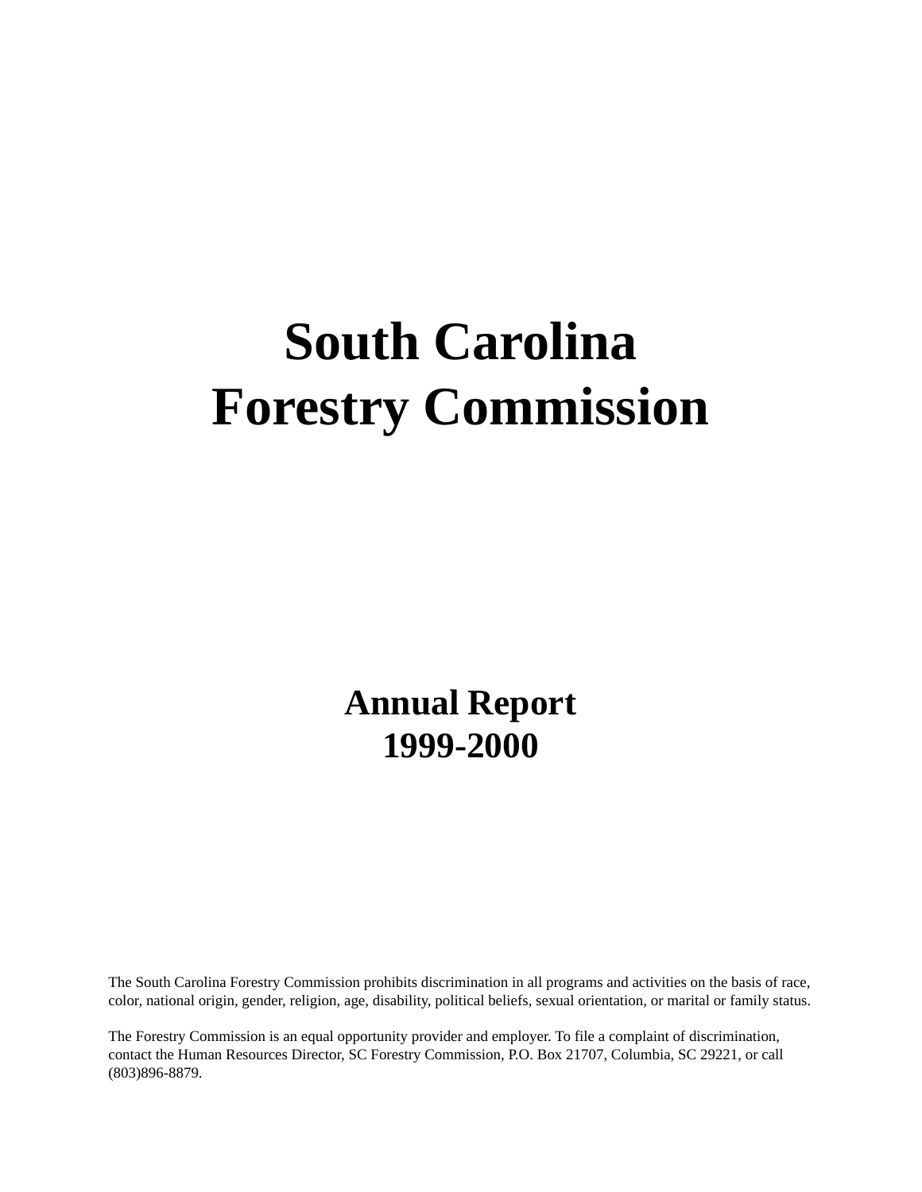# South Carolina Forestry Commission

## Annual Report 1999-2000

The South Carolina Forestry Commission prohibits discrimination in all programs and activities on the basis of race, color, national origin, gender, religion, age, disability, political beliefs, sexual orientation, or marital or family status.

The Forestry Commission is an equal opportunity provider and employer. To file a complaint of discrimination, contact the Human Resources Director, SC Forestry Commission, P.O. Box 21707, Columbia, SC 29221, or call (803)896-8879.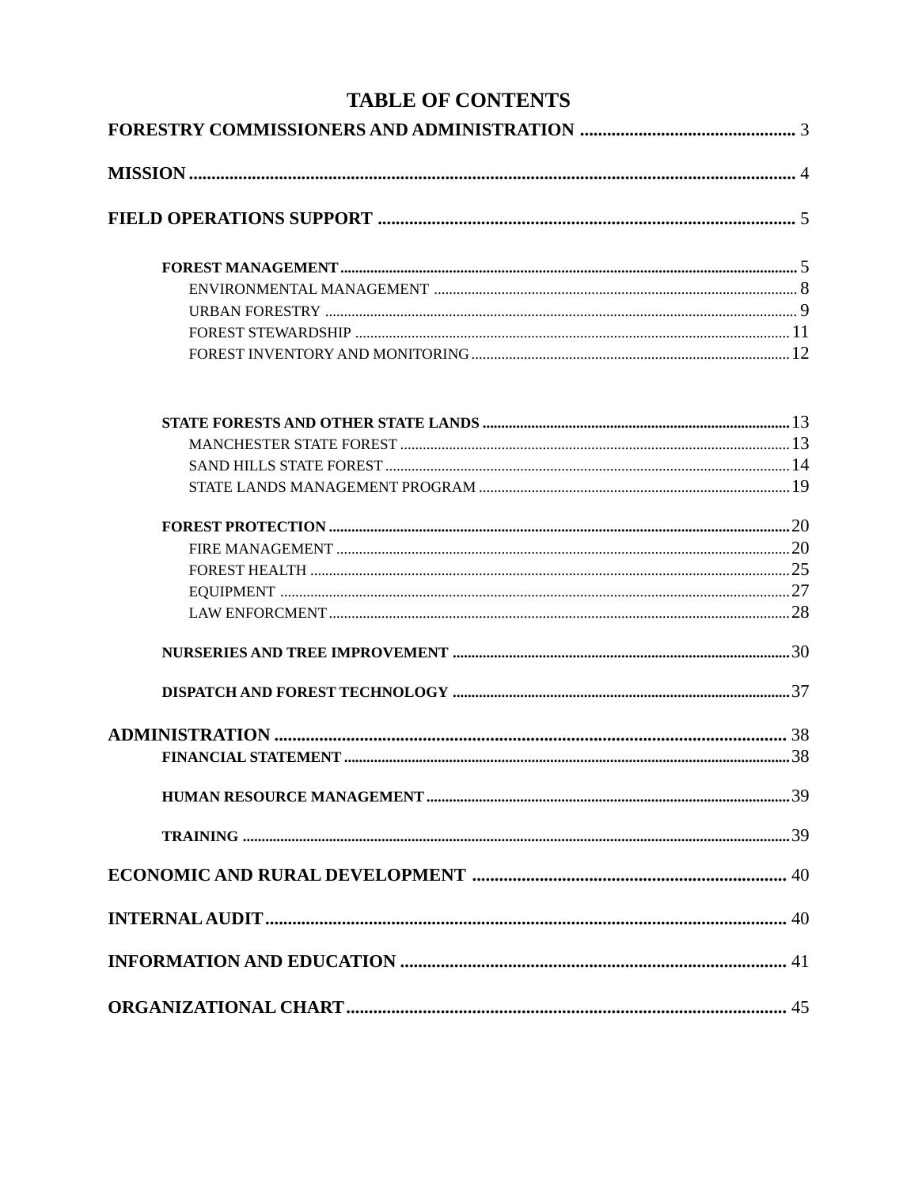# TABLE OF CONTENTS

**FORESTRY COMMISSIONERS AND ADMINISTRATION** ........................................ 3

**MISSION** ........................................ 4

**FIELD OPERATIONS SUPPORT** ........................................ 5

- **FOREST MANAGEMENT** ........................................ 5
  - ENVIRONMENTAL MANAGEMENT ........................................ 8
  - URBAN FORESTRY ........................................ 9
  - FOREST STEWARDSHIP ........................................ 11
  - FOREST INVENTORY AND MONITORING ........................................ 12

- **STATE FORESTS AND OTHER STATE LANDS** ........................................ 13
  - MANCHESTER STATE FOREST ........................................ 13
  - SAND HILLS STATE FOREST ........................................ 14
  - STATE LANDS MANAGEMENT PROGRAM ........................................ 19

- **FOREST PROTECTION** ........................................ 20
  - FIRE MANAGEMENT ........................................ 20
  - FOREST HEALTH ........................................ 25
  - EQUIPMENT ........................................ 27
  - LAW ENFORCMENT ........................................ 28

- **NURSERIES AND TREE IMPROVEMENT** ........................................ 30

- **DISPATCH AND FOREST TECHNOLOGY** ........................................ 37

**ADMINISTRATION** ........................................ 38

- **FINANCIAL STATEMENT** ........................................ 38

- **HUMAN RESOURCE MANAGEMENT** ........................................ 39

- **TRAINING** ........................................ 39

**ECONOMIC AND RURAL DEVELOPMENT** ........................................ 40

**INTERNAL AUDIT** ........................................ 40

**INFORMATION AND EDUCATION** ........................................ 41

**ORGANIZATIONAL CHART** ........................................ 45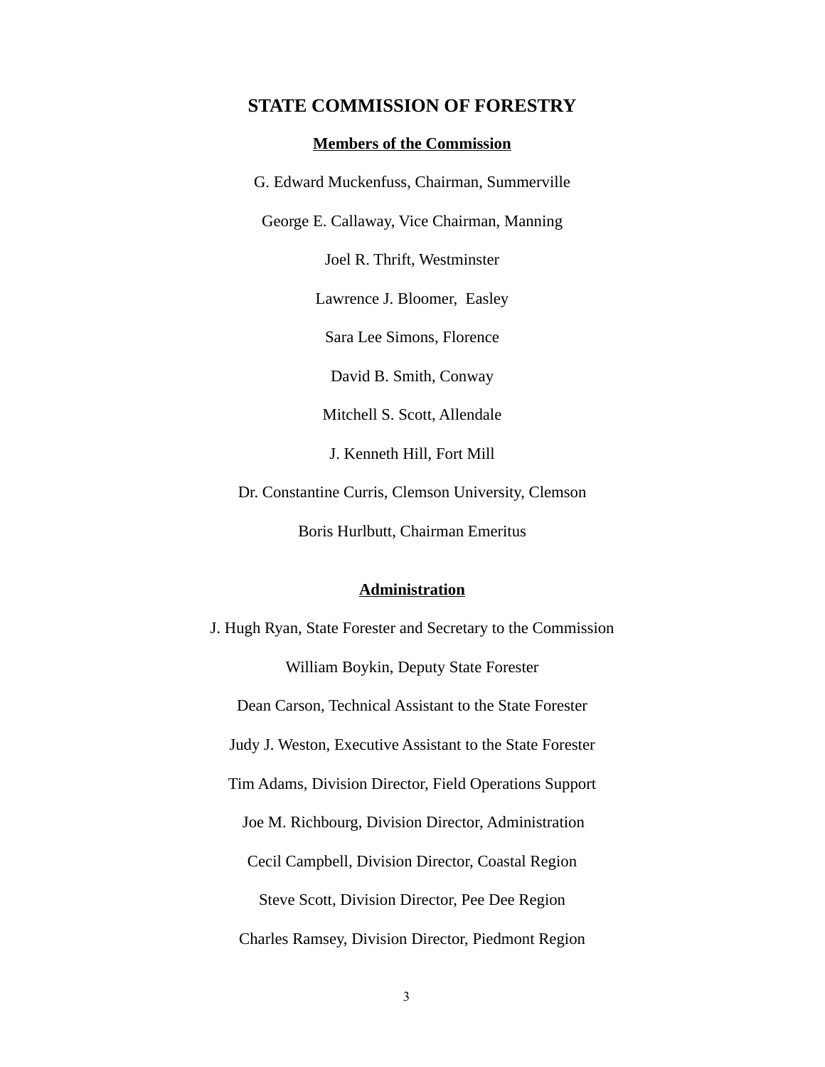# STATE COMMISSION OF FORESTRY

## Members of the Commission

G. Edward Muckenfuss, Chairman, Summerville

George E. Callaway, Vice Chairman, Manning

Joel R. Thrift, Westminster

Lawrence J. Bloomer, Easley

Sara Lee Simons, Florence

David B. Smith, Conway

Mitchell S. Scott, Allendale

J. Kenneth Hill, Fort Mill

Dr. Constantine Curris, Clemson University, Clemson

Boris Hurlbutt, Chairman Emeritus

## Administration

J. Hugh Ryan, State Forester and Secretary to the Commission

William Boykin, Deputy State Forester

Dean Carson, Technical Assistant to the State Forester

Judy J. Weston, Executive Assistant to the State Forester

Tim Adams, Division Director, Field Operations Support

Joe M. Richbourg, Division Director, Administration

Cecil Campbell, Division Director, Coastal Region

Steve Scott, Division Director, Pee Dee Region

Charles Ramsey, Division Director, Piedmont Region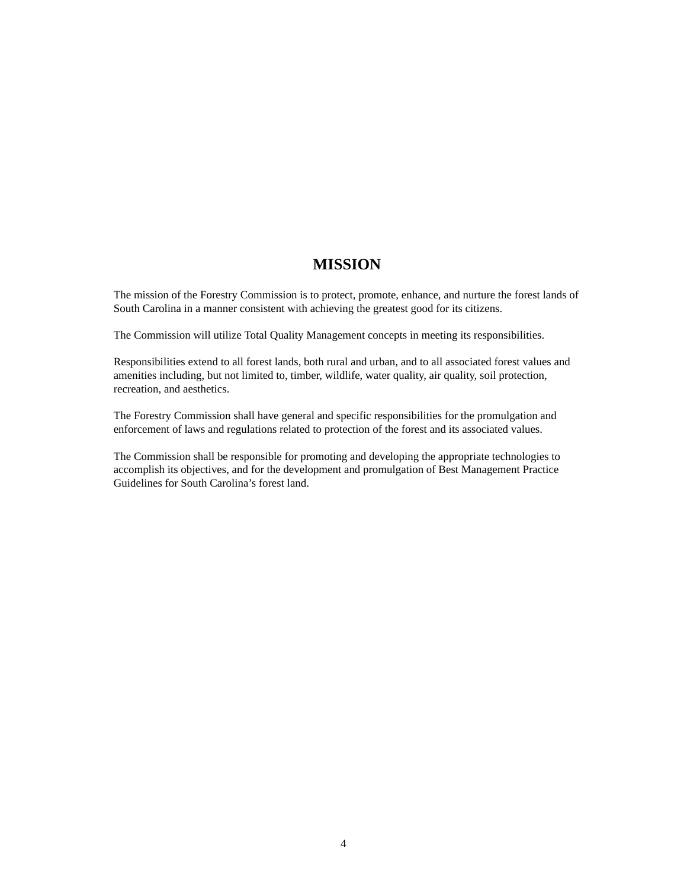# MISSION

The mission of the Forestry Commission is to protect, promote, enhance, and nurture the forest lands of South Carolina in a manner consistent with achieving the greatest good for its citizens.

The Commission will utilize Total Quality Management concepts in meeting its responsibilities.

Responsibilities extend to all forest lands, both rural and urban, and to all associated forest values and amenities including, but not limited to, timber, wildlife, water quality, air quality, soil protection, recreation, and aesthetics.

The Forestry Commission shall have general and specific responsibilities for the promulgation and enforcement of laws and regulations related to protection of the forest and its associated values.

The Commission shall be responsible for promoting and developing the appropriate technologies to accomplish its objectives, and for the development and promulgation of Best Management Practice Guidelines for South Carolina's forest land.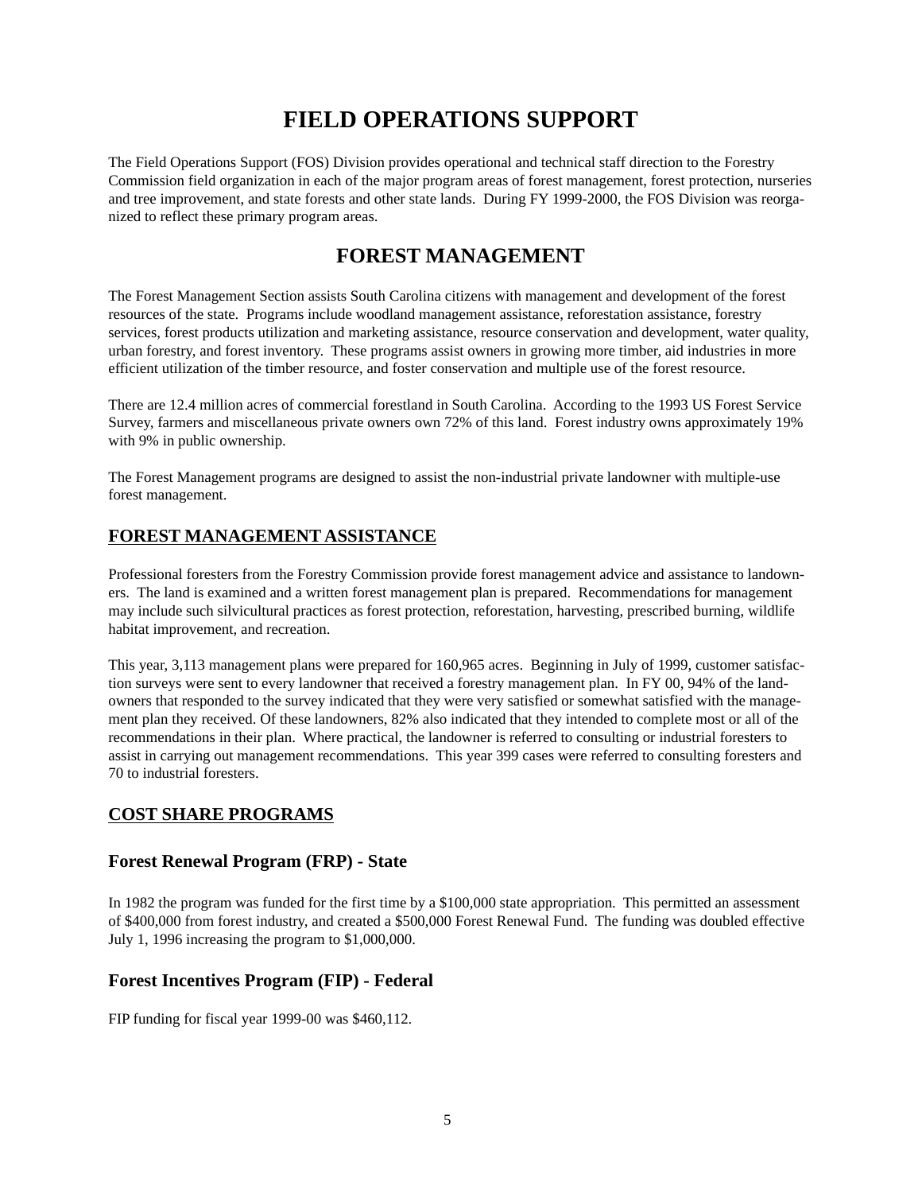# FIELD OPERATIONS SUPPORT

The Field Operations Support (FOS) Division provides operational and technical staff direction to the Forestry Commission field organization in each of the major program areas of forest management, forest protection, nurseries and tree improvement, and state forests and other state lands. During FY 1999-2000, the FOS Division was reorganized to reflect these primary program areas.

# FOREST MANAGEMENT

The Forest Management Section assists South Carolina citizens with management and development of the forest resources of the state. Programs include woodland management assistance, reforestation assistance, forestry services, forest products utilization and marketing assistance, resource conservation and development, water quality, urban forestry, and forest inventory. These programs assist owners in growing more timber, aid industries in more efficient utilization of the timber resource, and foster conservation and multiple use of the forest resource.

There are 12.4 million acres of commercial forestland in South Carolina. According to the 1993 US Forest Service Survey, farmers and miscellaneous private owners own 72% of this land. Forest industry owns approximately 19% with 9% in public ownership.

The Forest Management programs are designed to assist the non-industrial private landowner with multiple-use forest management.

## FOREST MANAGEMENT ASSISTANCE

Professional foresters from the Forestry Commission provide forest management advice and assistance to landowners. The land is examined and a written forest management plan is prepared. Recommendations for management may include such silvicultural practices as forest protection, reforestation, harvesting, prescribed burning, wildlife habitat improvement, and recreation.

This year, 3,113 management plans were prepared for 160,965 acres. Beginning in July of 1999, customer satisfaction surveys were sent to every landowner that received a forestry management plan. In FY 00, 94% of the landowners that responded to the survey indicated that they were very satisfied or somewhat satisfied with the management plan they received. Of these landowners, 82% also indicated that they intended to complete most or all of the recommendations in their plan. Where practical, the landowner is referred to consulting or industrial foresters to assist in carrying out management recommendations. This year 399 cases were referred to consulting foresters and 70 to industrial foresters.

## COST SHARE PROGRAMS

### Forest Renewal Program (FRP) - State

In 1982 the program was funded for the first time by a $100,000 state appropriation. This permitted an assessment of $400,000 from forest industry, and created a $500,000 Forest Renewal Fund. The funding was doubled effective July 1, 1996 increasing the program to $1,000,000.

### Forest Incentives Program (FIP) - Federal

FIP funding for fiscal year 1999-00 was $460,112.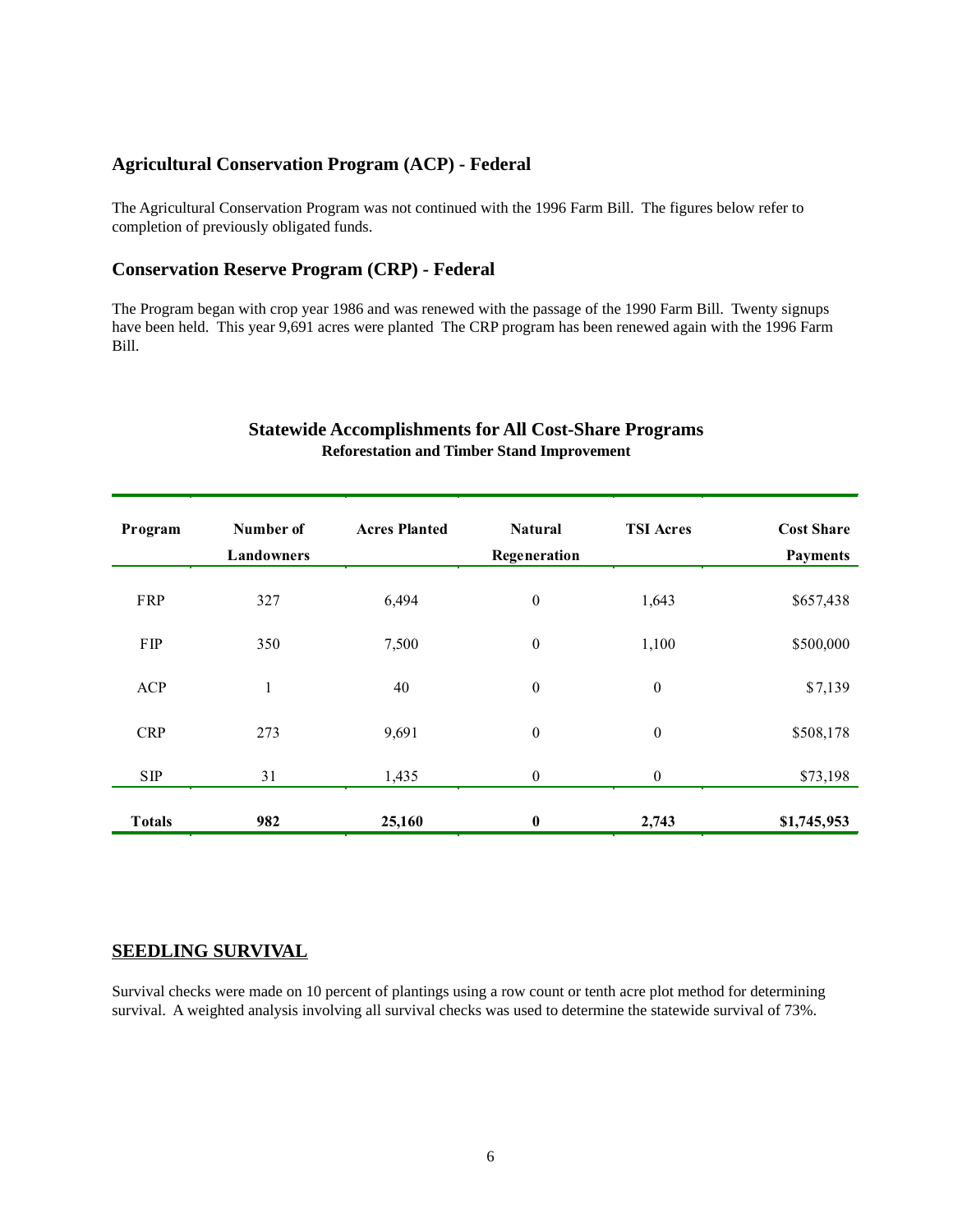## Agricultural Conservation Program (ACP) - Federal

The Agricultural Conservation Program was not continued with the 1996 Farm Bill. The figures below refer to completion of previously obligated funds.

## Conservation Reserve Program (CRP) - Federal

The Program began with crop year 1986 and was renewed with the passage of the 1990 Farm Bill. Twenty signups have been held. This year 9,691 acres were planted The CRP program has been renewed again with the 1996 Farm Bill.

### Statewide Accomplishments for All Cost-Share Programs

**Reforestation and Timber Stand Improvement**

| Program | Number of Landowners | Acres Planted | Natural Regeneration | TSI Acres | Cost Share Payments |
|---|---|---|---|---|---|
| FRP | 327 | 6,494 | 0 | 1,643 | $657,438 |
| FIP | 350 | 7,500 | 0 | 1,100 | $500,000 |
| ACP | 1 | 40 | 0 | 0 | $7,139 |
| CRP | 273 | 9,691 | 0 | 0 | $508,178 |
| SIP | 31 | 1,435 | 0 | 0 | $73,198 |
| **Totals** | **982** | **25,160** | **0** | **2,743** | **$1,745,953** |

## SEEDLING SURVIVAL

Survival checks were made on 10 percent of plantings using a row count or tenth acre plot method for determining survival. A weighted analysis involving all survival checks was used to determine the statewide survival of 73%.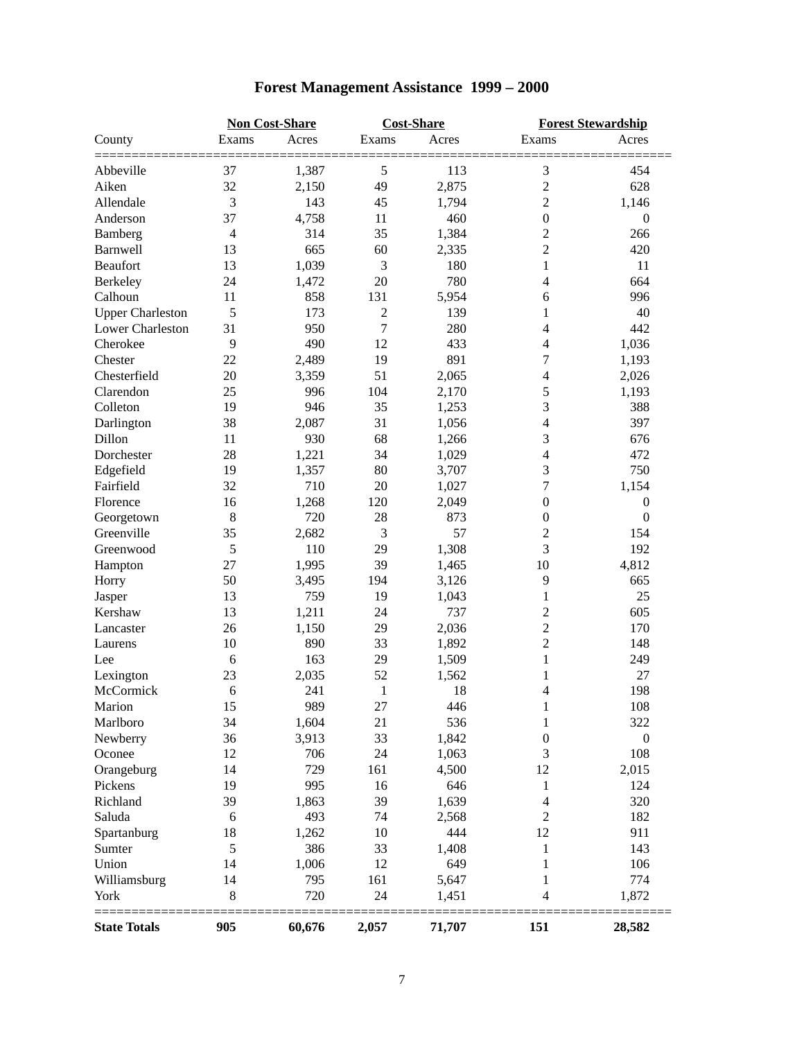# Forest Management Assistance 1999 – 2000

| County | Non Cost-Share | | Cost-Share | | Forest Stewardship | |
|---|---|---|---|---|---|---|
| | Exams | Acres | Exams | Acres | Exams | Acres |
| Abbeville | 37 | 1,387 | 5 | 113 | 3 | 454 |
| Aiken | 32 | 2,150 | 49 | 2,875 | 2 | 628 |
| Allendale | 3 | 143 | 45 | 1,794 | 2 | 1,146 |
| Anderson | 37 | 4,758 | 11 | 460 | 0 | 0 |
| Bamberg | 4 | 314 | 35 | 1,384 | 2 | 266 |
| Barnwell | 13 | 665 | 60 | 2,335 | 2 | 420 |
| Beaufort | 13 | 1,039 | 3 | 180 | 1 | 11 |
| Berkeley | 24 | 1,472 | 20 | 780 | 4 | 664 |
| Calhoun | 11 | 858 | 131 | 5,954 | 6 | 996 |
| Upper Charleston | 5 | 173 | 2 | 139 | 1 | 40 |
| Lower Charleston | 31 | 950 | 7 | 280 | 4 | 442 |
| Cherokee | 9 | 490 | 12 | 433 | 4 | 1,036 |
| Chester | 22 | 2,489 | 19 | 891 | 7 | 1,193 |
| Chesterfield | 20 | 3,359 | 51 | 2,065 | 4 | 2,026 |
| Clarendon | 25 | 996 | 104 | 2,170 | 5 | 1,193 |
| Colleton | 19 | 946 | 35 | 1,253 | 3 | 388 |
| Darlington | 38 | 2,087 | 31 | 1,056 | 4 | 397 |
| Dillon | 11 | 930 | 68 | 1,266 | 3 | 676 |
| Dorchester | 28 | 1,221 | 34 | 1,029 | 4 | 472 |
| Edgefield | 19 | 1,357 | 80 | 3,707 | 3 | 750 |
| Fairfield | 32 | 710 | 20 | 1,027 | 7 | 1,154 |
| Florence | 16 | 1,268 | 120 | 2,049 | 0 | 0 |
| Georgetown | 8 | 720 | 28 | 873 | 0 | 0 |
| Greenville | 35 | 2,682 | 3 | 57 | 2 | 154 |
| Greenwood | 5 | 110 | 29 | 1,308 | 3 | 192 |
| Hampton | 27 | 1,995 | 39 | 1,465 | 10 | 4,812 |
| Horry | 50 | 3,495 | 194 | 3,126 | 9 | 665 |
| Jasper | 13 | 759 | 19 | 1,043 | 1 | 25 |
| Kershaw | 13 | 1,211 | 24 | 737 | 2 | 605 |
| Lancaster | 26 | 1,150 | 29 | 2,036 | 2 | 170 |
| Laurens | 10 | 890 | 33 | 1,892 | 2 | 148 |
| Lee | 6 | 163 | 29 | 1,509 | 1 | 249 |
| Lexington | 23 | 2,035 | 52 | 1,562 | 1 | 27 |
| McCormick | 6 | 241 | 1 | 18 | 4 | 198 |
| Marion | 15 | 989 | 27 | 446 | 1 | 108 |
| Marlboro | 34 | 1,604 | 21 | 536 | 1 | 322 |
| Newberry | 36 | 3,913 | 33 | 1,842 | 0 | 0 |
| Oconee | 12 | 706 | 24 | 1,063 | 3 | 108 |
| Orangeburg | 14 | 729 | 161 | 4,500 | 12 | 2,015 |
| Pickens | 19 | 995 | 16 | 646 | 1 | 124 |
| Richland | 39 | 1,863 | 39 | 1,639 | 4 | 320 |
| Saluda | 6 | 493 | 74 | 2,568 | 2 | 182 |
| Spartanburg | 18 | 1,262 | 10 | 444 | 12 | 911 |
| Sumter | 5 | 386 | 33 | 1,408 | 1 | 143 |
| Union | 14 | 1,006 | 12 | 649 | 1 | 106 |
| Williamsburg | 14 | 795 | 161 | 5,647 | 1 | 774 |
| York | 8 | 720 | 24 | 1,451 | 4 | 1,872 |
| **State Totals** | **905** | **60,676** | **2,057** | **71,707** | **151** | **28,582** |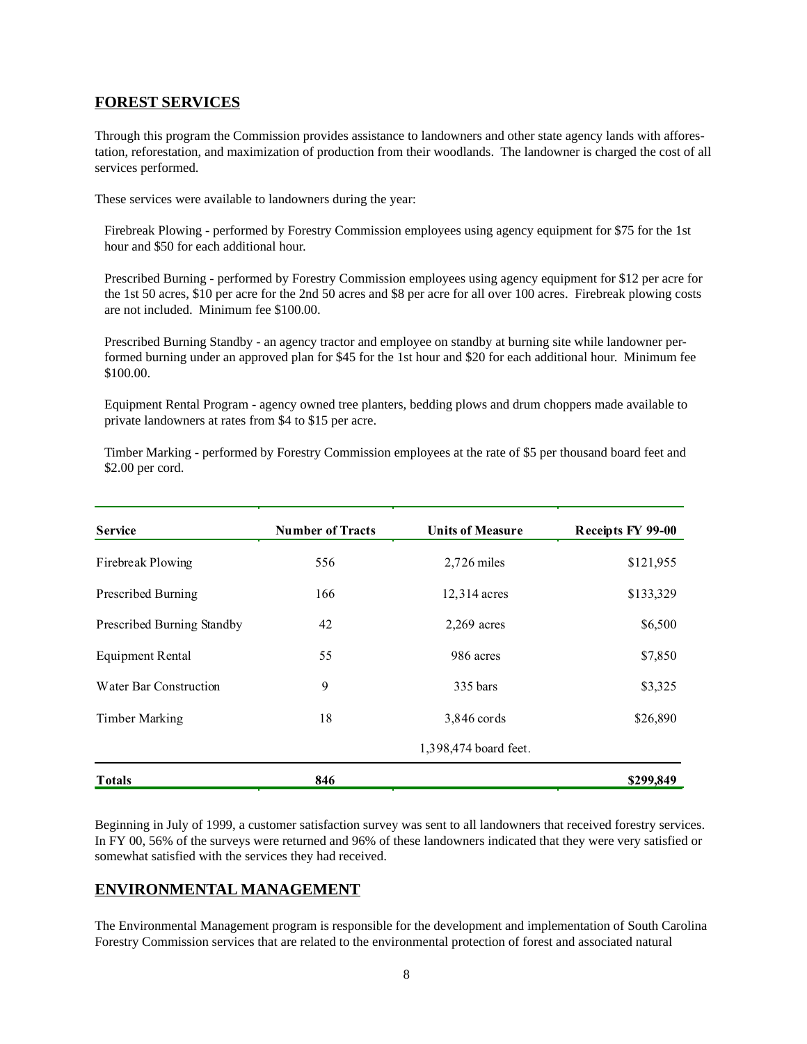## FOREST SERVICES

Through this program the Commission provides assistance to landowners and other state agency lands with afforestation, reforestation, and maximization of production from their woodlands. The landowner is charged the cost of all services performed.

These services were available to landowners during the year:

Firebreak Plowing - performed by Forestry Commission employees using agency equipment for $75 for the 1st hour and $50 for each additional hour.

Prescribed Burning - performed by Forestry Commission employees using agency equipment for $12 per acre for the 1st 50 acres, $10 per acre for the 2nd 50 acres and $8 per acre for all over 100 acres. Firebreak plowing costs are not included. Minimum fee $100.00.

Prescribed Burning Standby - an agency tractor and employee on standby at burning site while landowner performed burning under an approved plan for $45 for the 1st hour and $20 for each additional hour. Minimum fee $100.00.

Equipment Rental Program - agency owned tree planters, bedding plows and drum choppers made available to private landowners at rates from $4 to $15 per acre.

Timber Marking - performed by Forestry Commission employees at the rate of $5 per thousand board feet and $2.00 per cord.

| Service | Number of Tracts | Units of Measure | Receipts FY 99-00 |
|---|---|---|---|
| Firebreak Plowing | 556 | 2,726 miles | $121,955 |
| Prescribed Burning | 166 | 12,314 acres | $133,329 |
| Prescribed Burning Standby | 42 | 2,269 acres | $6,500 |
| Equipment Rental | 55 | 986 acres | $7,850 |
| Water Bar Construction | 9 | 335 bars | $3,325 |
| Timber Marking | 18 | 3,846 cords | $26,890 |
| | | 1,398,474 board feet. | |
| **Totals** | **846** | | **$299,849** |

Beginning in July of 1999, a customer satisfaction survey was sent to all landowners that received forestry services. In FY 00, 56% of the surveys were returned and 96% of these landowners indicated that they were very satisfied or somewhat satisfied with the services they had received.

## ENVIRONMENTAL MANAGEMENT

The Environmental Management program is responsible for the development and implementation of South Carolina Forestry Commission services that are related to the environmental protection of forest and associated natural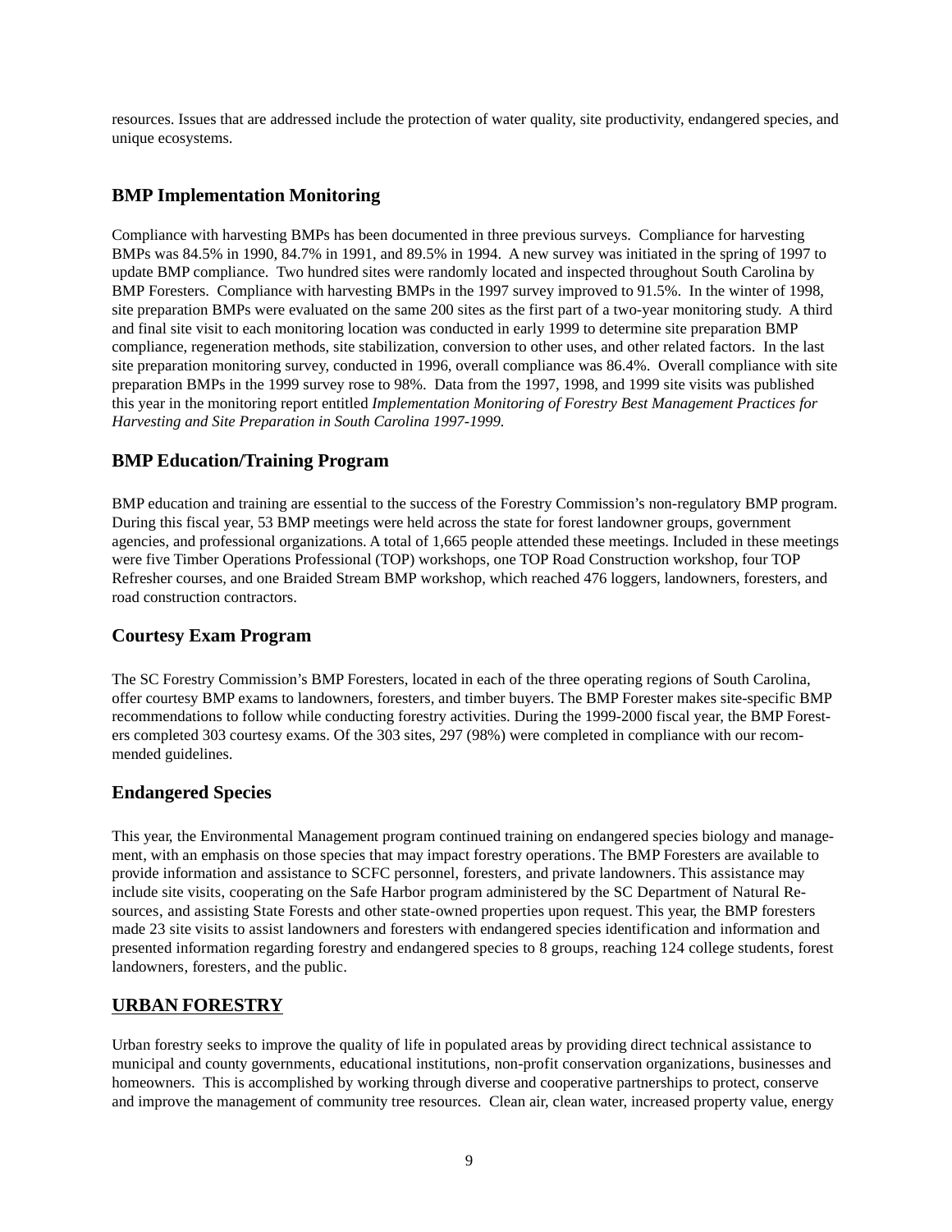resources. Issues that are addressed include the protection of water quality, site productivity, endangered species, and unique ecosystems.

### BMP Implementation Monitoring

Compliance with harvesting BMPs has been documented in three previous surveys. Compliance for harvesting BMPs was 84.5% in 1990, 84.7% in 1991, and 89.5% in 1994. A new survey was initiated in the spring of 1997 to update BMP compliance. Two hundred sites were randomly located and inspected throughout South Carolina by BMP Foresters. Compliance with harvesting BMPs in the 1997 survey improved to 91.5%. In the winter of 1998, site preparation BMPs were evaluated on the same 200 sites as the first part of a two-year monitoring study. A third and final site visit to each monitoring location was conducted in early 1999 to determine site preparation BMP compliance, regeneration methods, site stabilization, conversion to other uses, and other related factors. In the last site preparation monitoring survey, conducted in 1996, overall compliance was 86.4%. Overall compliance with site preparation BMPs in the 1999 survey rose to 98%. Data from the 1997, 1998, and 1999 site visits was published this year in the monitoring report entitled *Implementation Monitoring of Forestry Best Management Practices for Harvesting and Site Preparation in South Carolina 1997-1999*.

### BMP Education/Training Program

BMP education and training are essential to the success of the Forestry Commission's non-regulatory BMP program. During this fiscal year, 53 BMP meetings were held across the state for forest landowner groups, government agencies, and professional organizations. A total of 1,665 people attended these meetings. Included in these meetings were five Timber Operations Professional (TOP) workshops, one TOP Road Construction workshop, four TOP Refresher courses, and one Braided Stream BMP workshop, which reached 476 loggers, landowners, foresters, and road construction contractors.

### Courtesy Exam Program

The SC Forestry Commission's BMP Foresters, located in each of the three operating regions of South Carolina, offer courtesy BMP exams to landowners, foresters, and timber buyers. The BMP Forester makes site-specific BMP recommendations to follow while conducting forestry activities. During the 1999-2000 fiscal year, the BMP Foresters completed 303 courtesy exams. Of the 303 sites, 297 (98%) were completed in compliance with our recommended guidelines.

### Endangered Species

This year, the Environmental Management program continued training on endangered species biology and management, with an emphasis on those species that may impact forestry operations. The BMP Foresters are available to provide information and assistance to SCFC personnel, foresters, and private landowners. This assistance may include site visits, cooperating on the Safe Harbor program administered by the SC Department of Natural Resources, and assisting State Forests and other state-owned properties upon request. This year, the BMP foresters made 23 site visits to assist landowners and foresters with endangered species identification and information and presented information regarding forestry and endangered species to 8 groups, reaching 124 college students, forest landowners, foresters, and the public.

## URBAN FORESTRY

Urban forestry seeks to improve the quality of life in populated areas by providing direct technical assistance to municipal and county governments, educational institutions, non-profit conservation organizations, businesses and homeowners. This is accomplished by working through diverse and cooperative partnerships to protect, conserve and improve the management of community tree resources. Clean air, clean water, increased property value, energy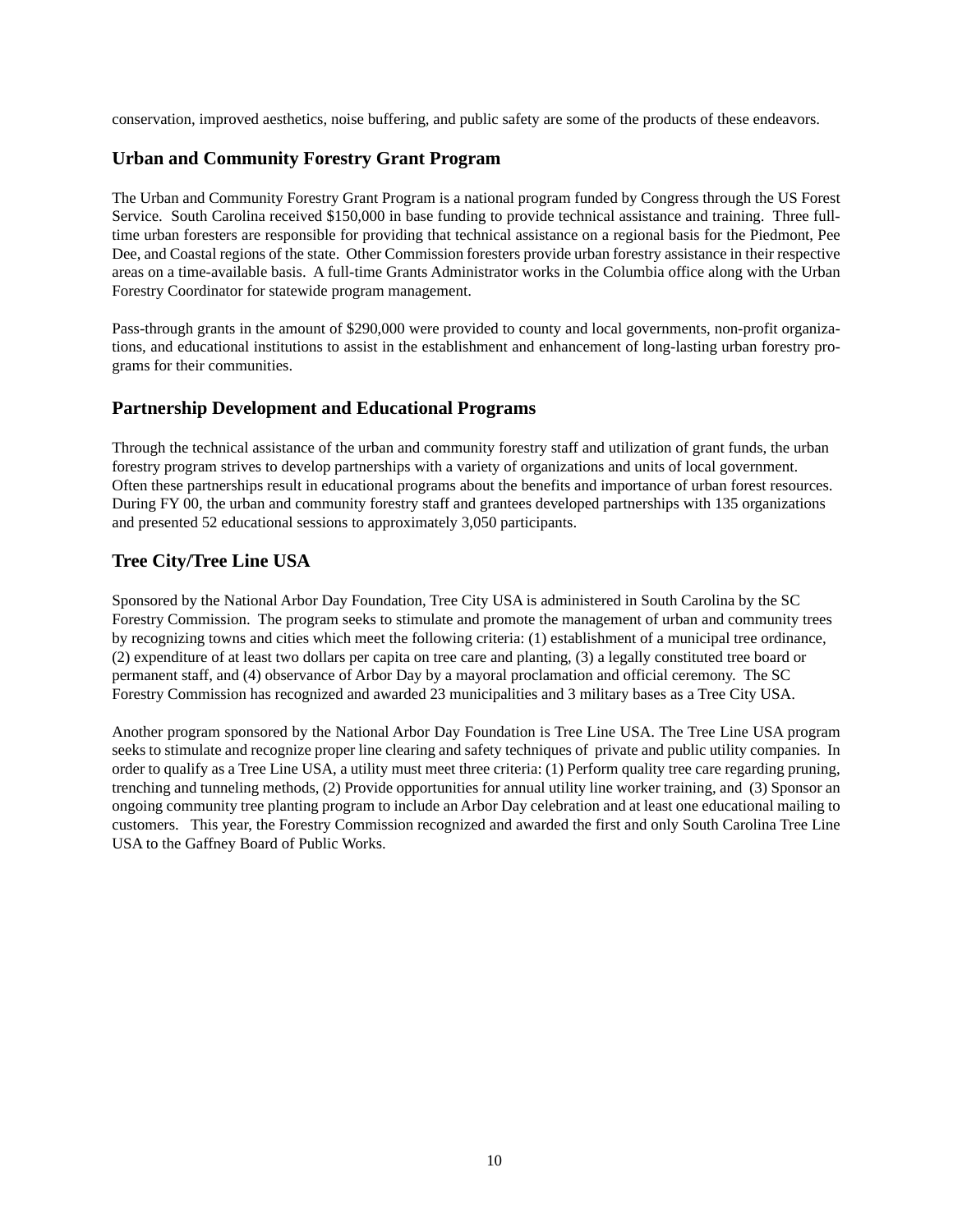conservation, improved aesthetics, noise buffering, and public safety are some of the products of these endeavors.

## Urban and Community Forestry Grant Program

The Urban and Community Forestry Grant Program is a national program funded by Congress through the US Forest Service. South Carolina received $150,000 in base funding to provide technical assistance and training. Three full-time urban foresters are responsible for providing that technical assistance on a regional basis for the Piedmont, Pee Dee, and Coastal regions of the state. Other Commission foresters provide urban forestry assistance in their respective areas on a time-available basis. A full-time Grants Administrator works in the Columbia office along with the Urban Forestry Coordinator for statewide program management.

Pass-through grants in the amount of $290,000 were provided to county and local governments, non-profit organizations, and educational institutions to assist in the establishment and enhancement of long-lasting urban forestry programs for their communities.

## Partnership Development and Educational Programs

Through the technical assistance of the urban and community forestry staff and utilization of grant funds, the urban forestry program strives to develop partnerships with a variety of organizations and units of local government. Often these partnerships result in educational programs about the benefits and importance of urban forest resources. During FY 00, the urban and community forestry staff and grantees developed partnerships with 135 organizations and presented 52 educational sessions to approximately 3,050 participants.

## Tree City/Tree Line USA

Sponsored by the National Arbor Day Foundation, Tree City USA is administered in South Carolina by the SC Forestry Commission. The program seeks to stimulate and promote the management of urban and community trees by recognizing towns and cities which meet the following criteria: (1) establishment of a municipal tree ordinance, (2) expenditure of at least two dollars per capita on tree care and planting, (3) a legally constituted tree board or permanent staff, and (4) observance of Arbor Day by a mayoral proclamation and official ceremony. The SC Forestry Commission has recognized and awarded 23 municipalities and 3 military bases as a Tree City USA.

Another program sponsored by the National Arbor Day Foundation is Tree Line USA. The Tree Line USA program seeks to stimulate and recognize proper line clearing and safety techniques of private and public utility companies. In order to qualify as a Tree Line USA, a utility must meet three criteria: (1) Perform quality tree care regarding pruning, trenching and tunneling methods, (2) Provide opportunities for annual utility line worker training, and (3) Sponsor an ongoing community tree planting program to include an Arbor Day celebration and at least one educational mailing to customers. This year, the Forestry Commission recognized and awarded the first and only South Carolina Tree Line USA to the Gaffney Board of Public Works.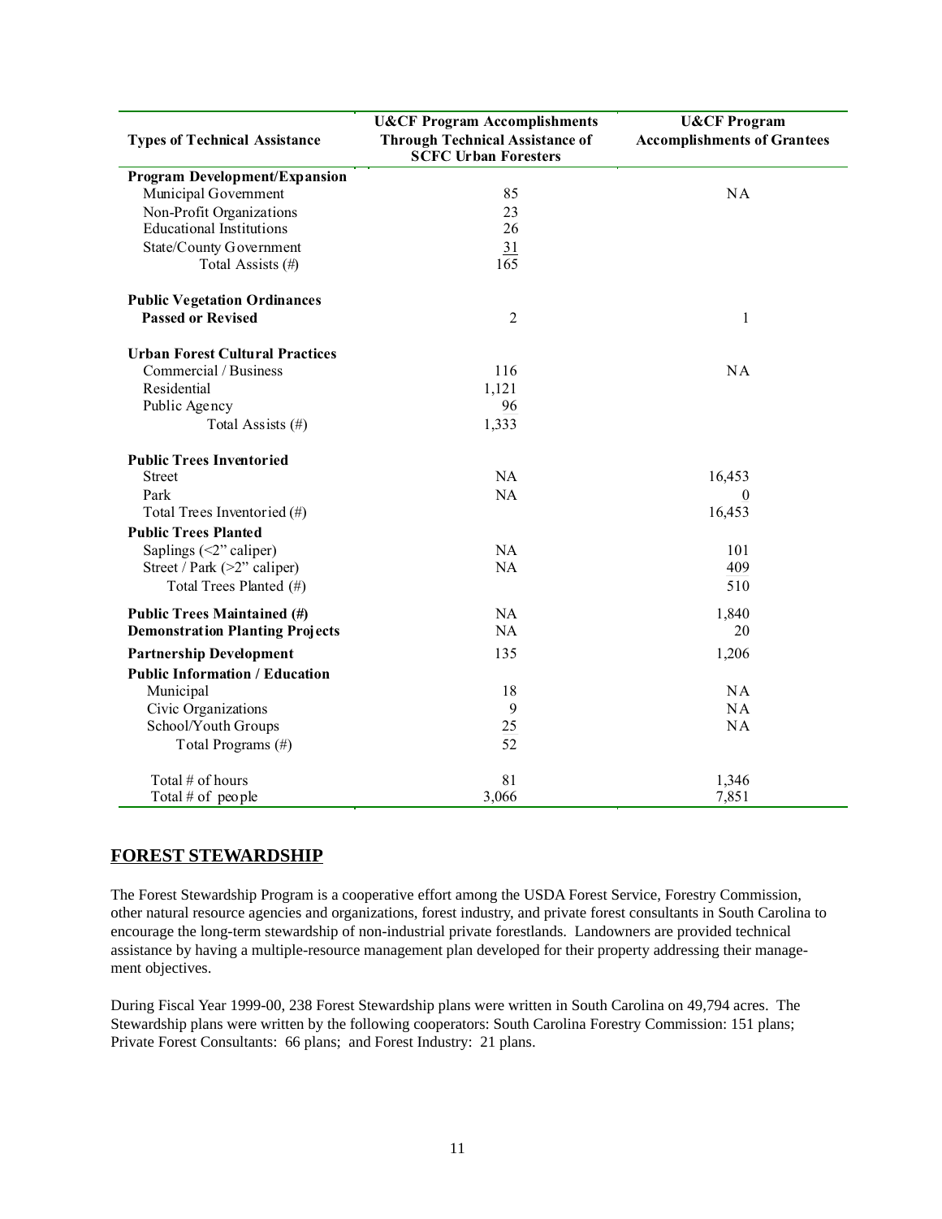| Types of Technical Assistance | U&CF Program Accomplishments Through Technical Assistance of SCFC Urban Foresters | U&CF Program Accomplishments of Grantees |
|---|---|---|
| **Program Development/Expansion** | | |
| Municipal Government | 85 | NA |
| Non-Profit Organizations | 23 | |
| Educational Institutions | 26 | |
| State/County Government | 31 | |
| Total Assists (#) | 165 | |
| **Public Vegetation Ordinances Passed or Revised** | 2 | 1 |
| **Urban Forest Cultural Practices** | | |
| Commercial / Business | 116 | NA |
| Residential | 1,121 | |
| Public Agency | 96 | |
| Total Assists (#) | 1,333 | |
| **Public Trees Inventoried** | | |
| Street | NA | 16,453 |
| Park | NA | 0 |
| Total Trees Inventoried (#) | | 16,453 |
| **Public Trees Planted** | | |
| Saplings (<2" caliper) | NA | 101 |
| Street / Park (>2" caliper) | NA | 409 |
| Total Trees Planted (#) | | 510 |
| **Public Trees Maintained (#)** | NA | 1,840 |
| **Demonstration Planting Projects** | NA | 20 |
| **Partnership Development** | 135 | 1,206 |
| **Public Information / Education** | | |
| Municipal | 18 | NA |
| Civic Organizations | 9 | NA |
| School/Youth Groups | 25 | NA |
| Total Programs (#) | 52 | |
| Total # of hours | 81 | 1,346 |
| Total # of people | 3,066 | 7,851 |

## FOREST STEWARDSHIP

The Forest Stewardship Program is a cooperative effort among the USDA Forest Service, Forestry Commission, other natural resource agencies and organizations, forest industry, and private forest consultants in South Carolina to encourage the long-term stewardship of non-industrial private forestlands. Landowners are provided technical assistance by having a multiple-resource management plan developed for their property addressing their management objectives.

During Fiscal Year 1999-00, 238 Forest Stewardship plans were written in South Carolina on 49,794 acres. The Stewardship plans were written by the following cooperators: South Carolina Forestry Commission: 151 plans; Private Forest Consultants: 66 plans; and Forest Industry: 21 plans.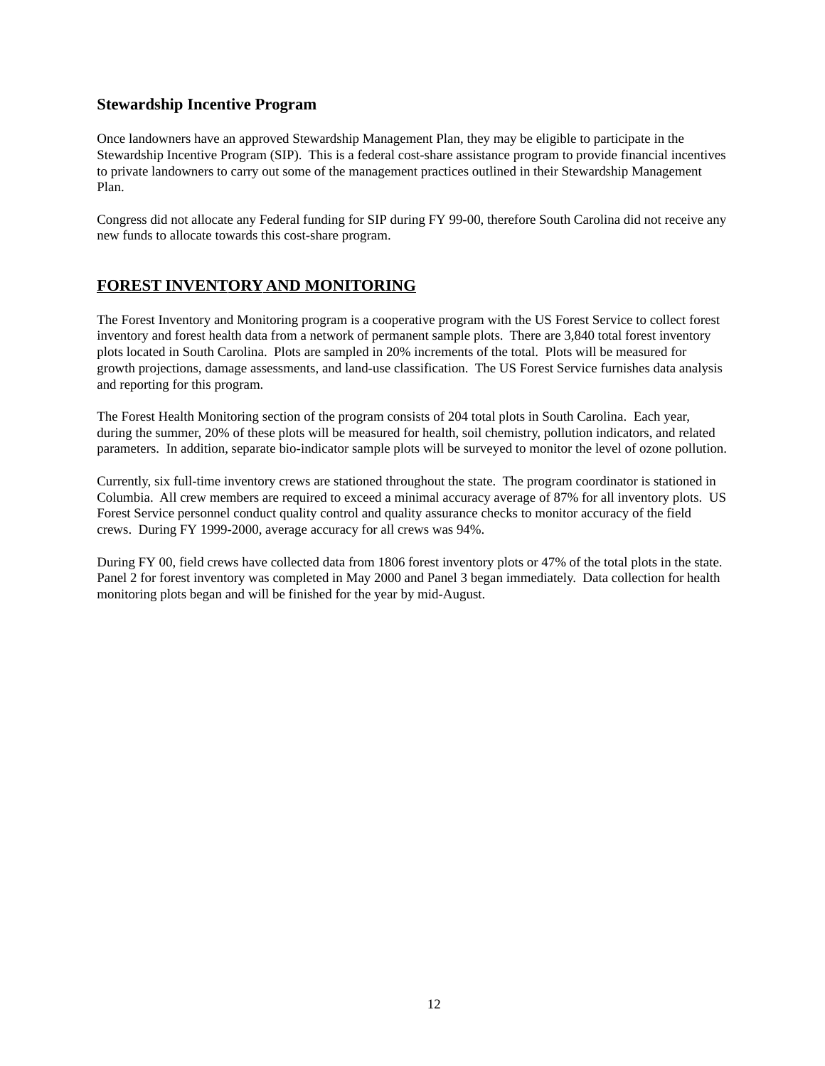### Stewardship Incentive Program

Once landowners have an approved Stewardship Management Plan, they may be eligible to participate in the Stewardship Incentive Program (SIP). This is a federal cost-share assistance program to provide financial incentives to private landowners to carry out some of the management practices outlined in their Stewardship Management Plan.

Congress did not allocate any Federal funding for SIP during FY 99-00, therefore South Carolina did not receive any new funds to allocate towards this cost-share program.

## FOREST INVENTORY AND MONITORING

The Forest Inventory and Monitoring program is a cooperative program with the US Forest Service to collect forest inventory and forest health data from a network of permanent sample plots. There are 3,840 total forest inventory plots located in South Carolina. Plots are sampled in 20% increments of the total. Plots will be measured for growth projections, damage assessments, and land-use classification. The US Forest Service furnishes data analysis and reporting for this program.

The Forest Health Monitoring section of the program consists of 204 total plots in South Carolina. Each year, during the summer, 20% of these plots will be measured for health, soil chemistry, pollution indicators, and related parameters. In addition, separate bio-indicator sample plots will be surveyed to monitor the level of ozone pollution.

Currently, six full-time inventory crews are stationed throughout the state. The program coordinator is stationed in Columbia. All crew members are required to exceed a minimal accuracy average of 87% for all inventory plots. US Forest Service personnel conduct quality control and quality assurance checks to monitor accuracy of the field crews. During FY 1999-2000, average accuracy for all crews was 94%.

During FY 00, field crews have collected data from 1806 forest inventory plots or 47% of the total plots in the state. Panel 2 for forest inventory was completed in May 2000 and Panel 3 began immediately. Data collection for health monitoring plots began and will be finished for the year by mid-August.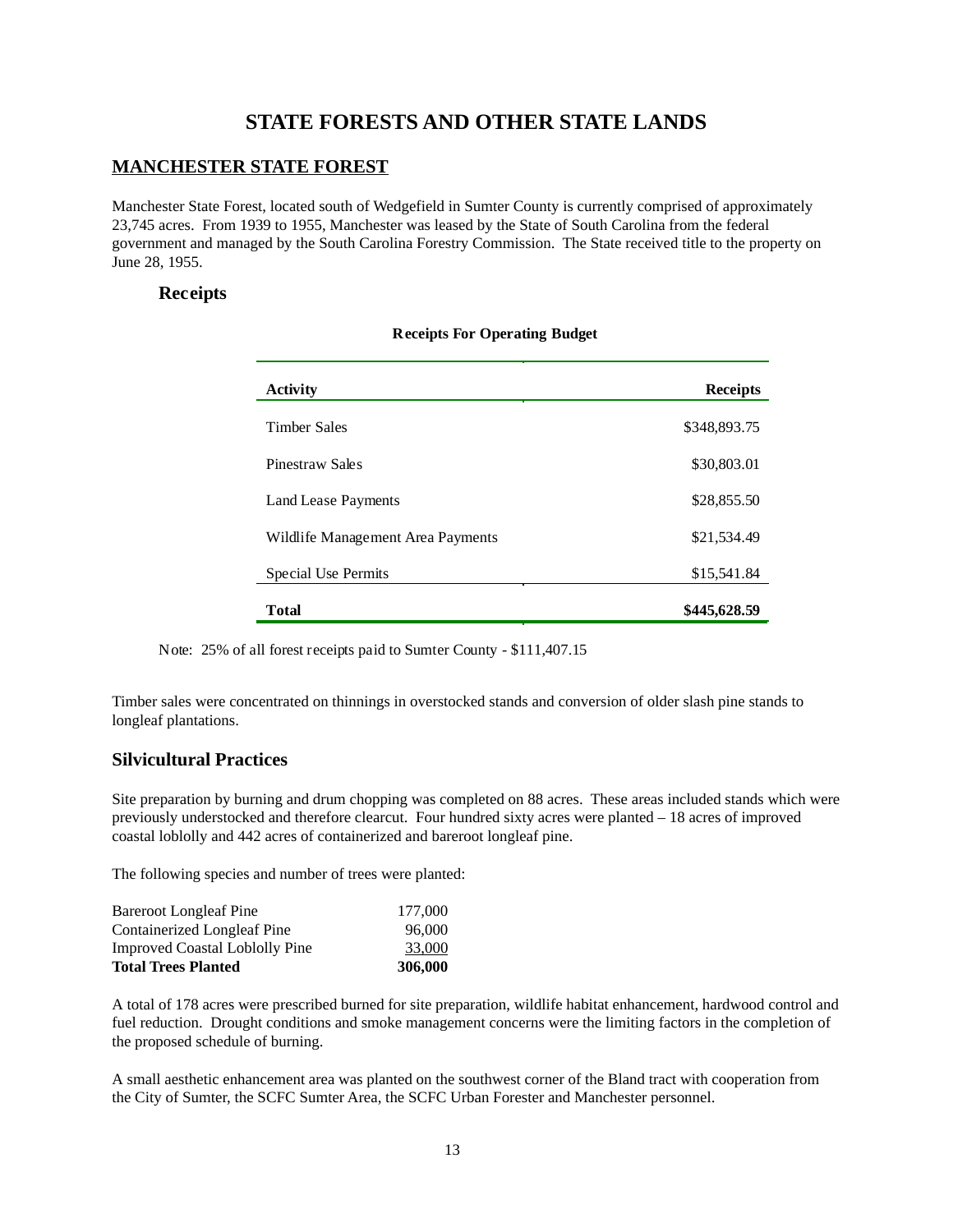# STATE FORESTS AND OTHER STATE LANDS

## MANCHESTER STATE FOREST

Manchester State Forest, located south of Wedgefield in Sumter County is currently comprised of approximately 23,745 acres. From 1939 to 1955, Manchester was leased by the State of South Carolina from the federal government and managed by the South Carolina Forestry Commission. The State received title to the property on June 28, 1955.

### Receipts

**Receipts For Operating Budget**

| Activity | Receipts |
|---|---|
| Timber Sales | $348,893.75 |
| Pinestraw Sales | $30,803.01 |
| Land Lease Payments | $28,855.50 |
| Wildlife Management Area Payments | $21,534.49 |
| Special Use Permits | $15,541.84 |
| **Total** | **$445,628.59** |

Note: 25% of all forest receipts paid to Sumter County - $111,407.15

Timber sales were concentrated on thinnings in overstocked stands and conversion of older slash pine stands to longleaf plantations.

### Silvicultural Practices

Site preparation by burning and drum chopping was completed on 88 acres. These areas included stands which were previously understocked and therefore clearcut. Four hundred sixty acres were planted – 18 acres of improved coastal loblolly and 442 acres of containerized and bareroot longleaf pine.

The following species and number of trees were planted:

| | |
|---|---|
| Bareroot Longleaf Pine | 177,000 |
| Containerized Longleaf Pine | 96,000 |
| Improved Coastal Loblolly Pine | 33,000 |
| **Total Trees Planted** | **306,000** |

A total of 178 acres were prescribed burned for site preparation, wildlife habitat enhancement, hardwood control and fuel reduction. Drought conditions and smoke management concerns were the limiting factors in the completion of the proposed schedule of burning.

A small aesthetic enhancement area was planted on the southwest corner of the Bland tract with cooperation from the City of Sumter, the SCFC Sumter Area, the SCFC Urban Forester and Manchester personnel.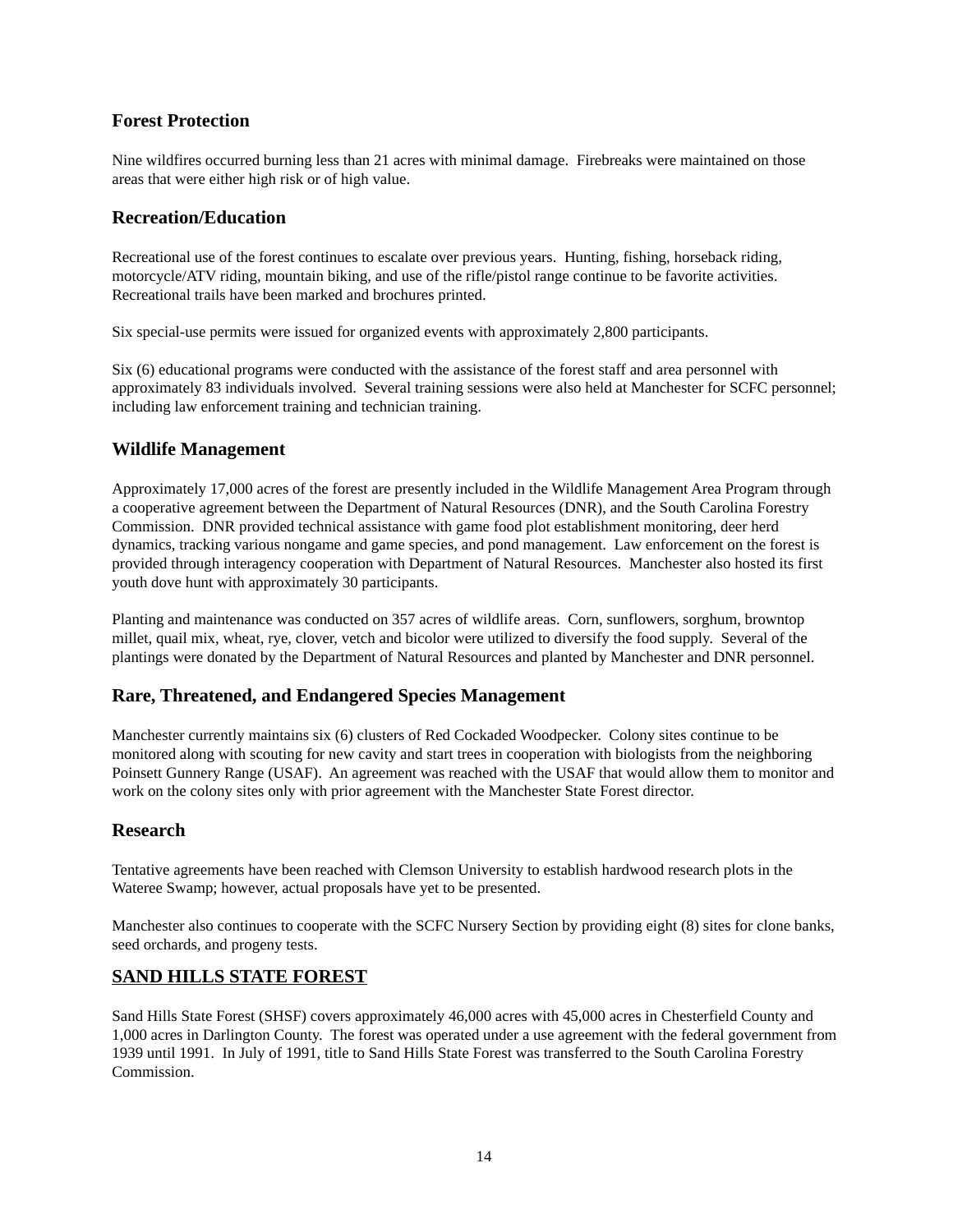### Forest Protection

Nine wildfires occurred burning less than 21 acres with minimal damage. Firebreaks were maintained on those areas that were either high risk or of high value.

### Recreation/Education

Recreational use of the forest continues to escalate over previous years. Hunting, fishing, horseback riding, motorcycle/ATV riding, mountain biking, and use of the rifle/pistol range continue to be favorite activities. Recreational trails have been marked and brochures printed.

Six special-use permits were issued for organized events with approximately 2,800 participants.

Six (6) educational programs were conducted with the assistance of the forest staff and area personnel with approximately 83 individuals involved. Several training sessions were also held at Manchester for SCFC personnel; including law enforcement training and technician training.

### Wildlife Management

Approximately 17,000 acres of the forest are presently included in the Wildlife Management Area Program through a cooperative agreement between the Department of Natural Resources (DNR), and the South Carolina Forestry Commission. DNR provided technical assistance with game food plot establishment monitoring, deer herd dynamics, tracking various nongame and game species, and pond management. Law enforcement on the forest is provided through interagency cooperation with Department of Natural Resources. Manchester also hosted its first youth dove hunt with approximately 30 participants.

Planting and maintenance was conducted on 357 acres of wildlife areas. Corn, sunflowers, sorghum, browntop millet, quail mix, wheat, rye, clover, vetch and bicolor were utilized to diversify the food supply. Several of the plantings were donated by the Department of Natural Resources and planted by Manchester and DNR personnel.

### Rare, Threatened, and Endangered Species Management

Manchester currently maintains six (6) clusters of Red Cockaded Woodpecker. Colony sites continue to be monitored along with scouting for new cavity and start trees in cooperation with biologists from the neighboring Poinsett Gunnery Range (USAF). An agreement was reached with the USAF that would allow them to monitor and work on the colony sites only with prior agreement with the Manchester State Forest director.

### Research

Tentative agreements have been reached with Clemson University to establish hardwood research plots in the Wateree Swamp; however, actual proposals have yet to be presented.

Manchester also continues to cooperate with the SCFC Nursery Section by providing eight (8) sites for clone banks, seed orchards, and progeny tests.

## SAND HILLS STATE FOREST

Sand Hills State Forest (SHSF) covers approximately 46,000 acres with 45,000 acres in Chesterfield County and 1,000 acres in Darlington County. The forest was operated under a use agreement with the federal government from 1939 until 1991. In July of 1991, title to Sand Hills State Forest was transferred to the South Carolina Forestry Commission.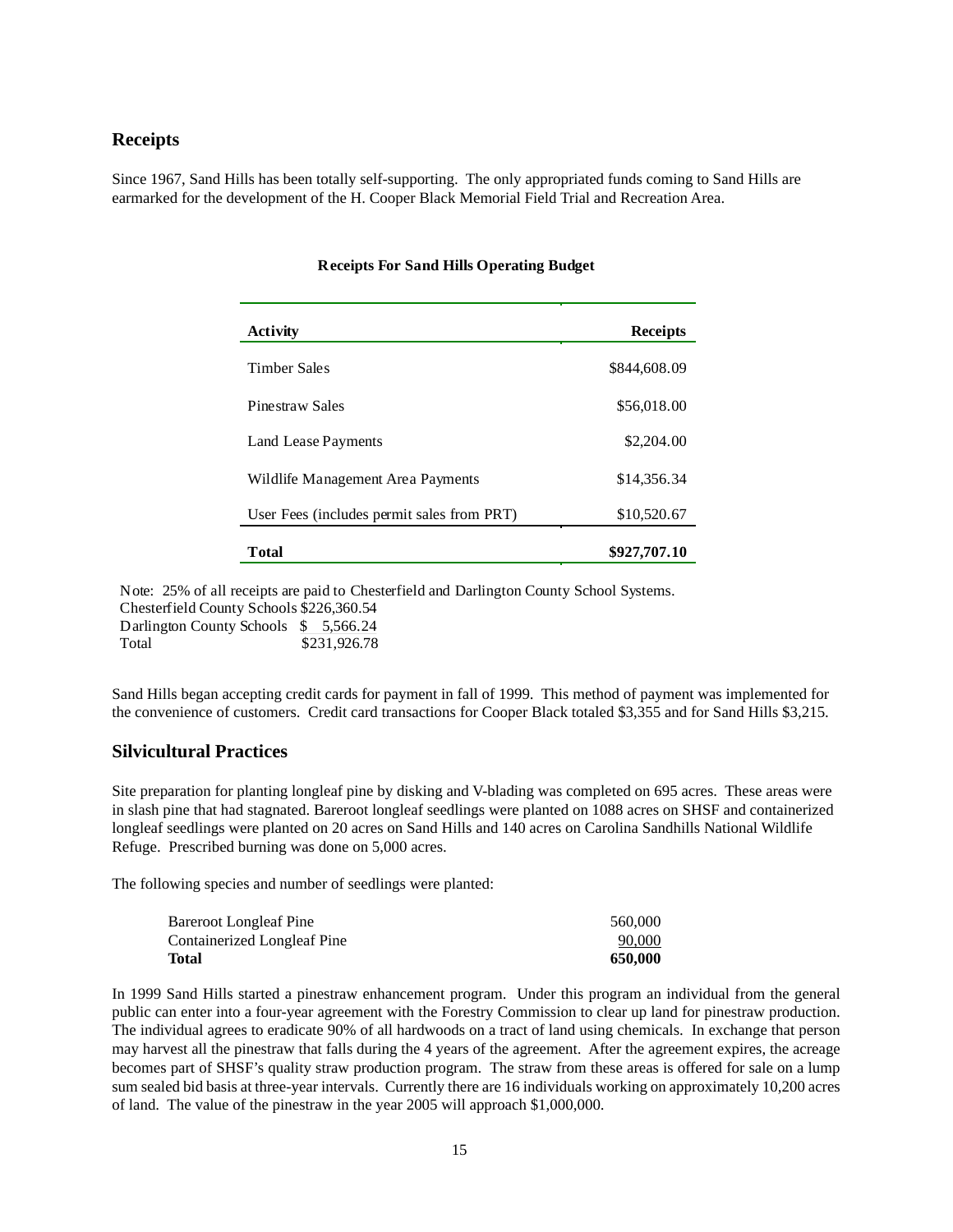## Receipts

Since 1967, Sand Hills has been totally self-supporting. The only appropriated funds coming to Sand Hills are earmarked for the development of the H. Cooper Black Memorial Field Trial and Recreation Area.

**Receipts For Sand Hills Operating Budget**

| Activity | Receipts |
|---|---:|
| Timber Sales | $844,608.09 |
| Pinestraw Sales | $56,018.00 |
| Land Lease Payments | $2,204.00 |
| Wildlife Management Area Payments | $14,356.34 |
| User Fees (includes permit sales from PRT) | $10,520.67 |
| **Total** | **$927,707.10** |

Note: 25% of all receipts are paid to Chesterfield and Darlington County School Systems.
Chesterfield County Schools $226,360.54
Darlington County Schools $ 5,566.24
Total $231,926.78

Sand Hills began accepting credit cards for payment in fall of 1999. This method of payment was implemented for the convenience of customers. Credit card transactions for Cooper Black totaled $3,355 and for Sand Hills $3,215.

## Silvicultural Practices

Site preparation for planting longleaf pine by disking and V-blading was completed on 695 acres. These areas were in slash pine that had stagnated. Bareroot longleaf seedlings were planted on 1088 acres on SHSF and containerized longleaf seedlings were planted on 20 acres on Sand Hills and 140 acres on Carolina Sandhills National Wildlife Refuge. Prescribed burning was done on 5,000 acres.

The following species and number of seedlings were planted:

| | |
|---|---:|
| Bareroot Longleaf Pine | 560,000 |
| Containerized Longleaf Pine | 90,000 |
| **Total** | **650,000** |

In 1999 Sand Hills started a pinestraw enhancement program. Under this program an individual from the general public can enter into a four-year agreement with the Forestry Commission to clear up land for pinestraw production. The individual agrees to eradicate 90% of all hardwoods on a tract of land using chemicals. In exchange that person may harvest all the pinestraw that falls during the 4 years of the agreement. After the agreement expires, the acreage becomes part of SHSF's quality straw production program. The straw from these areas is offered for sale on a lump sum sealed bid basis at three-year intervals. Currently there are 16 individuals working on approximately 10,200 acres of land. The value of the pinestraw in the year 2005 will approach $1,000,000.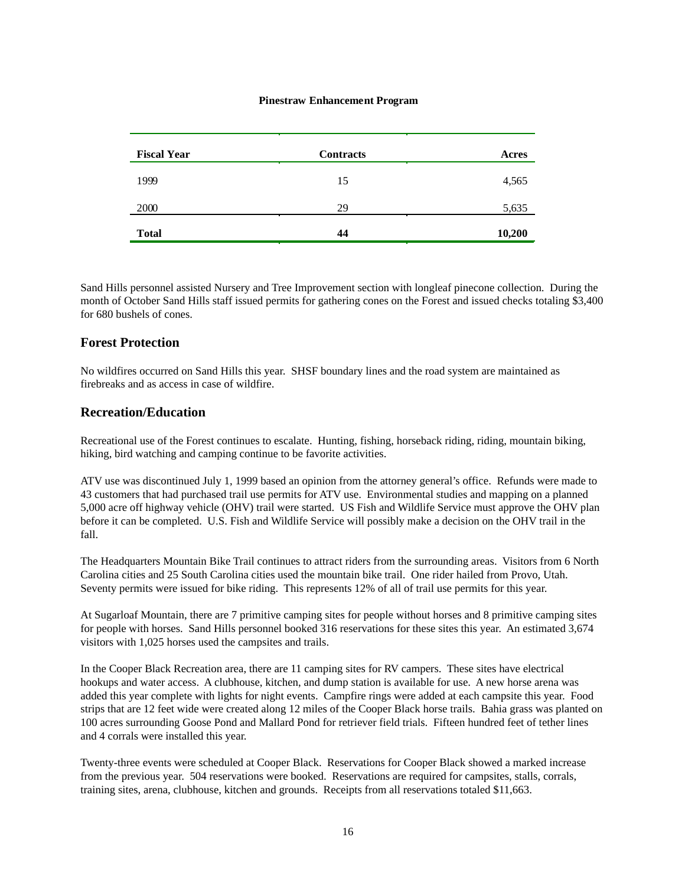**Pinestraw Enhancement Program**

| Fiscal Year | Contracts | Acres |
|---|---|---|
| 1999 | 15 | 4,565 |
| 2000 | 29 | 5,635 |
| **Total** | **44** | **10,200** |

Sand Hills personnel assisted Nursery and Tree Improvement section with longleaf pinecone collection. During the month of October Sand Hills staff issued permits for gathering cones on the Forest and issued checks totaling $3,400 for 680 bushels of cones.

## Forest Protection

No wildfires occurred on Sand Hills this year. SHSF boundary lines and the road system are maintained as firebreaks and as access in case of wildfire.

## Recreation/Education

Recreational use of the Forest continues to escalate. Hunting, fishing, horseback riding, riding, mountain biking, hiking, bird watching and camping continue to be favorite activities.

ATV use was discontinued July 1, 1999 based an opinion from the attorney general's office. Refunds were made to 43 customers that had purchased trail use permits for ATV use. Environmental studies and mapping on a planned 5,000 acre off highway vehicle (OHV) trail were started. US Fish and Wildlife Service must approve the OHV plan before it can be completed. U.S. Fish and Wildlife Service will possibly make a decision on the OHV trail in the fall.

The Headquarters Mountain Bike Trail continues to attract riders from the surrounding areas. Visitors from 6 North Carolina cities and 25 South Carolina cities used the mountain bike trail. One rider hailed from Provo, Utah. Seventy permits were issued for bike riding. This represents 12% of all of trail use permits for this year.

At Sugarloaf Mountain, there are 7 primitive camping sites for people without horses and 8 primitive camping sites for people with horses. Sand Hills personnel booked 316 reservations for these sites this year. An estimated 3,674 visitors with 1,025 horses used the campsites and trails.

In the Cooper Black Recreation area, there are 11 camping sites for RV campers. These sites have electrical hookups and water access. A clubhouse, kitchen, and dump station is available for use. A new horse arena was added this year complete with lights for night events. Campfire rings were added at each campsite this year. Food strips that are 12 feet wide were created along 12 miles of the Cooper Black horse trails. Bahia grass was planted on 100 acres surrounding Goose Pond and Mallard Pond for retriever field trials. Fifteen hundred feet of tether lines and 4 corrals were installed this year.

Twenty-three events were scheduled at Cooper Black. Reservations for Cooper Black showed a marked increase from the previous year. 504 reservations were booked. Reservations are required for campsites, stalls, corrals, training sites, arena, clubhouse, kitchen and grounds. Receipts from all reservations totaled $11,663.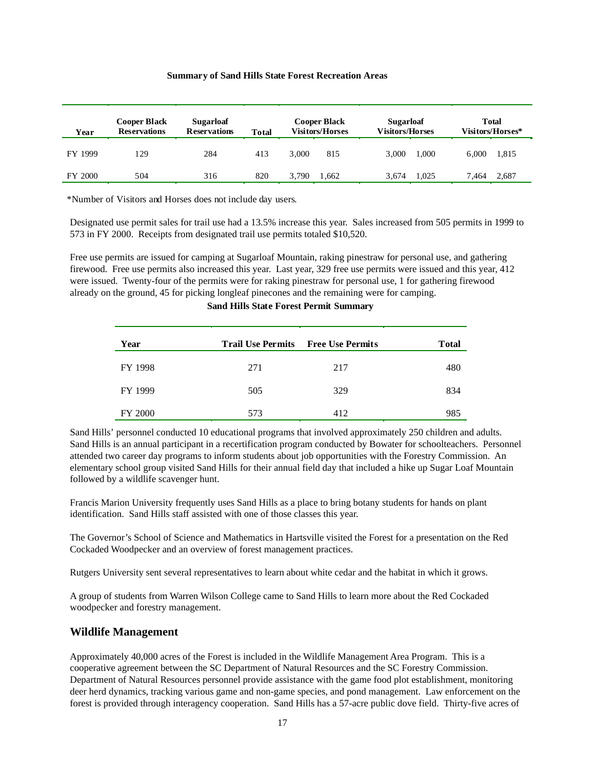**Summary of Sand Hills State Forest Recreation Areas**

| Year | Cooper Black Reservations | Sugarloaf Reservations | Total | Cooper Black Visitors/Horses | | Sugarloaf Visitors/Horses | | Total Visitors/Horses* | |
|---|---|---|---|---|---|---|---|---|---|
| FY 1999 | 129 | 284 | 413 | 3,000 | 815 | 3,000 | 1,000 | 6,000 | 1,815 |
| FY 2000 | 504 | 316 | 820 | 3,790 | 1,662 | 3,674 | 1,025 | 7,464 | 2,687 |

*Number of Visitors and Horses does not include day users.

Designated use permit sales for trail use had a 13.5% increase this year. Sales increased from 505 permits in 1999 to 573 in FY 2000. Receipts from designated trail use permits totaled $10,520.

Free use permits are issued for camping at Sugarloaf Mountain, raking pinestraw for personal use, and gathering firewood. Free use permits also increased this year. Last year, 329 free use permits were issued and this year, 412 were issued. Twenty-four of the permits were for raking pinestraw for personal use, 1 for gathering firewood already on the ground, 45 for picking longleaf pinecones and the remaining were for camping.

**Sand Hills State Forest Permit Summary**

| Year | Trail Use Permits | Free Use Permits | Total |
|---|---|---|---|
| FY 1998 | 271 | 217 | 480 |
| FY 1999 | 505 | 329 | 834 |
| FY 2000 | 573 | 412 | 985 |

Sand Hills' personnel conducted 10 educational programs that involved approximately 250 children and adults. Sand Hills is an annual participant in a recertification program conducted by Bowater for schoolteachers. Personnel attended two career day programs to inform students about job opportunities with the Forestry Commission. An elementary school group visited Sand Hills for their annual field day that included a hike up Sugar Loaf Mountain followed by a wildlife scavenger hunt.

Francis Marion University frequently uses Sand Hills as a place to bring botany students for hands on plant identification. Sand Hills staff assisted with one of those classes this year.

The Governor's School of Science and Mathematics in Hartsville visited the Forest for a presentation on the Red Cockaded Woodpecker and an overview of forest management practices.

Rutgers University sent several representatives to learn about white cedar and the habitat in which it grows.

A group of students from Warren Wilson College came to Sand Hills to learn more about the Red Cockaded woodpecker and forestry management.

## Wildlife Management

Approximately 40,000 acres of the Forest is included in the Wildlife Management Area Program. This is a cooperative agreement between the SC Department of Natural Resources and the SC Forestry Commission. Department of Natural Resources personnel provide assistance with the game food plot establishment, monitoring deer herd dynamics, tracking various game and non-game species, and pond management. Law enforcement on the forest is provided through interagency cooperation. Sand Hills has a 57-acre public dove field. Thirty-five acres of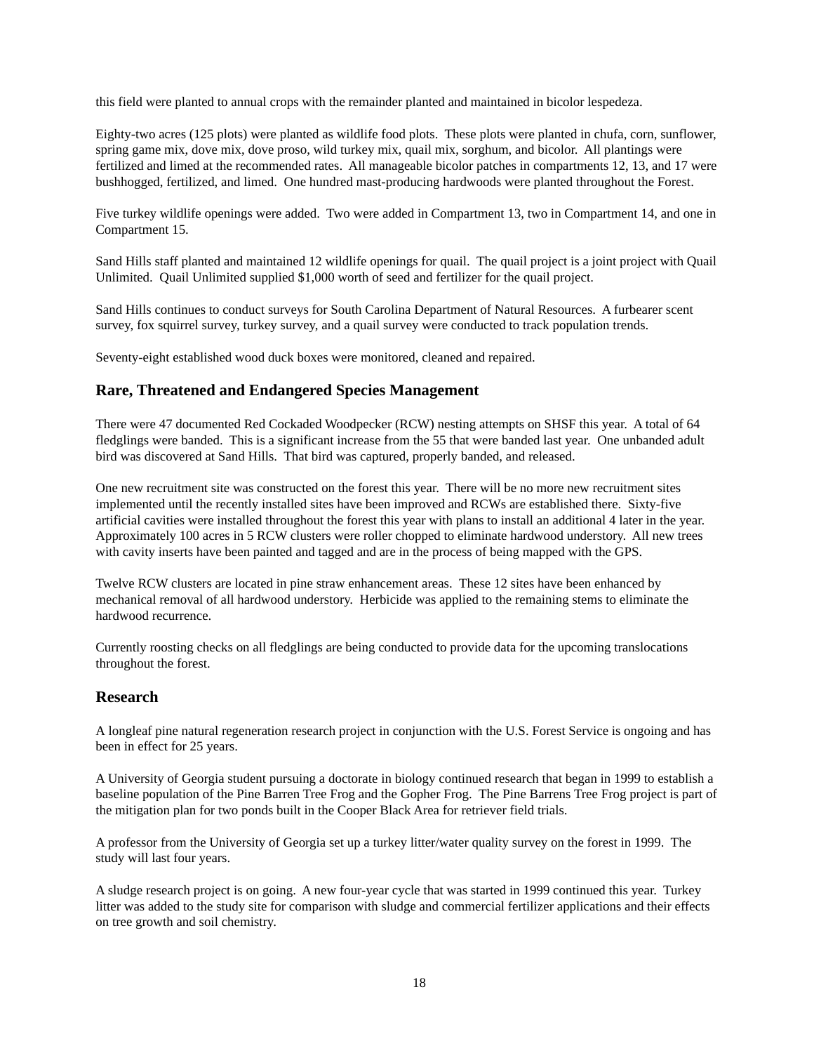this field were planted to annual crops with the remainder planted and maintained in bicolor lespedeza.

Eighty-two acres (125 plots) were planted as wildlife food plots. These plots were planted in chufa, corn, sunflower, spring game mix, dove mix, dove proso, wild turkey mix, quail mix, sorghum, and bicolor. All plantings were fertilized and limed at the recommended rates. All manageable bicolor patches in compartments 12, 13, and 17 were bushhogged, fertilized, and limed. One hundred mast-producing hardwoods were planted throughout the Forest.

Five turkey wildlife openings were added. Two were added in Compartment 13, two in Compartment 14, and one in Compartment 15.

Sand Hills staff planted and maintained 12 wildlife openings for quail. The quail project is a joint project with Quail Unlimited. Quail Unlimited supplied $1,000 worth of seed and fertilizer for the quail project.

Sand Hills continues to conduct surveys for South Carolina Department of Natural Resources. A furbearer scent survey, fox squirrel survey, turkey survey, and a quail survey were conducted to track population trends.

Seventy-eight established wood duck boxes were monitored, cleaned and repaired.

## Rare, Threatened and Endangered Species Management

There were 47 documented Red Cockaded Woodpecker (RCW) nesting attempts on SHSF this year. A total of 64 fledglings were banded. This is a significant increase from the 55 that were banded last year. One unbanded adult bird was discovered at Sand Hills. That bird was captured, properly banded, and released.

One new recruitment site was constructed on the forest this year. There will be no more new recruitment sites implemented until the recently installed sites have been improved and RCWs are established there. Sixty-five artificial cavities were installed throughout the forest this year with plans to install an additional 4 later in the year. Approximately 100 acres in 5 RCW clusters were roller chopped to eliminate hardwood understory. All new trees with cavity inserts have been painted and tagged and are in the process of being mapped with the GPS.

Twelve RCW clusters are located in pine straw enhancement areas. These 12 sites have been enhanced by mechanical removal of all hardwood understory. Herbicide was applied to the remaining stems to eliminate the hardwood recurrence.

Currently roosting checks on all fledglings are being conducted to provide data for the upcoming translocations throughout the forest.

## Research

A longleaf pine natural regeneration research project in conjunction with the U.S. Forest Service is ongoing and has been in effect for 25 years.

A University of Georgia student pursuing a doctorate in biology continued research that began in 1999 to establish a baseline population of the Pine Barren Tree Frog and the Gopher Frog. The Pine Barrens Tree Frog project is part of the mitigation plan for two ponds built in the Cooper Black Area for retriever field trials.

A professor from the University of Georgia set up a turkey litter/water quality survey on the forest in 1999. The study will last four years.

A sludge research project is on going. A new four-year cycle that was started in 1999 continued this year. Turkey litter was added to the study site for comparison with sludge and commercial fertilizer applications and their effects on tree growth and soil chemistry.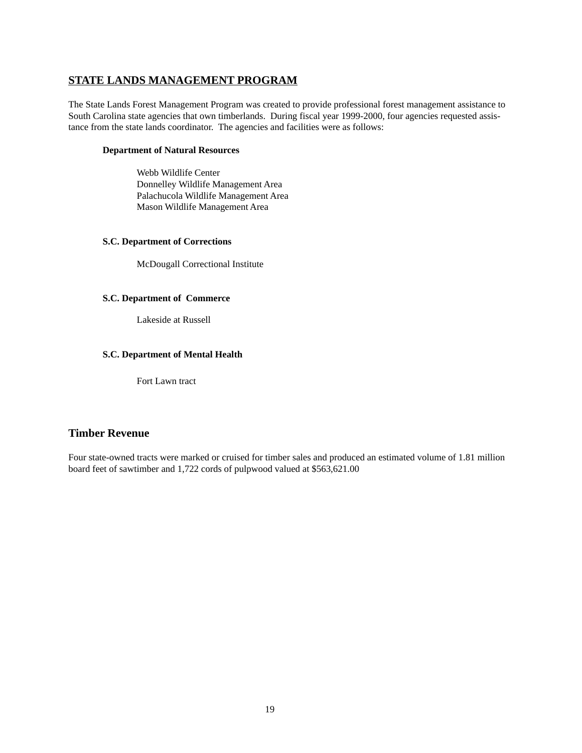## STATE LANDS MANAGEMENT PROGRAM

The State Lands Forest Management Program was created to provide professional forest management assistance to South Carolina state agencies that own timberlands. During fiscal year 1999-2000, four agencies requested assistance from the state lands coordinator. The agencies and facilities were as follows:

**Department of Natural Resources**

Webb Wildlife Center
Donnelley Wildlife Management Area
Palachucola Wildlife Management Area
Mason Wildlife Management Area

**S.C. Department of Corrections**

McDougall Correctional Institute

**S.C. Department of Commerce**

Lakeside at Russell

**S.C. Department of Mental Health**

Fort Lawn tract

### Timber Revenue

Four state-owned tracts were marked or cruised for timber sales and produced an estimated volume of 1.81 million board feet of sawtimber and 1,722 cords of pulpwood valued at $563,621.00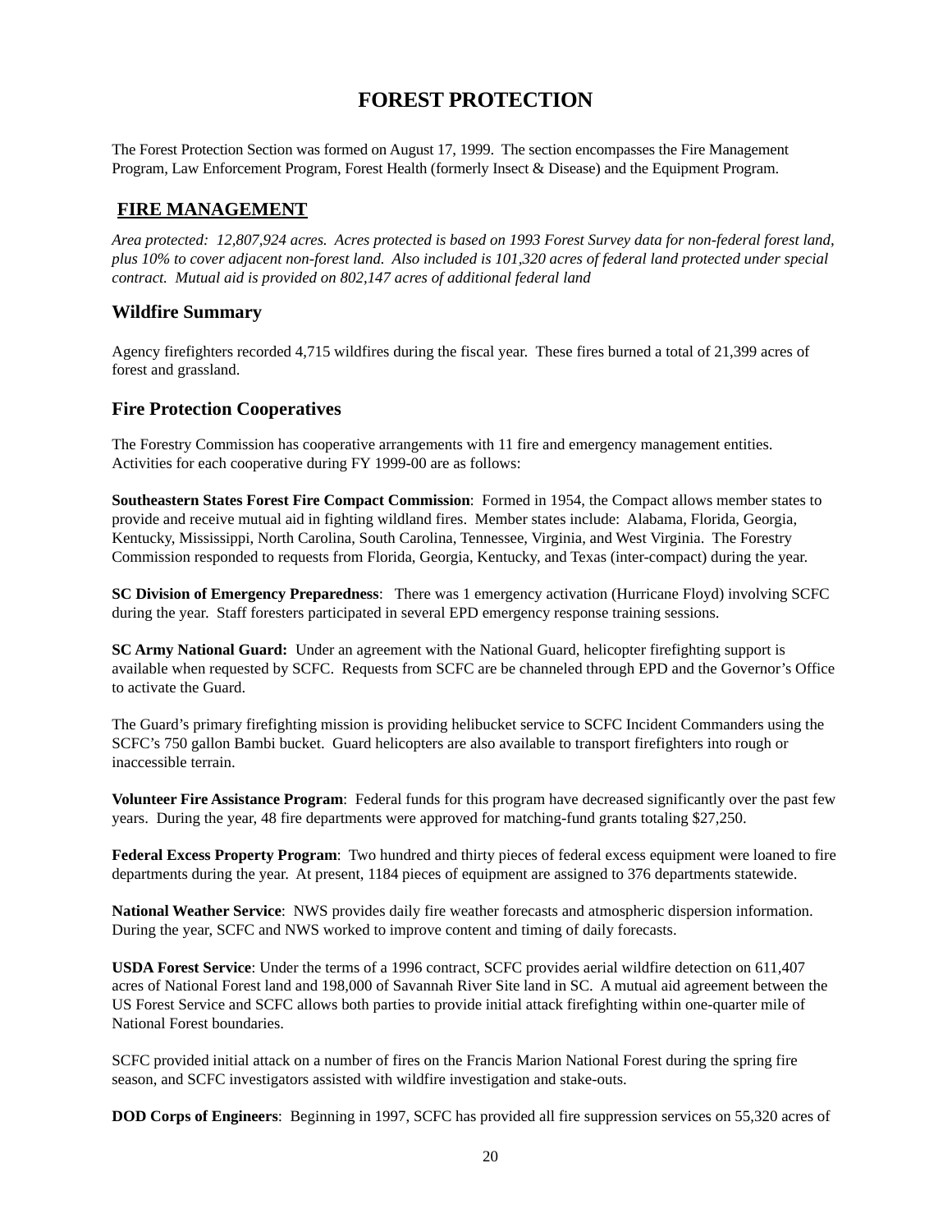# FOREST PROTECTION

The Forest Protection Section was formed on August 17, 1999. The section encompasses the Fire Management Program, Law Enforcement Program, Forest Health (formerly Insect & Disease) and the Equipment Program.

## FIRE MANAGEMENT

*Area protected: 12,807,924 acres. Acres protected is based on 1993 Forest Survey data for non-federal forest land, plus 10% to cover adjacent non-forest land. Also included is 101,320 acres of federal land protected under special contract. Mutual aid is provided on 802,147 acres of additional federal land*

### Wildfire Summary

Agency firefighters recorded 4,715 wildfires during the fiscal year. These fires burned a total of 21,399 acres of forest and grassland.

### Fire Protection Cooperatives

The Forestry Commission has cooperative arrangements with 11 fire and emergency management entities. Activities for each cooperative during FY 1999-00 are as follows:

**Southeastern States Forest Fire Compact Commission**: Formed in 1954, the Compact allows member states to provide and receive mutual aid in fighting wildland fires. Member states include: Alabama, Florida, Georgia, Kentucky, Mississippi, North Carolina, South Carolina, Tennessee, Virginia, and West Virginia. The Forestry Commission responded to requests from Florida, Georgia, Kentucky, and Texas (inter-compact) during the year.

**SC Division of Emergency Preparedness**: There was 1 emergency activation (Hurricane Floyd) involving SCFC during the year. Staff foresters participated in several EPD emergency response training sessions.

**SC Army National Guard:** Under an agreement with the National Guard, helicopter firefighting support is available when requested by SCFC. Requests from SCFC are be channeled through EPD and the Governor's Office to activate the Guard.

The Guard's primary firefighting mission is providing helibucket service to SCFC Incident Commanders using the SCFC's 750 gallon Bambi bucket. Guard helicopters are also available to transport firefighters into rough or inaccessible terrain.

**Volunteer Fire Assistance Program**: Federal funds for this program have decreased significantly over the past few years. During the year, 48 fire departments were approved for matching-fund grants totaling $27,250.

**Federal Excess Property Program**: Two hundred and thirty pieces of federal excess equipment were loaned to fire departments during the year. At present, 1184 pieces of equipment are assigned to 376 departments statewide.

**National Weather Service**: NWS provides daily fire weather forecasts and atmospheric dispersion information. During the year, SCFC and NWS worked to improve content and timing of daily forecasts.

**USDA Forest Service**: Under the terms of a 1996 contract, SCFC provides aerial wildfire detection on 611,407 acres of National Forest land and 198,000 of Savannah River Site land in SC. A mutual aid agreement between the US Forest Service and SCFC allows both parties to provide initial attack firefighting within one-quarter mile of National Forest boundaries.

SCFC provided initial attack on a number of fires on the Francis Marion National Forest during the spring fire season, and SCFC investigators assisted with wildfire investigation and stake-outs.

**DOD Corps of Engineers**: Beginning in 1997, SCFC has provided all fire suppression services on 55,320 acres of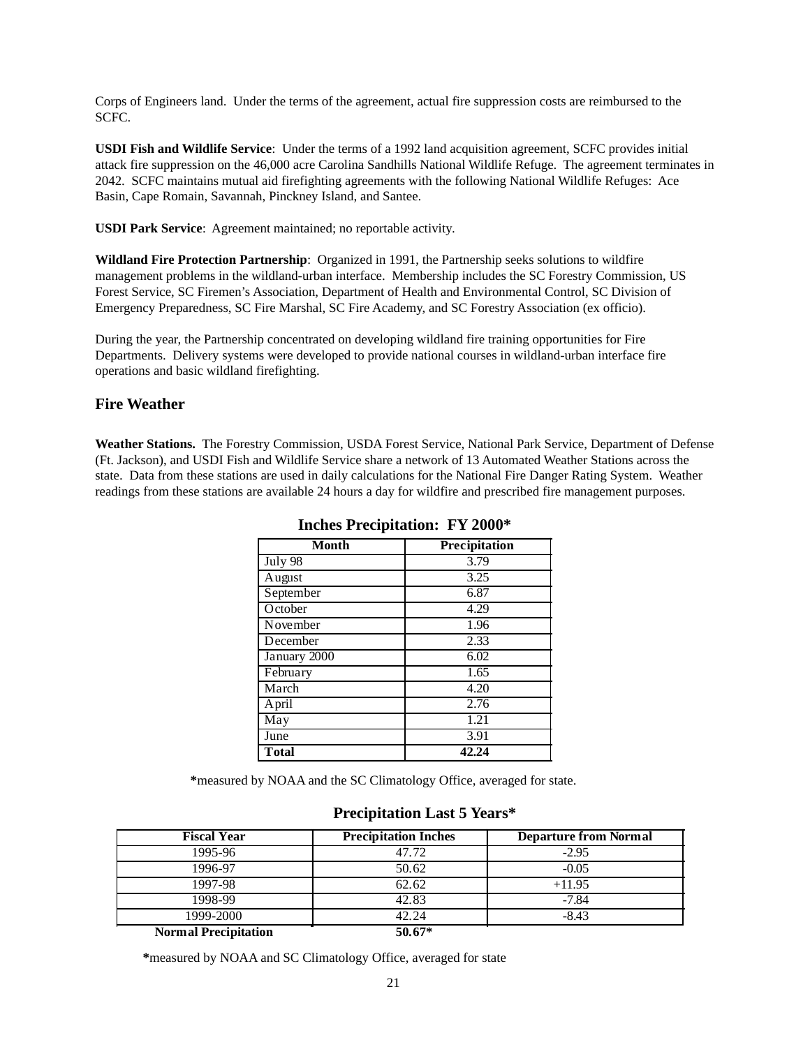Corps of Engineers land. Under the terms of the agreement, actual fire suppression costs are reimbursed to the SCFC.

**USDI Fish and Wildlife Service**: Under the terms of a 1992 land acquisition agreement, SCFC provides initial attack fire suppression on the 46,000 acre Carolina Sandhills National Wildlife Refuge. The agreement terminates in 2042. SCFC maintains mutual aid firefighting agreements with the following National Wildlife Refuges: Ace Basin, Cape Romain, Savannah, Pinckney Island, and Santee.

**USDI Park Service**: Agreement maintained; no reportable activity.

**Wildland Fire Protection Partnership**: Organized in 1991, the Partnership seeks solutions to wildfire management problems in the wildland-urban interface. Membership includes the SC Forestry Commission, US Forest Service, SC Firemen's Association, Department of Health and Environmental Control, SC Division of Emergency Preparedness, SC Fire Marshal, SC Fire Academy, and SC Forestry Association (ex officio).

During the year, the Partnership concentrated on developing wildland fire training opportunities for Fire Departments. Delivery systems were developed to provide national courses in wildland-urban interface fire operations and basic wildland firefighting.

## Fire Weather

**Weather Stations.** The Forestry Commission, USDA Forest Service, National Park Service, Department of Defense (Ft. Jackson), and USDI Fish and Wildlife Service share a network of 13 Automated Weather Stations across the state. Data from these stations are used in daily calculations for the National Fire Danger Rating System. Weather readings from these stations are available 24 hours a day for wildfire and prescribed fire management purposes.

**Inches Precipitation: FY 2000***

| Month | Precipitation |
|---|---|
| July 98 | 3.79 |
| August | 3.25 |
| September | 6.87 |
| October | 4.29 |
| November | 1.96 |
| December | 2.33 |
| January 2000 | 6.02 |
| February | 1.65 |
| March | 4.20 |
| April | 2.76 |
| May | 1.21 |
| June | 3.91 |
| **Total** | **42.24** |

***measured by NOAA and the SC Climatology Office, averaged for state.

**Precipitation Last 5 Years***

| Fiscal Year | Precipitation Inches | Departure from Normal |
|---|---|---|
| 1995-96 | 47.72 | -2.95 |
| 1996-97 | 50.62 | -0.05 |
| 1997-98 | 62.62 | +11.95 |
| 1998-99 | 42.83 | -7.84 |
| 1999-2000 | 42.24 | -8.43 |
| **Normal Precipitation** | **50.67*** | |

***measured by NOAA and SC Climatology Office, averaged for state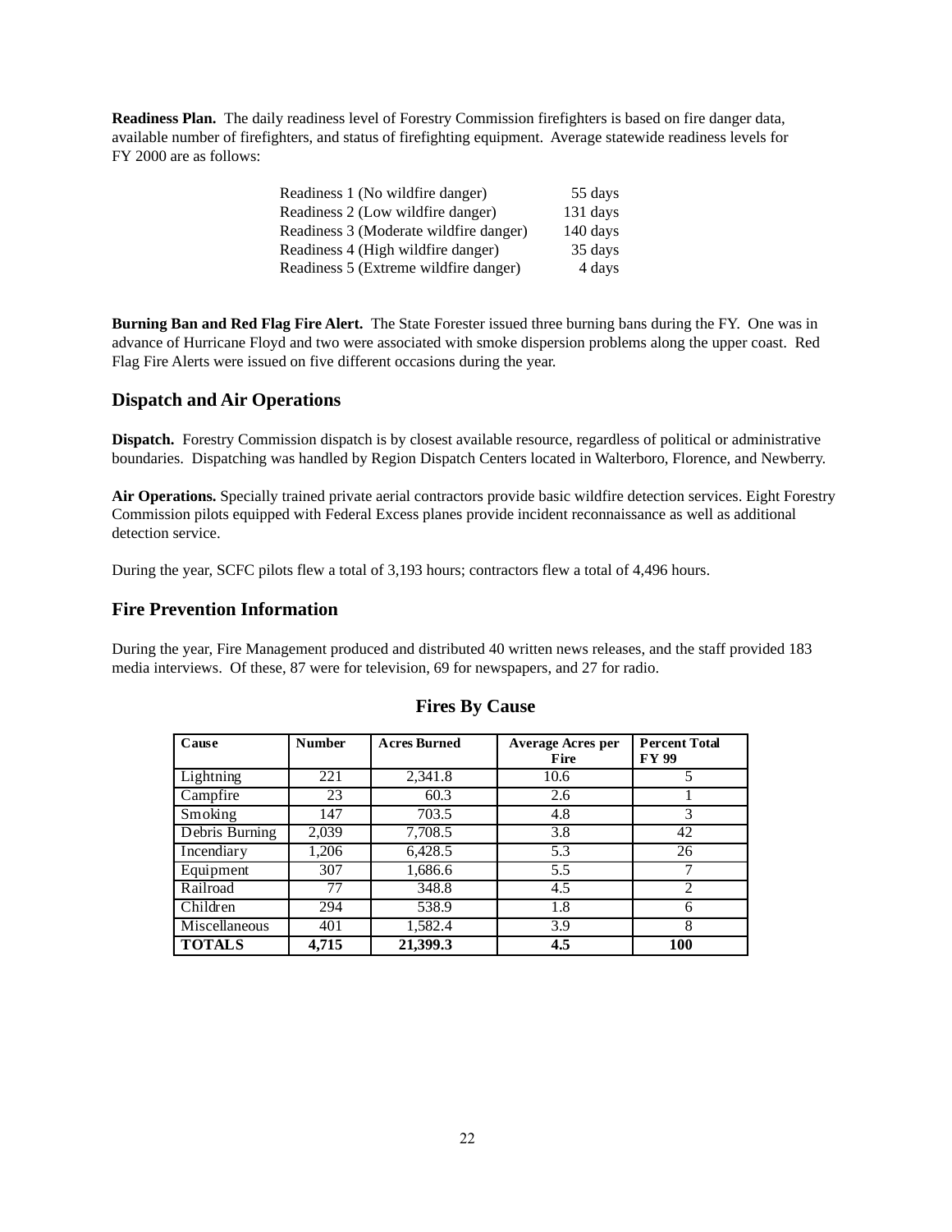**Readiness Plan.** The daily readiness level of Forestry Commission firefighters is based on fire danger data, available number of firefighters, and status of firefighting equipment. Average statewide readiness levels for FY 2000 are as follows:

| | |
|---|---|
| Readiness 1 (No wildfire danger) | 55 days |
| Readiness 2 (Low wildfire danger) | 131 days |
| Readiness 3 (Moderate wildfire danger) | 140 days |
| Readiness 4 (High wildfire danger) | 35 days |
| Readiness 5 (Extreme wildfire danger) | 4 days |

**Burning Ban and Red Flag Fire Alert.** The State Forester issued three burning bans during the FY. One was in advance of Hurricane Floyd and two were associated with smoke dispersion problems along the upper coast. Red Flag Fire Alerts were issued on five different occasions during the year.

## Dispatch and Air Operations

**Dispatch.** Forestry Commission dispatch is by closest available resource, regardless of political or administrative boundaries. Dispatching was handled by Region Dispatch Centers located in Walterboro, Florence, and Newberry.

**Air Operations.** Specially trained private aerial contractors provide basic wildfire detection services. Eight Forestry Commission pilots equipped with Federal Excess planes provide incident reconnaissance as well as additional detection service.

During the year, SCFC pilots flew a total of 3,193 hours; contractors flew a total of 4,496 hours.

## Fire Prevention Information

During the year, Fire Management produced and distributed 40 written news releases, and the staff provided 183 media interviews. Of these, 87 were for television, 69 for newspapers, and 27 for radio.

### Fires By Cause

| Cause | Number | Acres Burned | Average Acres per Fire | Percent Total FY 99 |
|---|---|---|---|---|
| Lightning | 221 | 2,341.8 | 10.6 | 5 |
| Campfire | 23 | 60.3 | 2.6 | 1 |
| Smoking | 147 | 703.5 | 4.8 | 3 |
| Debris Burning | 2,039 | 7,708.5 | 3.8 | 42 |
| Incendiary | 1,206 | 6,428.5 | 5.3 | 26 |
| Equipment | 307 | 1,686.6 | 5.5 | 7 |
| Railroad | 77 | 348.8 | 4.5 | 2 |
| Children | 294 | 538.9 | 1.8 | 6 |
| Miscellaneous | 401 | 1,582.4 | 3.9 | 8 |
| **TOTALS** | **4,715** | **21,399.3** | **4.5** | **100** |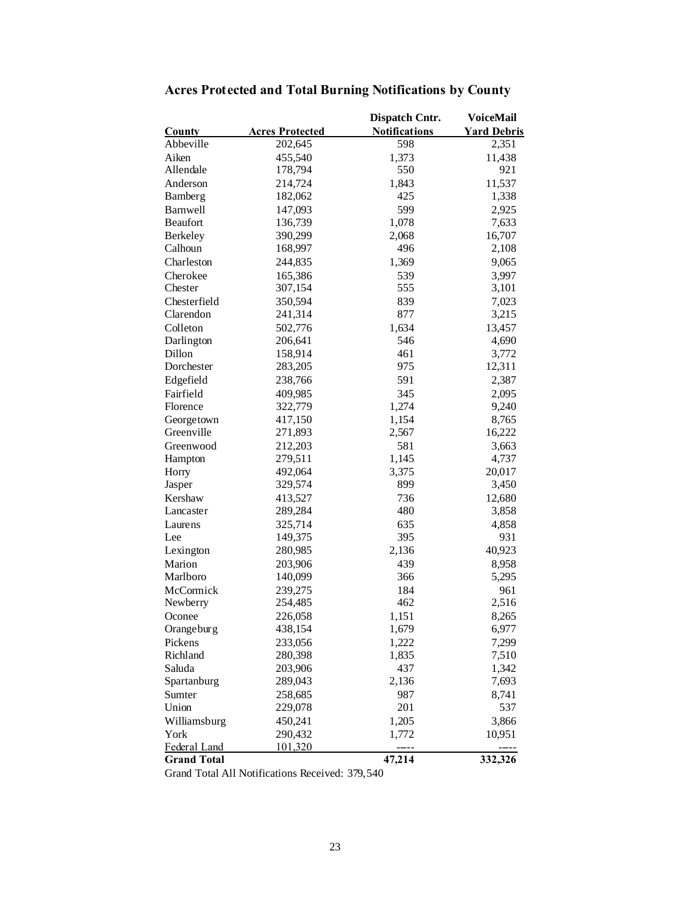## Acres Protected and Total Burning Notifications by County

| County | Acres Protected | Dispatch Cntr. Notifications | VoiceMail Yard Debris |
|---|---|---|---|
| Abbeville | 202,645 | 598 | 2,351 |
| Aiken | 455,540 | 1,373 | 11,438 |
| Allendale | 178,794 | 550 | 921 |
| Anderson | 214,724 | 1,843 | 11,537 |
| Bamberg | 182,062 | 425 | 1,338 |
| Barnwell | 147,093 | 599 | 2,925 |
| Beaufort | 136,739 | 1,078 | 7,633 |
| Berkeley | 390,299 | 2,068 | 16,707 |
| Calhoun | 168,997 | 496 | 2,108 |
| Charleston | 244,835 | 1,369 | 9,065 |
| Cherokee | 165,386 | 539 | 3,997 |
| Chester | 307,154 | 555 | 3,101 |
| Chesterfield | 350,594 | 839 | 7,023 |
| Clarendon | 241,314 | 877 | 3,215 |
| Colleton | 502,776 | 1,634 | 13,457 |
| Darlington | 206,641 | 546 | 4,690 |
| Dillon | 158,914 | 461 | 3,772 |
| Dorchester | 283,205 | 975 | 12,311 |
| Edgefield | 238,766 | 591 | 2,387 |
| Fairfield | 409,985 | 345 | 2,095 |
| Florence | 322,779 | 1,274 | 9,240 |
| Georgetown | 417,150 | 1,154 | 8,765 |
| Greenville | 271,893 | 2,567 | 16,222 |
| Greenwood | 212,203 | 581 | 3,663 |
| Hampton | 279,511 | 1,145 | 4,737 |
| Horry | 492,064 | 3,375 | 20,017 |
| Jasper | 329,574 | 899 | 3,450 |
| Kershaw | 413,527 | 736 | 12,680 |
| Lancaster | 289,284 | 480 | 3,858 |
| Laurens | 325,714 | 635 | 4,858 |
| Lee | 149,375 | 395 | 931 |
| Lexington | 280,985 | 2,136 | 40,923 |
| Marion | 203,906 | 439 | 8,958 |
| Marlboro | 140,099 | 366 | 5,295 |
| McCormick | 239,275 | 184 | 961 |
| Newberry | 254,485 | 462 | 2,516 |
| Oconee | 226,058 | 1,151 | 8,265 |
| Orangeburg | 438,154 | 1,679 | 6,977 |
| Pickens | 233,056 | 1,222 | 7,299 |
| Richland | 280,398 | 1,835 | 7,510 |
| Saluda | 203,906 | 437 | 1,342 |
| Spartanburg | 289,043 | 2,136 | 7,693 |
| Sumter | 258,685 | 987 | 8,741 |
| Union | 229,078 | 201 | 537 |
| Williamsburg | 450,241 | 1,205 | 3,866 |
| York | 290,432 | 1,772 | 10,951 |
| Federal Land | 101,320 | ---- | ---- |
| **Grand Total** | | **47,214** | **332,326** |

Grand Total All Notifications Received: 379,540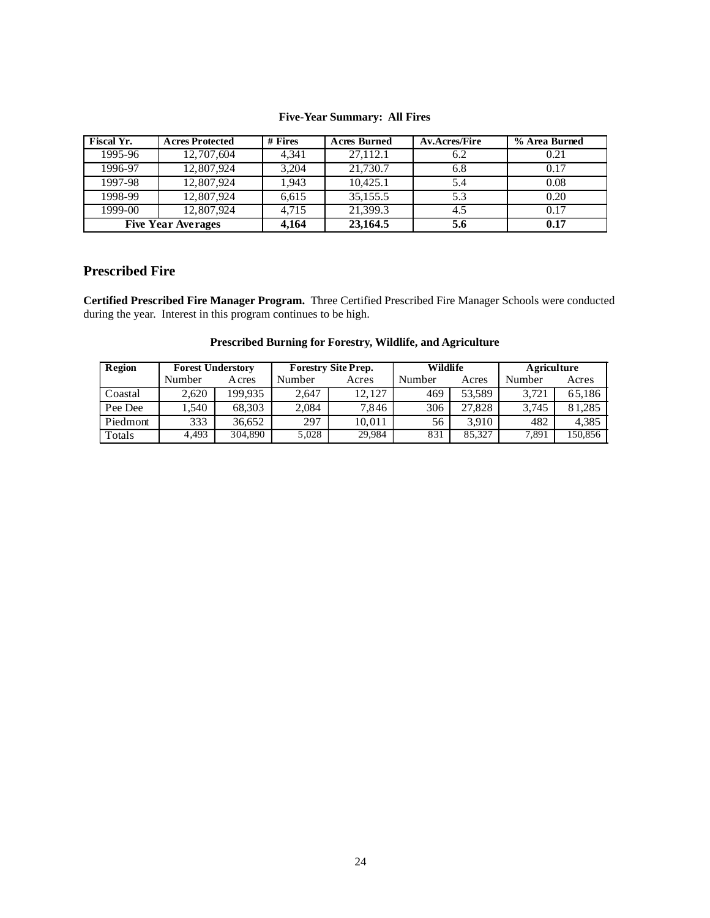**Five-Year Summary: All Fires**

| Fiscal Yr. | Acres Protected | # Fires | Acres Burned | Av.Acres/Fire | % Area Burned |
|---|---|---|---|---|---|
| 1995-96 | 12,707,604 | 4,341 | 27,112.1 | 6.2 | 0.21 |
| 1996-97 | 12,807,924 | 3,204 | 21,730.7 | 6.8 | 0.17 |
| 1997-98 | 12,807,924 | 1,943 | 10,425.1 | 5.4 | 0.08 |
| 1998-99 | 12,807,924 | 6,615 | 35,155.5 | 5.3 | 0.20 |
| 1999-00 | 12,807,924 | 4,715 | 21,399.3 | 4.5 | 0.17 |
| **Five Year Averages** | | **4,164** | **23,164.5** | **5.6** | **0.17** |

## Prescribed Fire

**Certified Prescribed Fire Manager Program.** Three Certified Prescribed Fire Manager Schools were conducted during the year. Interest in this program continues to be high.

**Prescribed Burning for Forestry, Wildlife, and Agriculture**

| Region | Forest Understory | | Forestry Site Prep. | | Wildlife | | Agriculture | |
|---|---|---|---|---|---|---|---|---|
| | Number | Acres | Number | Acres | Number | Acres | Number | Acres |
| Coastal | 2,620 | 199,935 | 2,647 | 12,127 | 469 | 53,589 | 3,721 | 65,186 |
| Pee Dee | 1,540 | 68,303 | 2,084 | 7,846 | 306 | 27,828 | 3,745 | 81,285 |
| Piedmont | 333 | 36,652 | 297 | 10,011 | 56 | 3,910 | 482 | 4,385 |
| Totals | 4,493 | 304,890 | 5,028 | 29,984 | 831 | 85,327 | 7,891 | 150,856 |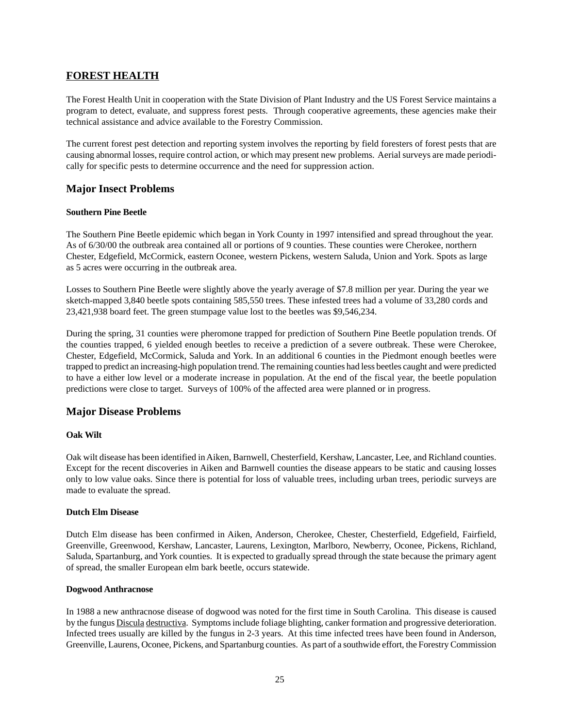## FOREST HEALTH

The Forest Health Unit in cooperation with the State Division of Plant Industry and the US Forest Service maintains a program to detect, evaluate, and suppress forest pests. Through cooperative agreements, these agencies make their technical assistance and advice available to the Forestry Commission.

The current forest pest detection and reporting system involves the reporting by field foresters of forest pests that are causing abnormal losses, require control action, or which may present new problems. Aerial surveys are made periodically for specific pests to determine occurrence and the need for suppression action.

### Major Insect Problems

#### Southern Pine Beetle

The Southern Pine Beetle epidemic which began in York County in 1997 intensified and spread throughout the year. As of 6/30/00 the outbreak area contained all or portions of 9 counties. These counties were Cherokee, northern Chester, Edgefield, McCormick, eastern Oconee, western Pickens, western Saluda, Union and York. Spots as large as 5 acres were occurring in the outbreak area.

Losses to Southern Pine Beetle were slightly above the yearly average of $7.8 million per year. During the year we sketch-mapped 3,840 beetle spots containing 585,550 trees. These infested trees had a volume of 33,280 cords and 23,421,938 board feet. The green stumpage value lost to the beetles was $9,546,234.

During the spring, 31 counties were pheromone trapped for prediction of Southern Pine Beetle population trends. Of the counties trapped, 6 yielded enough beetles to receive a prediction of a severe outbreak. These were Cherokee, Chester, Edgefield, McCormick, Saluda and York. In an additional 6 counties in the Piedmont enough beetles were trapped to predict an increasing-high population trend. The remaining counties had less beetles caught and were predicted to have a either low level or a moderate increase in population. At the end of the fiscal year, the beetle population predictions were close to target. Surveys of 100% of the affected area were planned or in progress.

### Major Disease Problems

#### Oak Wilt

Oak wilt disease has been identified in Aiken, Barnwell, Chesterfield, Kershaw, Lancaster, Lee, and Richland counties. Except for the recent discoveries in Aiken and Barnwell counties the disease appears to be static and causing losses only to low value oaks. Since there is potential for loss of valuable trees, including urban trees, periodic surveys are made to evaluate the spread.

#### Dutch Elm Disease

Dutch Elm disease has been confirmed in Aiken, Anderson, Cherokee, Chester, Chesterfield, Edgefield, Fairfield, Greenville, Greenwood, Kershaw, Lancaster, Laurens, Lexington, Marlboro, Newberry, Oconee, Pickens, Richland, Saluda, Spartanburg, and York counties. It is expected to gradually spread through the state because the primary agent of spread, the smaller European elm bark beetle, occurs statewide.

#### Dogwood Anthracnose

In 1988 a new anthracnose disease of dogwood was noted for the first time in South Carolina. This disease is caused by the fungus Discula destructiva. Symptoms include foliage blighting, canker formation and progressive deterioration. Infected trees usually are killed by the fungus in 2-3 years. At this time infected trees have been found in Anderson, Greenville, Laurens, Oconee, Pickens, and Spartanburg counties. As part of a southwide effort, the Forestry Commission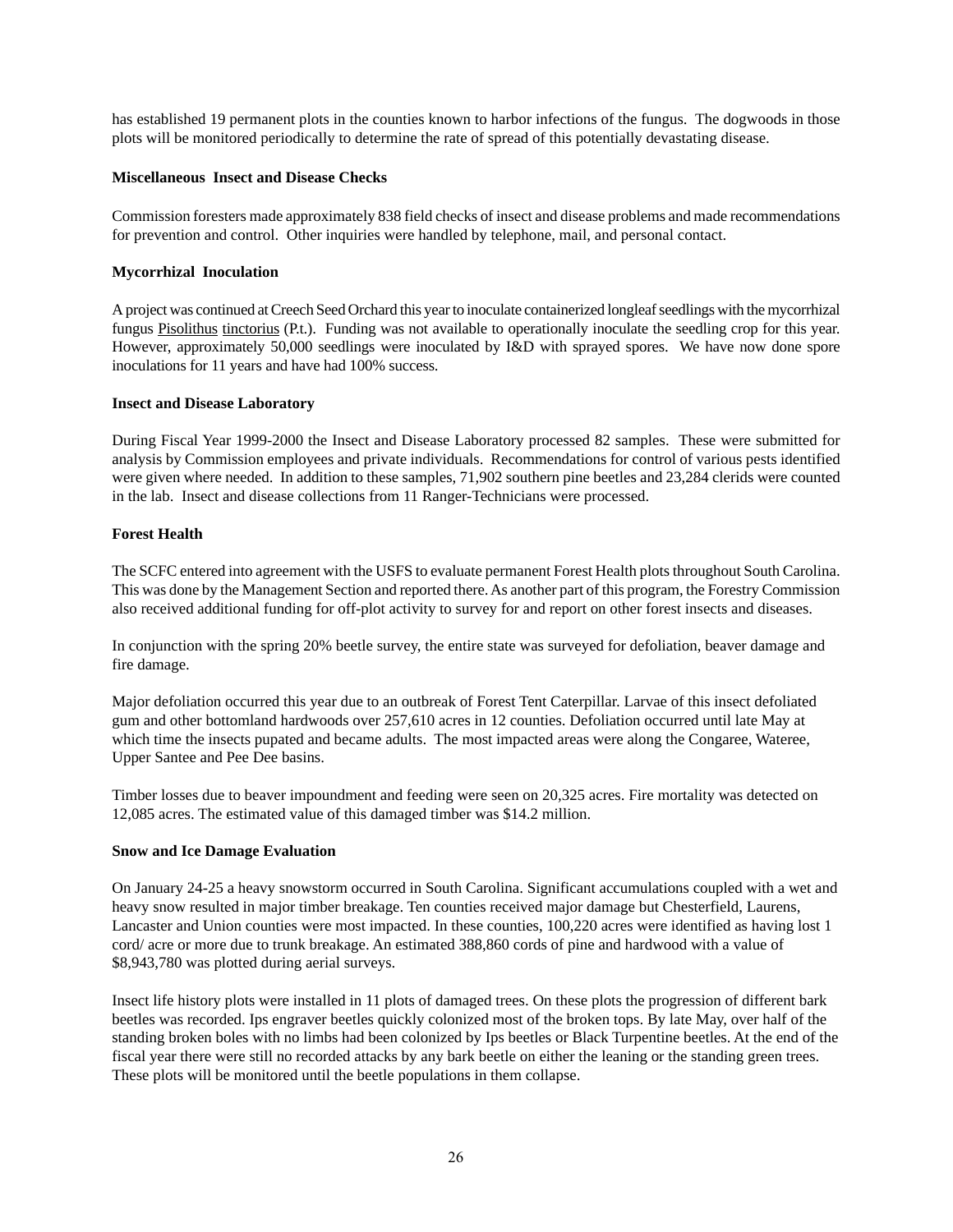has established 19 permanent plots in the counties known to harbor infections of the fungus. The dogwoods in those plots will be monitored periodically to determine the rate of spread of this potentially devastating disease.

**Miscellaneous Insect and Disease Checks**

Commission foresters made approximately 838 field checks of insect and disease problems and made recommendations for prevention and control. Other inquiries were handled by telephone, mail, and personal contact.

**Mycorrhizal Inoculation**

A project was continued at Creech Seed Orchard this year to inoculate containerized longleaf seedlings with the mycorrhizal fungus Pisolithus tinctorius (P.t.). Funding was not available to operationally inoculate the seedling crop for this year. However, approximately 50,000 seedlings were inoculated by I&D with sprayed spores. We have now done spore inoculations for 11 years and have had 100% success.

**Insect and Disease Laboratory**

During Fiscal Year 1999-2000 the Insect and Disease Laboratory processed 82 samples. These were submitted for analysis by Commission employees and private individuals. Recommendations for control of various pests identified were given where needed. In addition to these samples, 71,902 southern pine beetles and 23,284 clerids were counted in the lab. Insect and disease collections from 11 Ranger-Technicians were processed.

**Forest Health**

The SCFC entered into agreement with the USFS to evaluate permanent Forest Health plots throughout South Carolina. This was done by the Management Section and reported there. As another part of this program, the Forestry Commission also received additional funding for off-plot activity to survey for and report on other forest insects and diseases.

In conjunction with the spring 20% beetle survey, the entire state was surveyed for defoliation, beaver damage and fire damage.

Major defoliation occurred this year due to an outbreak of Forest Tent Caterpillar. Larvae of this insect defoliated gum and other bottomland hardwoods over 257,610 acres in 12 counties. Defoliation occurred until late May at which time the insects pupated and became adults. The most impacted areas were along the Congaree, Wateree, Upper Santee and Pee Dee basins.

Timber losses due to beaver impoundment and feeding were seen on 20,325 acres. Fire mortality was detected on 12,085 acres. The estimated value of this damaged timber was $14.2 million.

**Snow and Ice Damage Evaluation**

On January 24-25 a heavy snowstorm occurred in South Carolina. Significant accumulations coupled with a wet and heavy snow resulted in major timber breakage. Ten counties received major damage but Chesterfield, Laurens, Lancaster and Union counties were most impacted. In these counties, 100,220 acres were identified as having lost 1 cord/ acre or more due to trunk breakage. An estimated 388,860 cords of pine and hardwood with a value of $8,943,780 was plotted during aerial surveys.

Insect life history plots were installed in 11 plots of damaged trees. On these plots the progression of different bark beetles was recorded. Ips engraver beetles quickly colonized most of the broken tops. By late May, over half of the standing broken boles with no limbs had been colonized by Ips beetles or Black Turpentine beetles. At the end of the fiscal year there were still no recorded attacks by any bark beetle on either the leaning or the standing green trees. These plots will be monitored until the beetle populations in them collapse.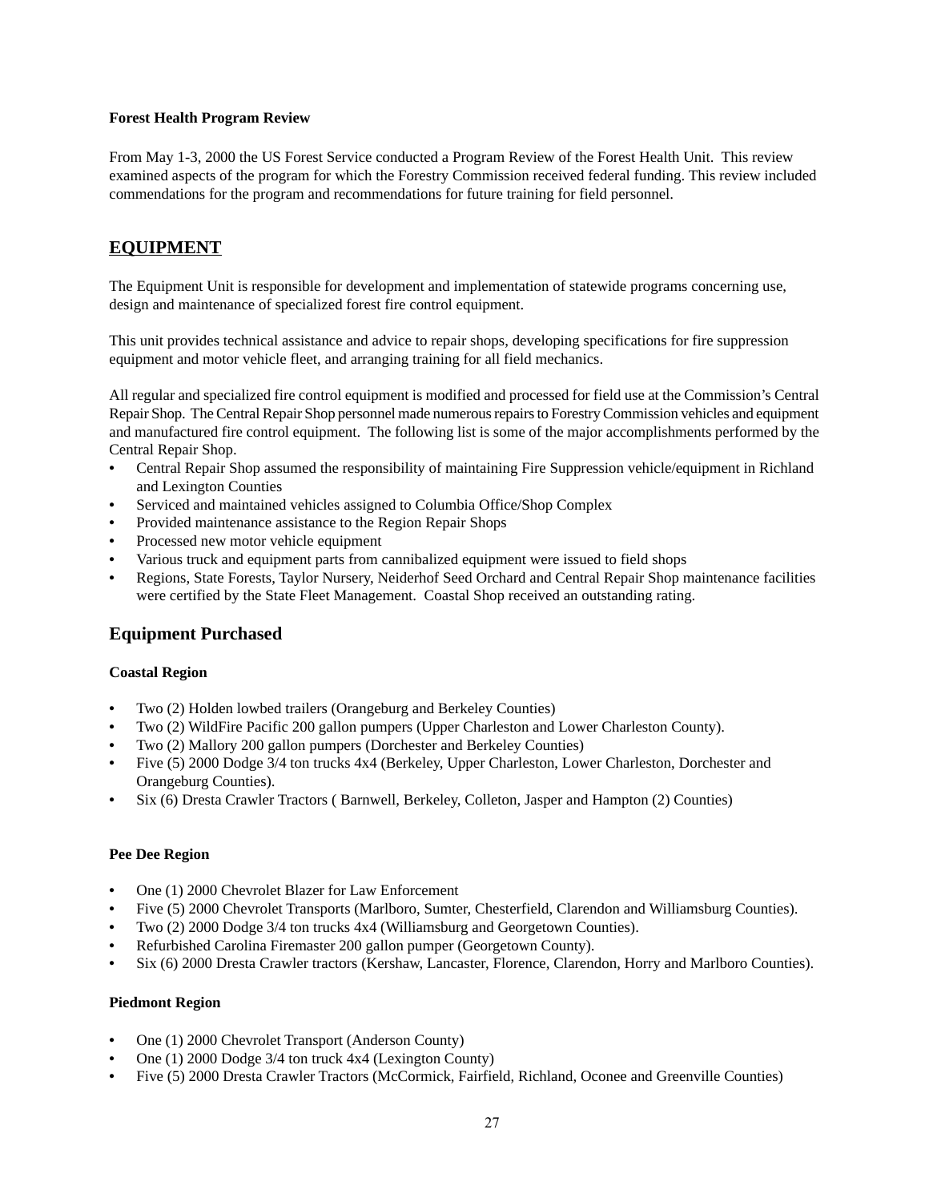**Forest Health Program Review**

From May 1-3, 2000 the US Forest Service conducted a Program Review of the Forest Health Unit. This review examined aspects of the program for which the Forestry Commission received federal funding. This review included commendations for the program and recommendations for future training for field personnel.

## EQUIPMENT

The Equipment Unit is responsible for development and implementation of statewide programs concerning use, design and maintenance of specialized forest fire control equipment.

This unit provides technical assistance and advice to repair shops, developing specifications for fire suppression equipment and motor vehicle fleet, and arranging training for all field mechanics.

All regular and specialized fire control equipment is modified and processed for field use at the Commission's Central Repair Shop. The Central Repair Shop personnel made numerous repairs to Forestry Commission vehicles and equipment and manufactured fire control equipment. The following list is some of the major accomplishments performed by the Central Repair Shop.

- Central Repair Shop assumed the responsibility of maintaining Fire Suppression vehicle/equipment in Richland and Lexington Counties
- Serviced and maintained vehicles assigned to Columbia Office/Shop Complex
- Provided maintenance assistance to the Region Repair Shops
- Processed new motor vehicle equipment
- Various truck and equipment parts from cannibalized equipment were issued to field shops
- Regions, State Forests, Taylor Nursery, Neiderhof Seed Orchard and Central Repair Shop maintenance facilities were certified by the State Fleet Management. Coastal Shop received an outstanding rating.

### Equipment Purchased

**Coastal Region**

- Two (2) Holden lowbed trailers (Orangeburg and Berkeley Counties)
- Two (2) WildFire Pacific 200 gallon pumpers (Upper Charleston and Lower Charleston County).
- Two (2) Mallory 200 gallon pumpers (Dorchester and Berkeley Counties)
- Five (5) 2000 Dodge 3/4 ton trucks 4x4 (Berkeley, Upper Charleston, Lower Charleston, Dorchester and Orangeburg Counties).
- Six (6) Dresta Crawler Tractors ( Barnwell, Berkeley, Colleton, Jasper and Hampton (2) Counties)

**Pee Dee Region**

- One (1) 2000 Chevrolet Blazer for Law Enforcement
- Five (5) 2000 Chevrolet Transports (Marlboro, Sumter, Chesterfield, Clarendon and Williamsburg Counties).
- Two (2) 2000 Dodge 3/4 ton trucks 4x4 (Williamsburg and Georgetown Counties).
- Refurbished Carolina Firemaster 200 gallon pumper (Georgetown County).
- Six (6) 2000 Dresta Crawler tractors (Kershaw, Lancaster, Florence, Clarendon, Horry and Marlboro Counties).

**Piedmont Region**

- One (1) 2000 Chevrolet Transport (Anderson County)
- One (1) 2000 Dodge 3/4 ton truck 4x4 (Lexington County)
- Five (5) 2000 Dresta Crawler Tractors (McCormick, Fairfield, Richland, Oconee and Greenville Counties)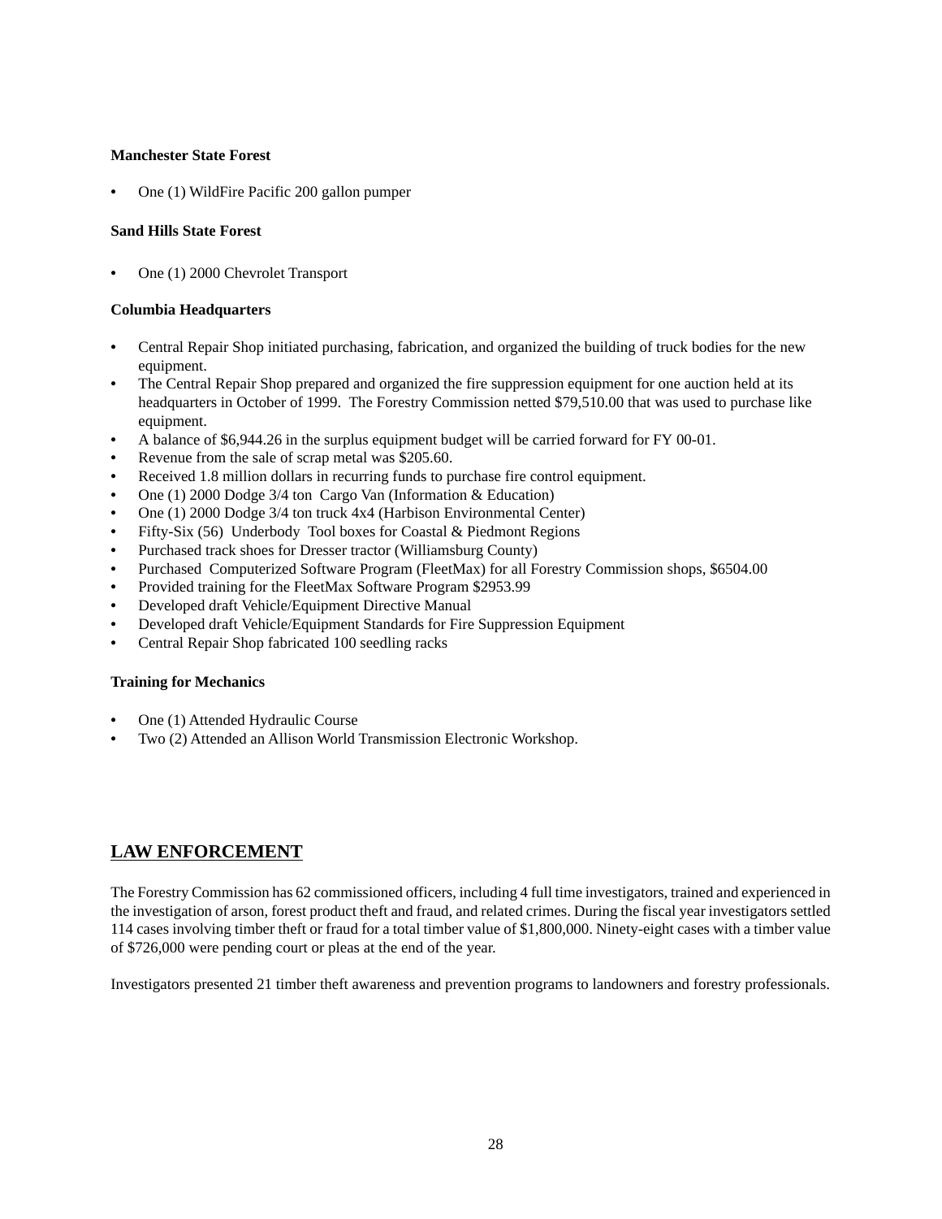**Manchester State Forest**

- One (1) WildFire Pacific 200 gallon pumper

**Sand Hills State Forest**

- One (1) 2000 Chevrolet Transport

**Columbia Headquarters**

- Central Repair Shop initiated purchasing, fabrication, and organized the building of truck bodies for the new equipment.
- The Central Repair Shop prepared and organized the fire suppression equipment for one auction held at its headquarters in October of 1999. The Forestry Commission netted $79,510.00 that was used to purchase like equipment.
- A balance of $6,944.26 in the surplus equipment budget will be carried forward for FY 00-01.
- Revenue from the sale of scrap metal was $205.60.
- Received 1.8 million dollars in recurring funds to purchase fire control equipment.
- One (1) 2000 Dodge 3/4 ton Cargo Van (Information & Education)
- One (1) 2000 Dodge 3/4 ton truck 4x4 (Harbison Environmental Center)
- Fifty-Six (56) Underbody Tool boxes for Coastal & Piedmont Regions
- Purchased track shoes for Dresser tractor (Williamsburg County)
- Purchased Computerized Software Program (FleetMax) for all Forestry Commission shops, $6504.00
- Provided training for the FleetMax Software Program $2953.99
- Developed draft Vehicle/Equipment Directive Manual
- Developed draft Vehicle/Equipment Standards for Fire Suppression Equipment
- Central Repair Shop fabricated 100 seedling racks

**Training for Mechanics**

- One (1) Attended Hydraulic Course
- Two (2) Attended an Allison World Transmission Electronic Workshop.

## LAW ENFORCEMENT

The Forestry Commission has 62 commissioned officers, including 4 full time investigators, trained and experienced in the investigation of arson, forest product theft and fraud, and related crimes. During the fiscal year investigators settled 114 cases involving timber theft or fraud for a total timber value of $1,800,000. Ninety-eight cases with a timber value of $726,000 were pending court or pleas at the end of the year.

Investigators presented 21 timber theft awareness and prevention programs to landowners and forestry professionals.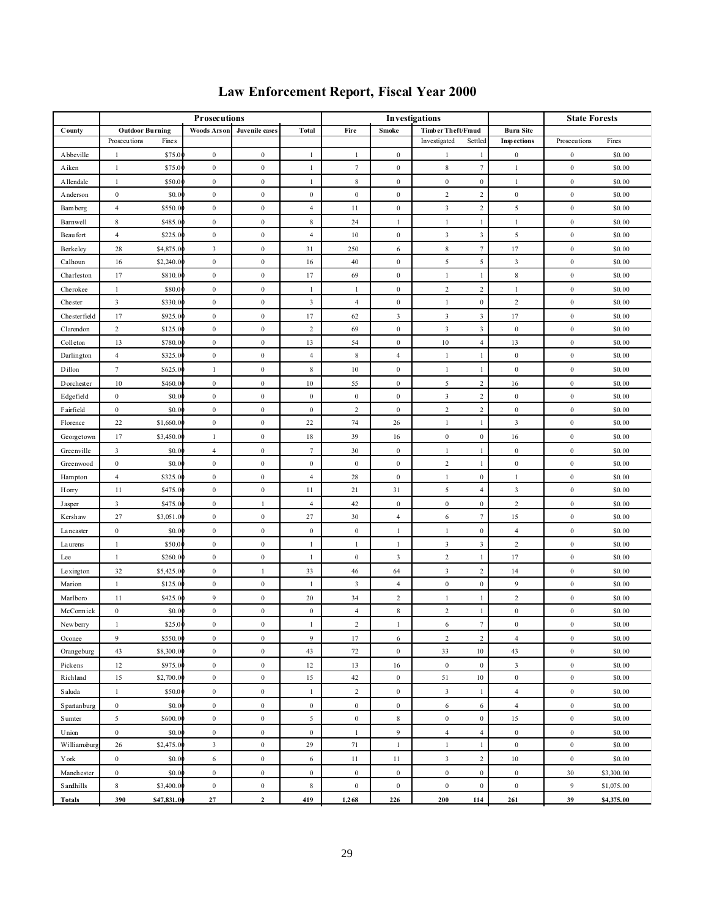# Law Enforcement Report, Fiscal Year 2000

| County | Prosecutions | | | | | Investigations | | | | | State Forests | |
|---|---|---|---|---|---|---|---|---|---|---|---|---|
| | Outdoor Burning | | Woods Arson | Juvenile cases | Total | Fire | Smoke | Timber Theft/Fraud | | Burn Site | | |
| | Prosecutions | Fines | | | | | | Investigated | Settled | Inspections | Prosecutions | Fines |
| Abbeville | 1 | $75.00 | 0 | 0 | 1 | 1 | 0 | 1 | 1 | 0 | 0 | $0.00 |
| Aiken | 1 | $75.00 | 0 | 0 | 1 | 7 | 0 | 8 | 7 | 1 | 0 | $0.00 |
| Allendale | 1 | $50.00 | 0 | 0 | 1 | 8 | 0 | 0 | 0 | 1 | 0 | $0.00 |
| Anderson | 0 | $0.00 | 0 | 0 | 0 | 0 | 0 | 2 | 2 | 0 | 0 | $0.00 |
| Bamberg | 4 | $550.00 | 0 | 0 | 4 | 11 | 0 | 3 | 2 | 5 | 0 | $0.00 |
| Barnwell | 8 | $485.00 | 0 | 0 | 8 | 24 | 1 | 1 | 1 | 1 | 0 | $0.00 |
| Beaufort | 4 | $225.00 | 0 | 0 | 4 | 10 | 0 | 3 | 3 | 5 | 0 | $0.00 |
| Berkeley | 28 | $4,875.00 | 3 | 0 | 31 | 250 | 6 | 8 | 7 | 17 | 0 | $0.00 |
| Calhoun | 16 | $2,240.00 | 0 | 0 | 16 | 40 | 0 | 5 | 5 | 3 | 0 | $0.00 |
| Charleston | 17 | $810.00 | 0 | 0 | 17 | 69 | 0 | 1 | 1 | 8 | 0 | $0.00 |
| Cherokee | 1 | $80.00 | 0 | 0 | 1 | 1 | 0 | 2 | 2 | 1 | 0 | $0.00 |
| Chester | 3 | $330.00 | 0 | 0 | 3 | 4 | 0 | 1 | 0 | 2 | 0 | $0.00 |
| Chesterfield | 17 | $925.00 | 0 | 0 | 17 | 62 | 3 | 3 | 3 | 17 | 0 | $0.00 |
| Clarendon | 2 | $125.00 | 0 | 0 | 2 | 69 | 0 | 3 | 3 | 0 | 0 | $0.00 |
| Colleton | 13 | $780.00 | 0 | 0 | 13 | 54 | 0 | 10 | 4 | 13 | 0 | $0.00 |
| Darlington | 4 | $325.00 | 0 | 0 | 4 | 8 | 4 | 1 | 1 | 0 | 0 | $0.00 |
| Dillon | 7 | $625.00 | 1 | 0 | 8 | 10 | 0 | 1 | 1 | 0 | 0 | $0.00 |
| Dorchester | 10 | $460.00 | 0 | 0 | 10 | 55 | 0 | 5 | 2 | 16 | 0 | $0.00 |
| Edgefield | 0 | $0.00 | 0 | 0 | 0 | 0 | 0 | 3 | 2 | 0 | 0 | $0.00 |
| Fairfield | 0 | $0.00 | 0 | 0 | 0 | 2 | 0 | 2 | 2 | 0 | 0 | $0.00 |
| Florence | 22 | $1,660.00 | 0 | 0 | 22 | 74 | 26 | 1 | 1 | 3 | 0 | $0.00 |
| Georgetown | 17 | $3,450.00 | 1 | 0 | 18 | 39 | 16 | 0 | 0 | 16 | 0 | $0.00 |
| Greenville | 3 | $0.00 | 4 | 0 | 7 | 30 | 0 | 1 | 1 | 0 | 0 | $0.00 |
| Greenwood | 0 | $0.00 | 0 | 0 | 0 | 0 | 0 | 2 | 1 | 0 | 0 | $0.00 |
| Hampton | 4 | $325.00 | 0 | 0 | 4 | 28 | 0 | 1 | 0 | 1 | 0 | $0.00 |
| Horry | 11 | $475.00 | 0 | 0 | 11 | 21 | 31 | 5 | 4 | 3 | 0 | $0.00 |
| Jasper | 3 | $475.00 | 0 | 1 | 4 | 42 | 0 | 0 | 0 | 2 | 0 | $0.00 |
| Kershaw | 27 | $3,051.00 | 0 | 0 | 27 | 30 | 4 | 6 | 7 | 15 | 0 | $0.00 |
| Lancaster | 0 | $0.00 | 0 | 0 | 0 | 0 | 1 | 1 | 0 | 4 | 0 | $0.00 |
| Laurens | 1 | $50.00 | 0 | 0 | 1 | 1 | 1 | 3 | 3 | 2 | 0 | $0.00 |
| Lee | 1 | $260.00 | 0 | 0 | 1 | 0 | 3 | 2 | 1 | 17 | 0 | $0.00 |
| Lexington | 32 | $5,425.00 | 0 | 1 | 33 | 46 | 64 | 3 | 2 | 14 | 0 | $0.00 |
| Marion | 1 | $125.00 | 0 | 0 | 1 | 3 | 4 | 0 | 0 | 9 | 0 | $0.00 |
| Marlboro | 11 | $425.00 | 9 | 0 | 20 | 34 | 2 | 1 | 1 | 2 | 0 | $0.00 |
| McCormick | 0 | $0.00 | 0 | 0 | 0 | 4 | 8 | 2 | 1 | 0 | 0 | $0.00 |
| Newberry | 1 | $25.00 | 0 | 0 | 1 | 2 | 1 | 6 | 7 | 0 | 0 | $0.00 |
| Oconee | 9 | $550.00 | 0 | 0 | 9 | 17 | 6 | 2 | 2 | 4 | 0 | $0.00 |
| Orangeburg | 43 | $8,300.00 | 0 | 0 | 43 | 72 | 0 | 33 | 10 | 43 | 0 | $0.00 |
| Pickens | 12 | $975.00 | 0 | 0 | 12 | 13 | 16 | 0 | 0 | 3 | 0 | $0.00 |
| Richland | 15 | $2,700.00 | 0 | 0 | 15 | 42 | 0 | 51 | 10 | 0 | 0 | $0.00 |
| Saluda | 1 | $50.00 | 0 | 0 | 1 | 2 | 0 | 3 | 1 | 4 | 0 | $0.00 |
| Spartanburg | 0 | $0.00 | 0 | 0 | 0 | 0 | 0 | 6 | 6 | 4 | 0 | $0.00 |
| Sumter | 5 | $600.00 | 0 | 0 | 5 | 0 | 8 | 0 | 0 | 15 | 0 | $0.00 |
| Union | 0 | $0.00 | 0 | 0 | 0 | 1 | 9 | 4 | 4 | 0 | 0 | $0.00 |
| Williamsburg | 26 | $2,475.00 | 3 | 0 | 29 | 71 | 1 | 1 | 1 | 0 | 0 | $0.00 |
| York | 0 | $0.00 | 6 | 0 | 6 | 11 | 11 | 3 | 2 | 10 | 0 | $0.00 |
| Manchester | 0 | $0.00 | 0 | 0 | 0 | 0 | 0 | 0 | 0 | 0 | 30 | $3,300.00 |
| Sandhills | 8 | $3,400.00 | 0 | 0 | 8 | 0 | 0 | 0 | 0 | 0 | 9 | $1,075.00 |
| **Totals** | **390** | **$47,831.00** | **27** | **2** | **419** | **1,268** | **226** | **200** | **114** | **261** | **39** | **$4,375.00** |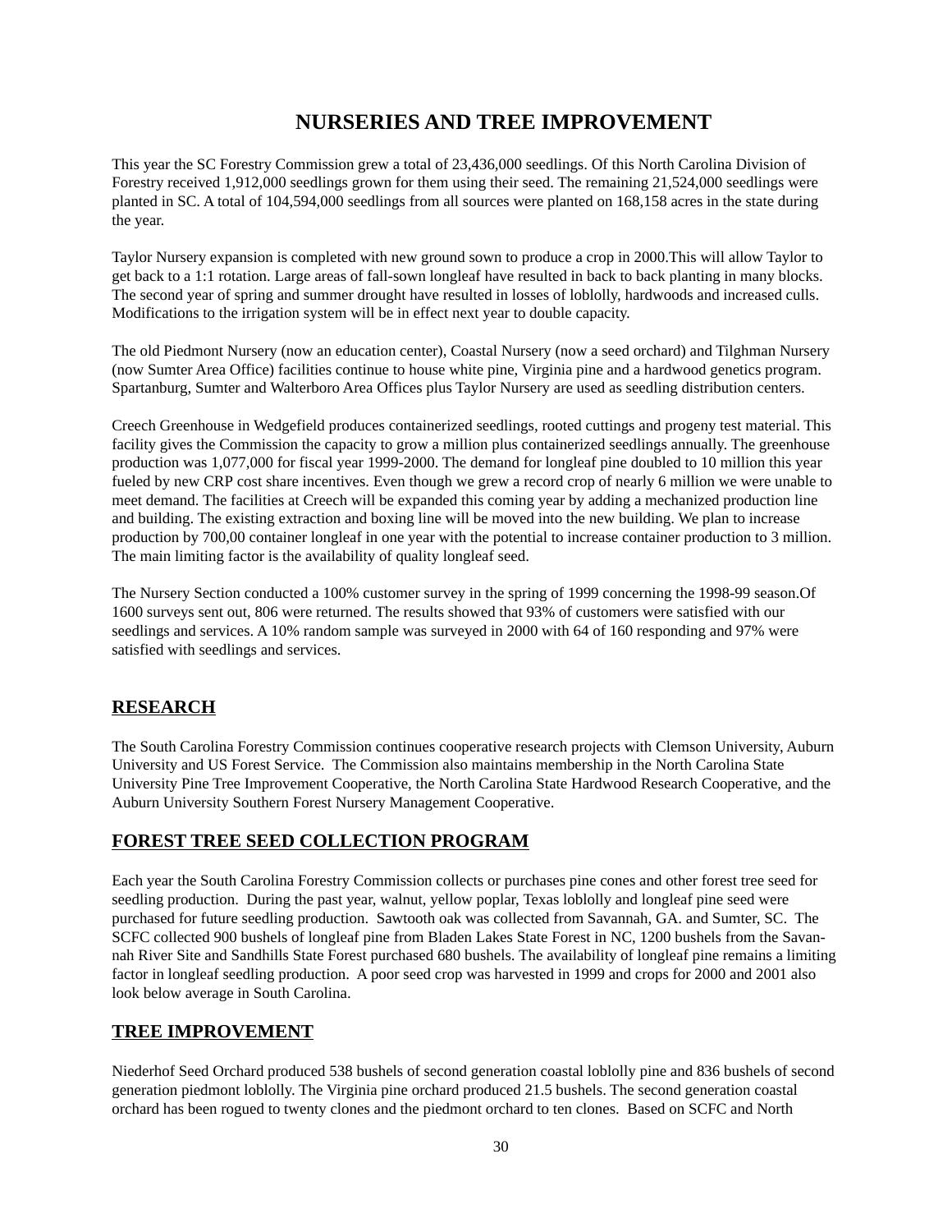# NURSERIES AND TREE IMPROVEMENT

This year the SC Forestry Commission grew a total of 23,436,000 seedlings. Of this North Carolina Division of Forestry received 1,912,000 seedlings grown for them using their seed. The remaining 21,524,000 seedlings were planted in SC. A total of 104,594,000 seedlings from all sources were planted on 168,158 acres in the state during the year.

Taylor Nursery expansion is completed with new ground sown to produce a crop in 2000.This will allow Taylor to get back to a 1:1 rotation. Large areas of fall-sown longleaf have resulted in back to back planting in many blocks. The second year of spring and summer drought have resulted in losses of loblolly, hardwoods and increased culls. Modifications to the irrigation system will be in effect next year to double capacity.

The old Piedmont Nursery (now an education center), Coastal Nursery (now a seed orchard) and Tilghman Nursery (now Sumter Area Office) facilities continue to house white pine, Virginia pine and a hardwood genetics program. Spartanburg, Sumter and Walterboro Area Offices plus Taylor Nursery are used as seedling distribution centers.

Creech Greenhouse in Wedgefield produces containerized seedlings, rooted cuttings and progeny test material. This facility gives the Commission the capacity to grow a million plus containerized seedlings annually. The greenhouse production was 1,077,000 for fiscal year 1999-2000. The demand for longleaf pine doubled to 10 million this year fueled by new CRP cost share incentives. Even though we grew a record crop of nearly 6 million we were unable to meet demand. The facilities at Creech will be expanded this coming year by adding a mechanized production line and building. The existing extraction and boxing line will be moved into the new building. We plan to increase production by 700,00 container longleaf in one year with the potential to increase container production to 3 million. The main limiting factor is the availability of quality longleaf seed.

The Nursery Section conducted a 100% customer survey in the spring of 1999 concerning the 1998-99 season.Of 1600 surveys sent out, 806 were returned. The results showed that 93% of customers were satisfied with our seedlings and services. A 10% random sample was surveyed in 2000 with 64 of 160 responding and 97% were satisfied with seedlings and services.

## RESEARCH

The South Carolina Forestry Commission continues cooperative research projects with Clemson University, Auburn University and US Forest Service. The Commission also maintains membership in the North Carolina State University Pine Tree Improvement Cooperative, the North Carolina State Hardwood Research Cooperative, and the Auburn University Southern Forest Nursery Management Cooperative.

## FOREST TREE SEED COLLECTION PROGRAM

Each year the South Carolina Forestry Commission collects or purchases pine cones and other forest tree seed for seedling production. During the past year, walnut, yellow poplar, Texas loblolly and longleaf pine seed were purchased for future seedling production. Sawtooth oak was collected from Savannah, GA. and Sumter, SC. The SCFC collected 900 bushels of longleaf pine from Bladen Lakes State Forest in NC, 1200 bushels from the Savannah River Site and Sandhills State Forest purchased 680 bushels. The availability of longleaf pine remains a limiting factor in longleaf seedling production. A poor seed crop was harvested in 1999 and crops for 2000 and 2001 also look below average in South Carolina.

## TREE IMPROVEMENT

Niederhof Seed Orchard produced 538 bushels of second generation coastal loblolly pine and 836 bushels of second generation piedmont loblolly. The Virginia pine orchard produced 21.5 bushels. The second generation coastal orchard has been rogued to twenty clones and the piedmont orchard to ten clones. Based on SCFC and North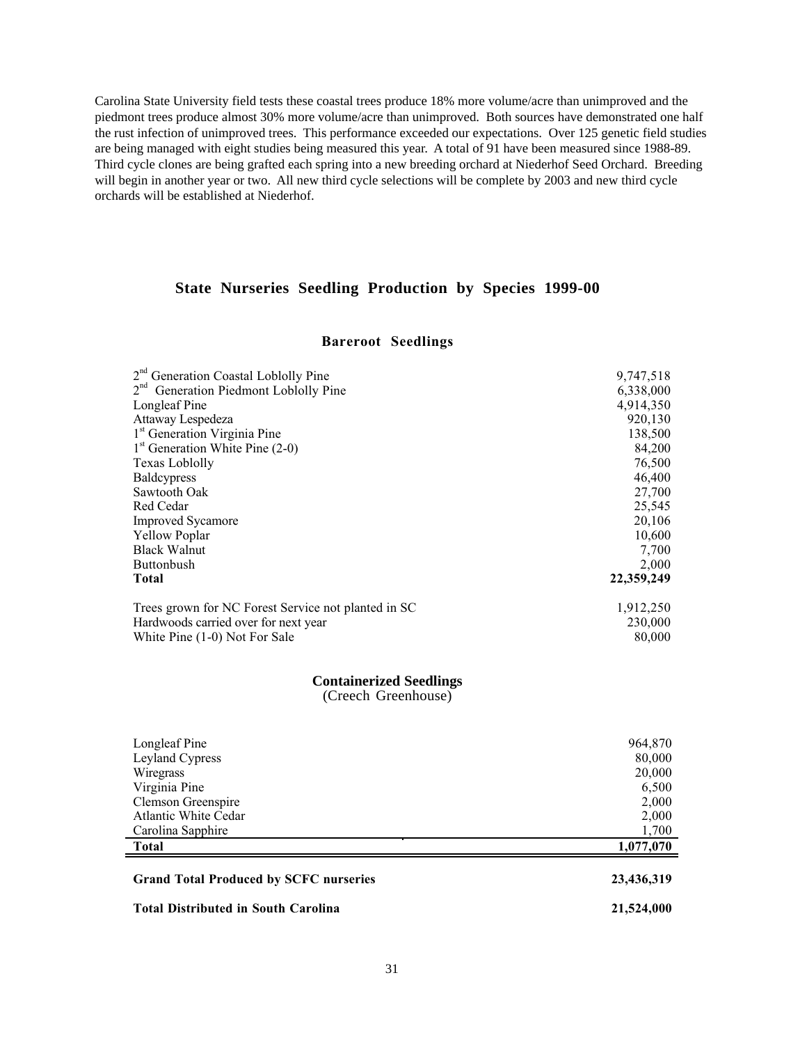Carolina State University field tests these coastal trees produce 18% more volume/acre than unimproved and the piedmont trees produce almost 30% more volume/acre than unimproved. Both sources have demonstrated one half the rust infection of unimproved trees. This performance exceeded our expectations. Over 125 genetic field studies are being managed with eight studies being measured this year. A total of 91 have been measured since 1988-89. Third cycle clones are being grafted each spring into a new breeding orchard at Niederhof Seed Orchard. Breeding will begin in another year or two. All new third cycle selections will be complete by 2003 and new third cycle orchards will be established at Niederhof.

## State Nurseries Seedling Production by Species 1999-00

### Bareroot Seedlings

| Species | Quantity |
|---|---|
| 2nd Generation Coastal Loblolly Pine | 9,747,518 |
| 2nd Generation Piedmont Loblolly Pine | 6,338,000 |
| Longleaf Pine | 4,914,350 |
| Attaway Lespedeza | 920,130 |
| 1st Generation Virginia Pine | 138,500 |
| 1st Generation White Pine (2-0) | 84,200 |
| Texas Loblolly | 76,500 |
| Baldcypress | 46,400 |
| Sawtooth Oak | 27,700 |
| Red Cedar | 25,545 |
| Improved Sycamore | 20,106 |
| Yellow Poplar | 10,600 |
| Black Walnut | 7,700 |
| Buttonbush | 2,000 |
| **Total** | **22,359,249** |
| | |
| Trees grown for NC Forest Service not planted in SC | 1,912,250 |
| Hardwoods carried over for next year | 230,000 |
| White Pine (1-0) Not For Sale | 80,000 |

### Containerized Seedlings
(Creech Greenhouse)

| Species | Quantity |
|---|---|
| Longleaf Pine | 964,870 |
| Leyland Cypress | 80,000 |
| Wiregrass | 20,000 |
| Virginia Pine | 6,500 |
| Clemson Greenspire | 2,000 |
| Atlantic White Cedar | 2,000 |
| Carolina Sapphire | 1,700 |
| **Total** | **1,077,070** |
| | |
| **Grand Total Produced by SCFC nurseries** | **23,436,319** |
| **Total Distributed in South Carolina** | **21,524,000** |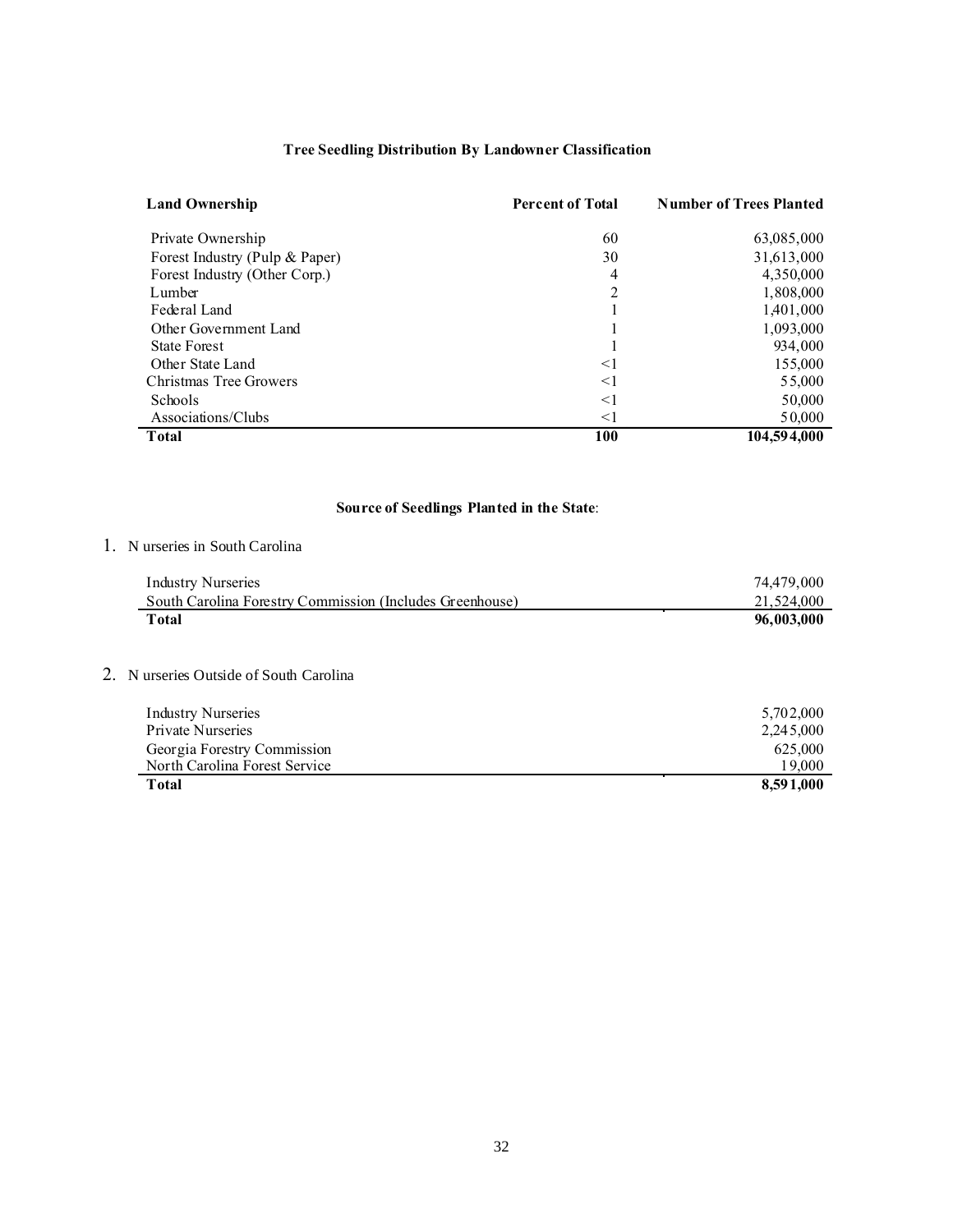**Tree Seedling Distribution By Landowner Classification**

| Land Ownership | Percent of Total | Number of Trees Planted |
|---|---|---|
| Private Ownership | 60 | 63,085,000 |
| Forest Industry (Pulp & Paper) | 30 | 31,613,000 |
| Forest Industry (Other Corp.) | 4 | 4,350,000 |
| Lumber | 2 | 1,808,000 |
| Federal Land | 1 | 1,401,000 |
| Other Government Land | 1 | 1,093,000 |
| State Forest | 1 | 934,000 |
| Other State Land | <1 | 155,000 |
| Christmas Tree Growers | <1 | 55,000 |
| Schools | <1 | 50,000 |
| Associations/Clubs | <1 | 50,000 |
| **Total** | **100** | **104,594,000** |

**Source of Seedlings Planted in the State**:

1. Nurseries in South Carolina

| | |
|---|---|
| Industry Nurseries | 74,479,000 |
| South Carolina Forestry Commission (Includes Greenhouse) | 21,524,000 |
| **Total** | **96,003,000** |

2. Nurseries Outside of South Carolina

| | |
|---|---|
| Industry Nurseries | 5,702,000 |
| Private Nurseries | 2,245,000 |
| Georgia Forestry Commission | 625,000 |
| North Carolina Forest Service | 19,000 |
| **Total** | **8,591,000** |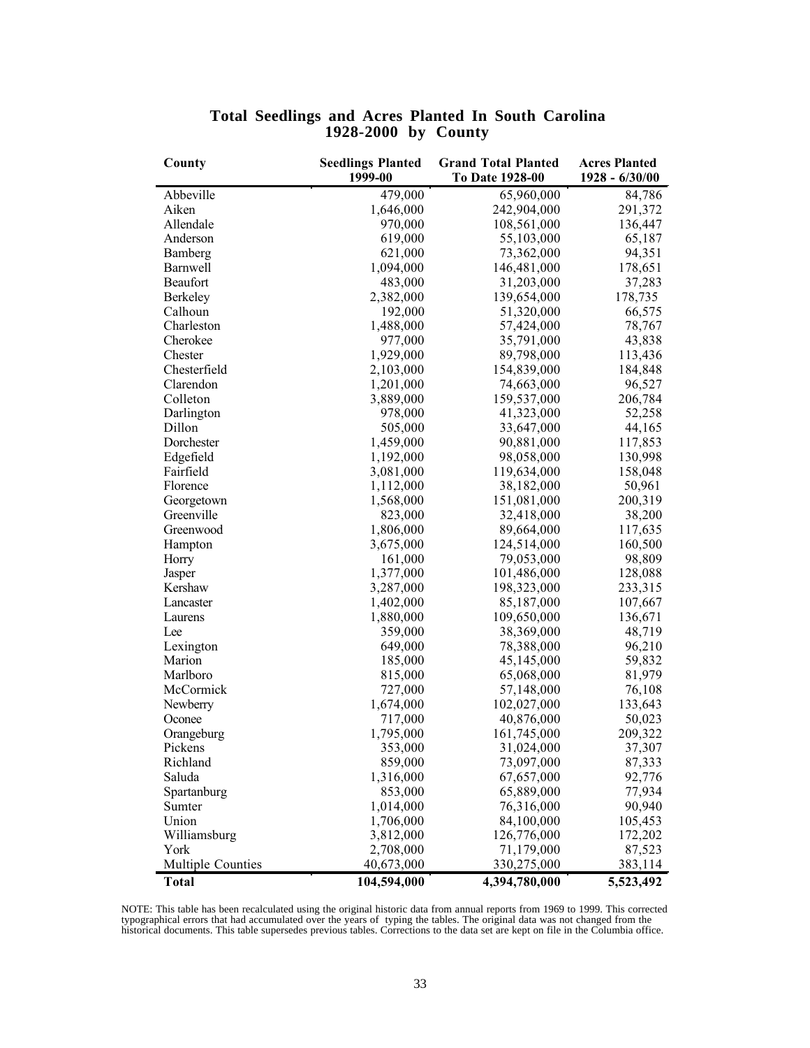## Total Seedlings and Acres Planted In South Carolina 1928-2000 by County

| County | Seedlings Planted 1999-00 | Grand Total Planted To Date 1928-00 | Acres Planted 1928 - 6/30/00 |
|---|---|---|---|
| Abbeville | 479,000 | 65,960,000 | 84,786 |
| Aiken | 1,646,000 | 242,904,000 | 291,372 |
| Allendale | 970,000 | 108,561,000 | 136,447 |
| Anderson | 619,000 | 55,103,000 | 65,187 |
| Bamberg | 621,000 | 73,362,000 | 94,351 |
| Barnwell | 1,094,000 | 146,481,000 | 178,651 |
| Beaufort | 483,000 | 31,203,000 | 37,283 |
| Berkeley | 2,382,000 | 139,654,000 | 178,735 |
| Calhoun | 192,000 | 51,320,000 | 66,575 |
| Charleston | 1,488,000 | 57,424,000 | 78,767 |
| Cherokee | 977,000 | 35,791,000 | 43,838 |
| Chester | 1,929,000 | 89,798,000 | 113,436 |
| Chesterfield | 2,103,000 | 154,839,000 | 184,848 |
| Clarendon | 1,201,000 | 74,663,000 | 96,527 |
| Colleton | 3,889,000 | 159,537,000 | 206,784 |
| Darlington | 978,000 | 41,323,000 | 52,258 |
| Dillon | 505,000 | 33,647,000 | 44,165 |
| Dorchester | 1,459,000 | 90,881,000 | 117,853 |
| Edgefield | 1,192,000 | 98,058,000 | 130,998 |
| Fairfield | 3,081,000 | 119,634,000 | 158,048 |
| Florence | 1,112,000 | 38,182,000 | 50,961 |
| Georgetown | 1,568,000 | 151,081,000 | 200,319 |
| Greenville | 823,000 | 32,418,000 | 38,200 |
| Greenwood | 1,806,000 | 89,664,000 | 117,635 |
| Hampton | 3,675,000 | 124,514,000 | 160,500 |
| Horry | 161,000 | 79,053,000 | 98,809 |
| Jasper | 1,377,000 | 101,486,000 | 128,088 |
| Kershaw | 3,287,000 | 198,323,000 | 233,315 |
| Lancaster | 1,402,000 | 85,187,000 | 107,667 |
| Laurens | 1,880,000 | 109,650,000 | 136,671 |
| Lee | 359,000 | 38,369,000 | 48,719 |
| Lexington | 649,000 | 78,388,000 | 96,210 |
| Marion | 185,000 | 45,145,000 | 59,832 |
| Marlboro | 815,000 | 65,068,000 | 81,979 |
| McCormick | 727,000 | 57,148,000 | 76,108 |
| Newberry | 1,674,000 | 102,027,000 | 133,643 |
| Oconee | 717,000 | 40,876,000 | 50,023 |
| Orangeburg | 1,795,000 | 161,745,000 | 209,322 |
| Pickens | 353,000 | 31,024,000 | 37,307 |
| Richland | 859,000 | 73,097,000 | 87,333 |
| Saluda | 1,316,000 | 67,657,000 | 92,776 |
| Spartanburg | 853,000 | 65,889,000 | 77,934 |
| Sumter | 1,014,000 | 76,316,000 | 90,940 |
| Union | 1,706,000 | 84,100,000 | 105,453 |
| Williamsburg | 3,812,000 | 126,776,000 | 172,202 |
| York | 2,708,000 | 71,179,000 | 87,523 |
| Multiple Counties | 40,673,000 | 330,275,000 | 383,114 |
| **Total** | **104,594,000** | **4,394,780,000** | **5,523,492** |

NOTE: This table has been recalculated using the original historic data from annual reports from 1969 to 1999. This corrected typographical errors that had accumulated over the years of typing the tables. The original data was not changed from the historical documents. This table supersedes previous tables. Corrections to the data set are kept on file in the Columbia office.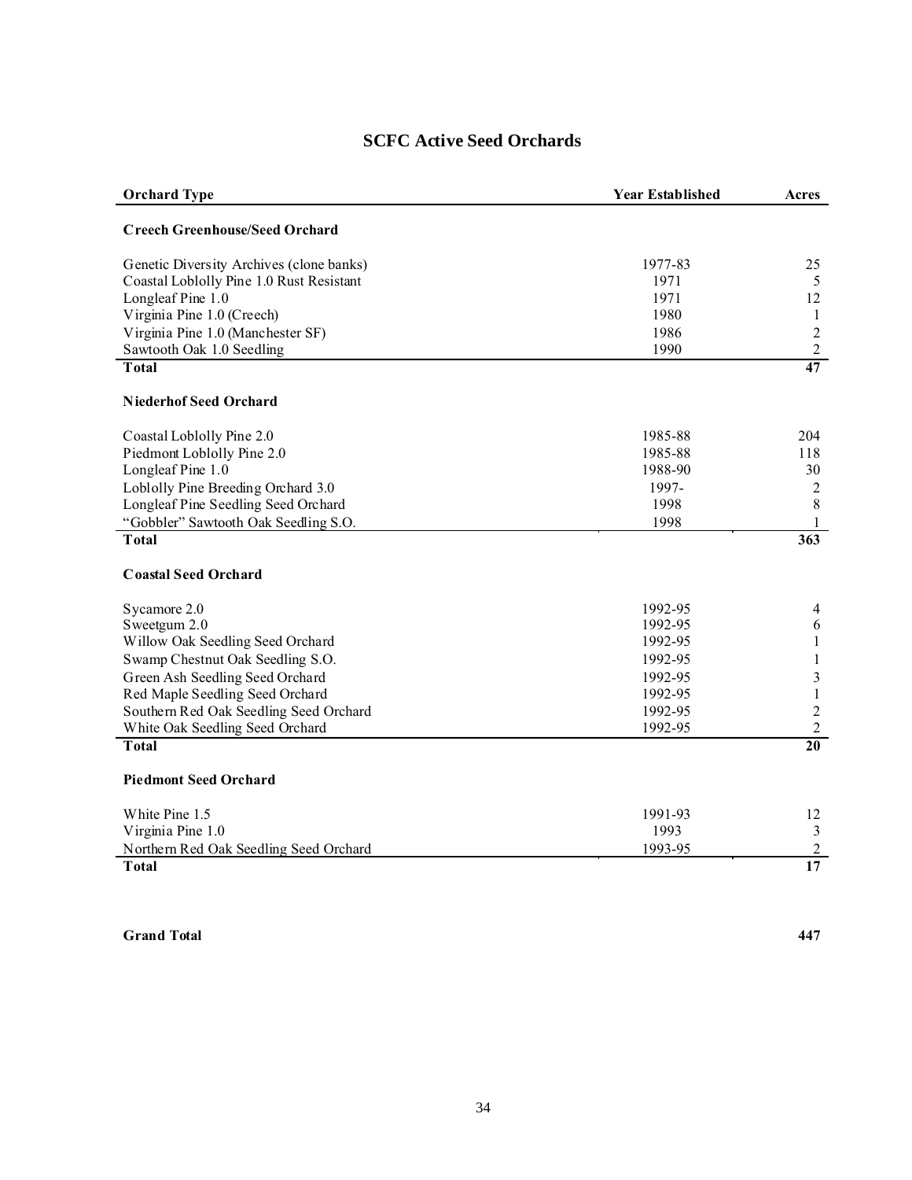# SCFC Active Seed Orchards

| Orchard Type | Year Established | Acres |
|---|---|---|
| **Creech Greenhouse/Seed Orchard** | | |
| Genetic Diversity Archives (clone banks) | 1977-83 | 25 |
| Coastal Loblolly Pine 1.0 Rust Resistant | 1971 | 5 |
| Longleaf Pine 1.0 | 1971 | 12 |
| Virginia Pine 1.0 (Creech) | 1980 | 1 |
| Virginia Pine 1.0 (Manchester SF) | 1986 | 2 |
| Sawtooth Oak 1.0 Seedling | 1990 | 2 |
| **Total** | | **47** |
| **Niederhof Seed Orchard** | | |
| Coastal Loblolly Pine 2.0 | 1985-88 | 204 |
| Piedmont Loblolly Pine 2.0 | 1985-88 | 118 |
| Longleaf Pine 1.0 | 1988-90 | 30 |
| Loblolly Pine Breeding Orchard 3.0 | 1997- | 2 |
| Longleaf Pine Seedling Seed Orchard | 1998 | 8 |
| "Gobbler" Sawtooth Oak Seedling S.O. | 1998 | 1 |
| **Total** | | **363** |
| **Coastal Seed Orchard** | | |
| Sycamore 2.0 | 1992-95 | 4 |
| Sweetgum 2.0 | 1992-95 | 6 |
| Willow Oak Seedling Seed Orchard | 1992-95 | 1 |
| Swamp Chestnut Oak Seedling S.O. | 1992-95 | 1 |
| Green Ash Seedling Seed Orchard | 1992-95 | 3 |
| Red Maple Seedling Seed Orchard | 1992-95 | 1 |
| Southern Red Oak Seedling Seed Orchard | 1992-95 | 2 |
| White Oak Seedling Seed Orchard | 1992-95 | 2 |
| **Total** | | **20** |
| **Piedmont Seed Orchard** | | |
| White Pine 1.5 | 1991-93 | 12 |
| Virginia Pine 1.0 | 1993 | 3 |
| Northern Red Oak Seedling Seed Orchard | 1993-95 | 2 |
| **Total** | | **17** |
| | | |
| **Grand Total** | | **447** |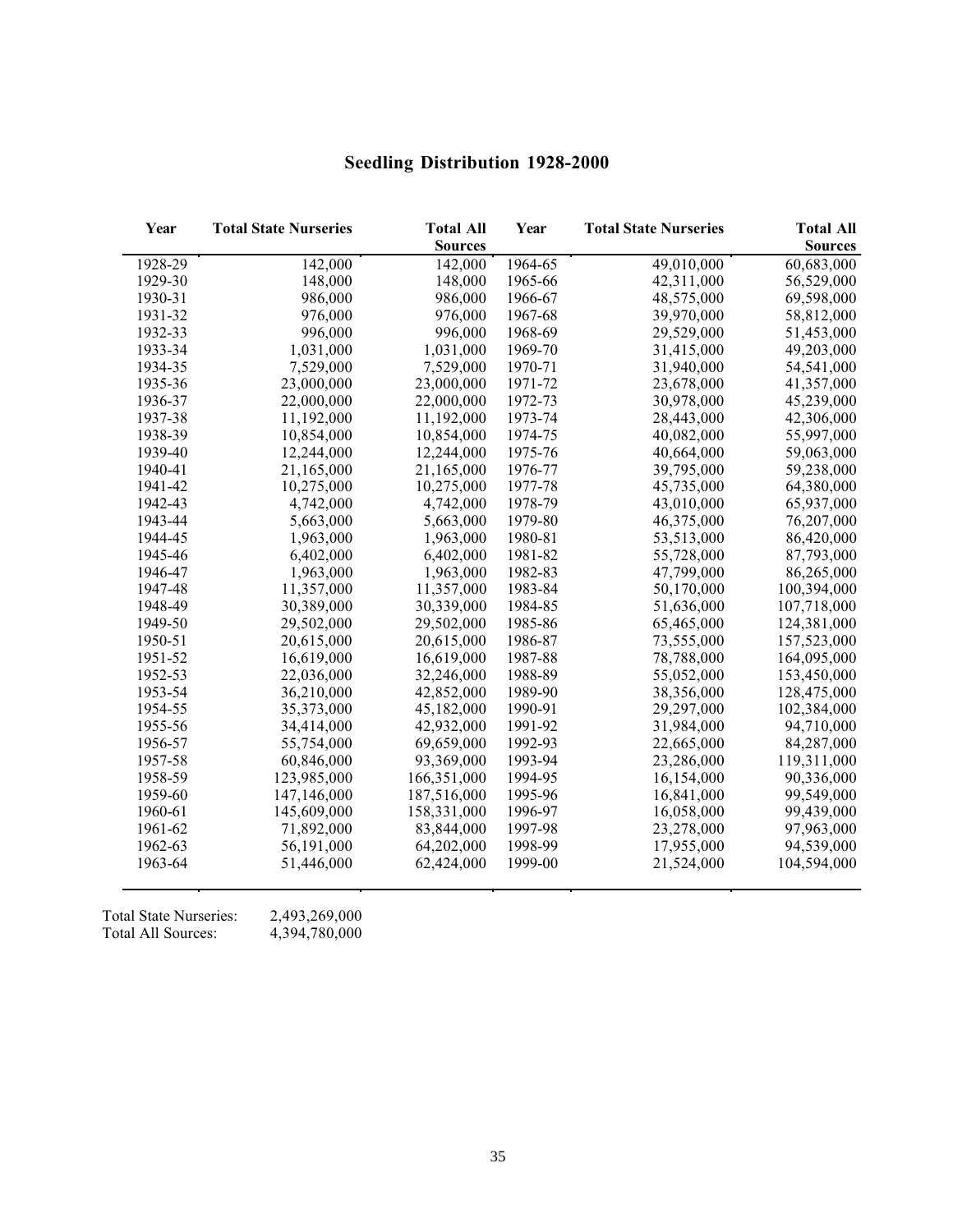## Seedling Distribution 1928-2000

| Year | Total State Nurseries | Total All Sources | Year | Total State Nurseries | Total All Sources |
|---|---|---|---|---|---|
| 1928-29 | 142,000 | 142,000 | 1964-65 | 49,010,000 | 60,683,000 |
| 1929-30 | 148,000 | 148,000 | 1965-66 | 42,311,000 | 56,529,000 |
| 1930-31 | 986,000 | 986,000 | 1966-67 | 48,575,000 | 69,598,000 |
| 1931-32 | 976,000 | 976,000 | 1967-68 | 39,970,000 | 58,812,000 |
| 1932-33 | 996,000 | 996,000 | 1968-69 | 29,529,000 | 51,453,000 |
| 1933-34 | 1,031,000 | 1,031,000 | 1969-70 | 31,415,000 | 49,203,000 |
| 1934-35 | 7,529,000 | 7,529,000 | 1970-71 | 31,940,000 | 54,541,000 |
| 1935-36 | 23,000,000 | 23,000,000 | 1971-72 | 23,678,000 | 41,357,000 |
| 1936-37 | 22,000,000 | 22,000,000 | 1972-73 | 30,978,000 | 45,239,000 |
| 1937-38 | 11,192,000 | 11,192,000 | 1973-74 | 28,443,000 | 42,306,000 |
| 1938-39 | 10,854,000 | 10,854,000 | 1974-75 | 40,082,000 | 55,997,000 |
| 1939-40 | 12,244,000 | 12,244,000 | 1975-76 | 40,664,000 | 59,063,000 |
| 1940-41 | 21,165,000 | 21,165,000 | 1976-77 | 39,795,000 | 59,238,000 |
| 1941-42 | 10,275,000 | 10,275,000 | 1977-78 | 45,735,000 | 64,380,000 |
| 1942-43 | 4,742,000 | 4,742,000 | 1978-79 | 43,010,000 | 65,937,000 |
| 1943-44 | 5,663,000 | 5,663,000 | 1979-80 | 46,375,000 | 76,207,000 |
| 1944-45 | 1,963,000 | 1,963,000 | 1980-81 | 53,513,000 | 86,420,000 |
| 1945-46 | 6,402,000 | 6,402,000 | 1981-82 | 55,728,000 | 87,793,000 |
| 1946-47 | 1,963,000 | 1,963,000 | 1982-83 | 47,799,000 | 86,265,000 |
| 1947-48 | 11,357,000 | 11,357,000 | 1983-84 | 50,170,000 | 100,394,000 |
| 1948-49 | 30,389,000 | 30,339,000 | 1984-85 | 51,636,000 | 107,718,000 |
| 1949-50 | 29,502,000 | 29,502,000 | 1985-86 | 65,465,000 | 124,381,000 |
| 1950-51 | 20,615,000 | 20,615,000 | 1986-87 | 73,555,000 | 157,523,000 |
| 1951-52 | 16,619,000 | 16,619,000 | 1987-88 | 78,788,000 | 164,095,000 |
| 1952-53 | 22,036,000 | 32,246,000 | 1988-89 | 55,052,000 | 153,450,000 |
| 1953-54 | 36,210,000 | 42,852,000 | 1989-90 | 38,356,000 | 128,475,000 |
| 1954-55 | 35,373,000 | 45,182,000 | 1990-91 | 29,297,000 | 102,384,000 |
| 1955-56 | 34,414,000 | 42,932,000 | 1991-92 | 31,984,000 | 94,710,000 |
| 1956-57 | 55,754,000 | 69,659,000 | 1992-93 | 22,665,000 | 84,287,000 |
| 1957-58 | 60,846,000 | 93,369,000 | 1993-94 | 23,286,000 | 119,311,000 |
| 1958-59 | 123,985,000 | 166,351,000 | 1994-95 | 16,154,000 | 90,336,000 |
| 1959-60 | 147,146,000 | 187,516,000 | 1995-96 | 16,841,000 | 99,549,000 |
| 1960-61 | 145,609,000 | 158,331,000 | 1996-97 | 16,058,000 | 99,439,000 |
| 1961-62 | 71,892,000 | 83,844,000 | 1997-98 | 23,278,000 | 97,963,000 |
| 1962-63 | 56,191,000 | 64,202,000 | 1998-99 | 17,955,000 | 94,539,000 |
| 1963-64 | 51,446,000 | 62,424,000 | 1999-00 | 21,524,000 | 104,594,000 |

Total State Nurseries: 2,493,269,000
Total All Sources: 4,394,780,000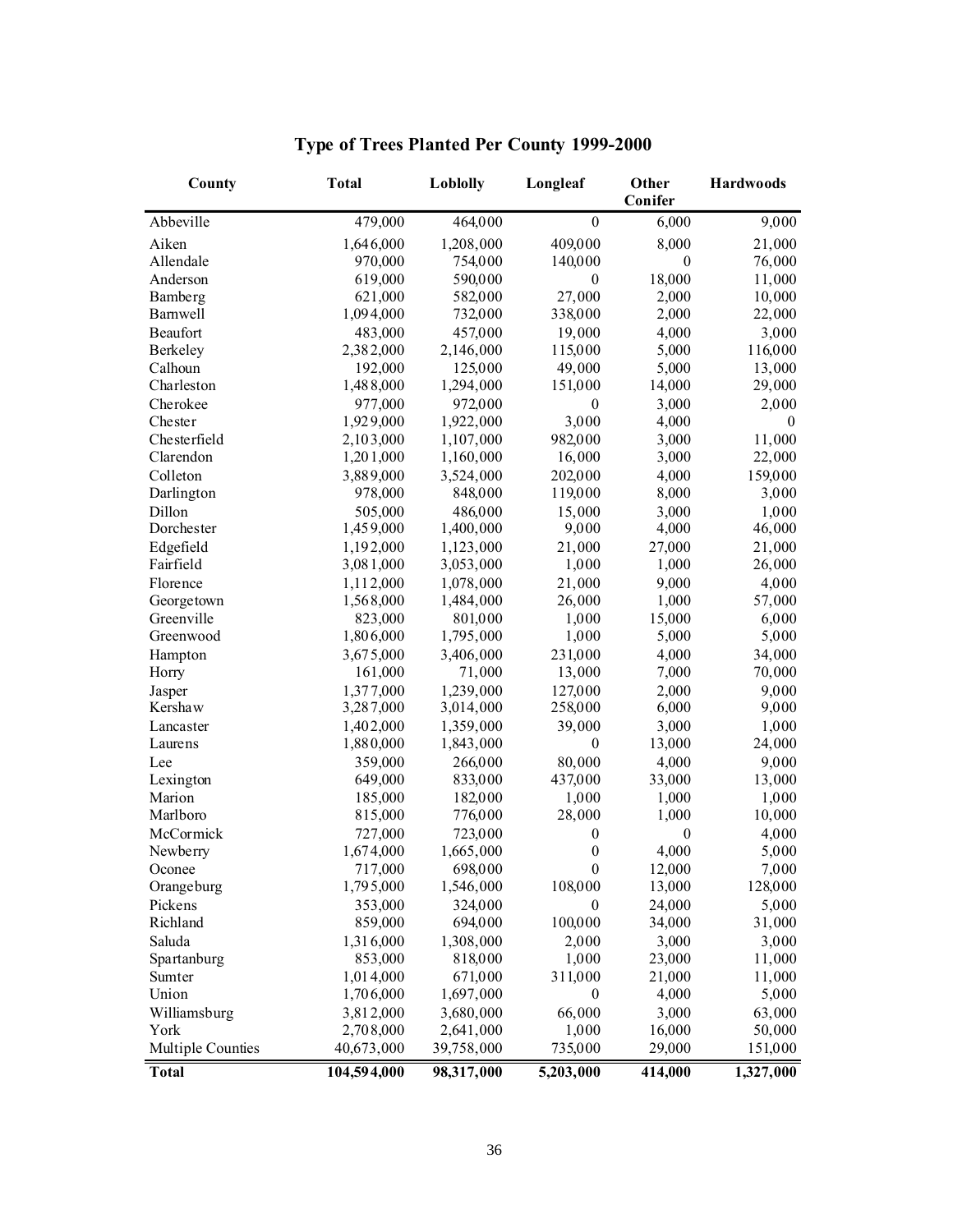# Type of Trees Planted Per County 1999-2000

| County | Total | Loblolly | Longleaf | Other Conifer | Hardwoods |
|---|---|---|---|---|---|
| Abbeville | 479,000 | 464,000 | 0 | 6,000 | 9,000 |
| Aiken | 1,646,000 | 1,208,000 | 409,000 | 8,000 | 21,000 |
| Allendale | 970,000 | 754,000 | 140,000 | 0 | 76,000 |
| Anderson | 619,000 | 590,000 | 0 | 18,000 | 11,000 |
| Bamberg | 621,000 | 582,000 | 27,000 | 2,000 | 10,000 |
| Barnwell | 1,094,000 | 732,000 | 338,000 | 2,000 | 22,000 |
| Beaufort | 483,000 | 457,000 | 19,000 | 4,000 | 3,000 |
| Berkeley | 2,382,000 | 2,146,000 | 115,000 | 5,000 | 116,000 |
| Calhoun | 192,000 | 125,000 | 49,000 | 5,000 | 13,000 |
| Charleston | 1,488,000 | 1,294,000 | 151,000 | 14,000 | 29,000 |
| Cherokee | 977,000 | 972,000 | 0 | 3,000 | 2,000 |
| Chester | 1,929,000 | 1,922,000 | 3,000 | 4,000 | 0 |
| Chesterfield | 2,103,000 | 1,107,000 | 982,000 | 3,000 | 11,000 |
| Clarendon | 1,201,000 | 1,160,000 | 16,000 | 3,000 | 22,000 |
| Colleton | 3,889,000 | 3,524,000 | 202,000 | 4,000 | 159,000 |
| Darlington | 978,000 | 848,000 | 119,000 | 8,000 | 3,000 |
| Dillon | 505,000 | 486,000 | 15,000 | 3,000 | 1,000 |
| Dorchester | 1,459,000 | 1,400,000 | 9,000 | 4,000 | 46,000 |
| Edgefield | 1,192,000 | 1,123,000 | 21,000 | 27,000 | 21,000 |
| Fairfield | 3,081,000 | 3,053,000 | 1,000 | 1,000 | 26,000 |
| Florence | 1,112,000 | 1,078,000 | 21,000 | 9,000 | 4,000 |
| Georgetown | 1,568,000 | 1,484,000 | 26,000 | 1,000 | 57,000 |
| Greenville | 823,000 | 801,000 | 1,000 | 15,000 | 6,000 |
| Greenwood | 1,806,000 | 1,795,000 | 1,000 | 5,000 | 5,000 |
| Hampton | 3,675,000 | 3,406,000 | 231,000 | 4,000 | 34,000 |
| Horry | 161,000 | 71,000 | 13,000 | 7,000 | 70,000 |
| Jasper | 1,377,000 | 1,239,000 | 127,000 | 2,000 | 9,000 |
| Kershaw | 3,287,000 | 3,014,000 | 258,000 | 6,000 | 9,000 |
| Lancaster | 1,402,000 | 1,359,000 | 39,000 | 3,000 | 1,000 |
| Laurens | 1,880,000 | 1,843,000 | 0 | 13,000 | 24,000 |
| Lee | 359,000 | 266,000 | 80,000 | 4,000 | 9,000 |
| Lexington | 649,000 | 833,000 | 437,000 | 33,000 | 13,000 |
| Marion | 185,000 | 182,000 | 1,000 | 1,000 | 1,000 |
| Marlboro | 815,000 | 776,000 | 28,000 | 1,000 | 10,000 |
| McCormick | 727,000 | 723,000 | 0 | 0 | 4,000 |
| Newberry | 1,674,000 | 1,665,000 | 0 | 4,000 | 5,000 |
| Oconee | 717,000 | 698,000 | 0 | 12,000 | 7,000 |
| Orangeburg | 1,795,000 | 1,546,000 | 108,000 | 13,000 | 128,000 |
| Pickens | 353,000 | 324,000 | 0 | 24,000 | 5,000 |
| Richland | 859,000 | 694,000 | 100,000 | 34,000 | 31,000 |
| Saluda | 1,316,000 | 1,308,000 | 2,000 | 3,000 | 3,000 |
| Spartanburg | 853,000 | 818,000 | 1,000 | 23,000 | 11,000 |
| Sumter | 1,014,000 | 671,000 | 311,000 | 21,000 | 11,000 |
| Union | 1,706,000 | 1,697,000 | 0 | 4,000 | 5,000 |
| Williamsburg | 3,812,000 | 3,680,000 | 66,000 | 3,000 | 63,000 |
| York | 2,708,000 | 2,641,000 | 1,000 | 16,000 | 50,000 |
| Multiple Counties | 40,673,000 | 39,758,000 | 735,000 | 29,000 | 151,000 |
| **Total** | **104,594,000** | **98,317,000** | **5,203,000** | **414,000** | **1,327,000** |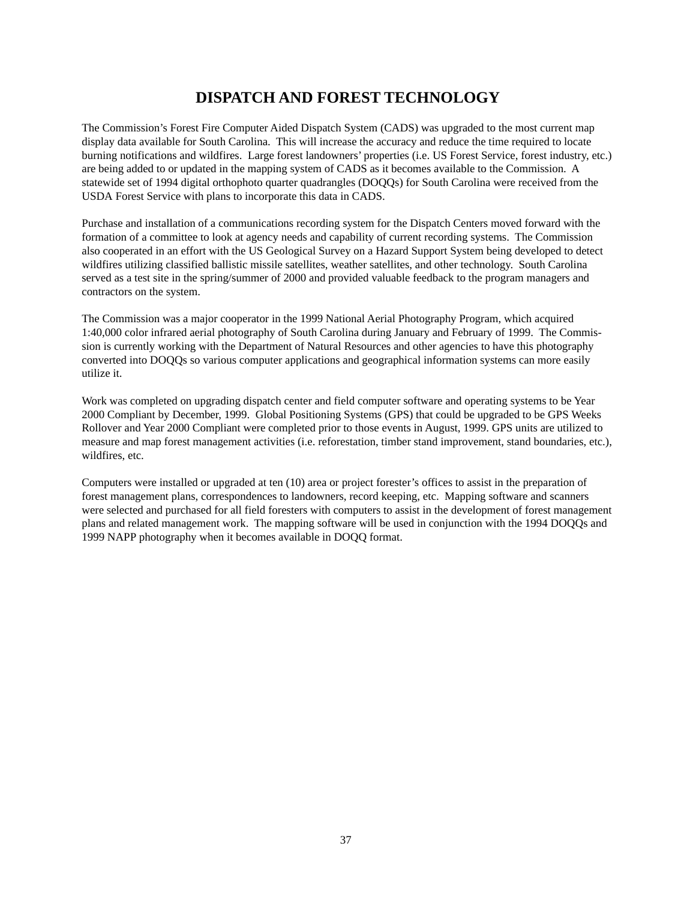# DISPATCH AND FOREST TECHNOLOGY

The Commission's Forest Fire Computer Aided Dispatch System (CADS) was upgraded to the most current map display data available for South Carolina. This will increase the accuracy and reduce the time required to locate burning notifications and wildfires. Large forest landowners' properties (i.e. US Forest Service, forest industry, etc.) are being added to or updated in the mapping system of CADS as it becomes available to the Commission. A statewide set of 1994 digital orthophoto quarter quadrangles (DOQQs) for South Carolina were received from the USDA Forest Service with plans to incorporate this data in CADS.

Purchase and installation of a communications recording system for the Dispatch Centers moved forward with the formation of a committee to look at agency needs and capability of current recording systems. The Commission also cooperated in an effort with the US Geological Survey on a Hazard Support System being developed to detect wildfires utilizing classified ballistic missile satellites, weather satellites, and other technology. South Carolina served as a test site in the spring/summer of 2000 and provided valuable feedback to the program managers and contractors on the system.

The Commission was a major cooperator in the 1999 National Aerial Photography Program, which acquired 1:40,000 color infrared aerial photography of South Carolina during January and February of 1999. The Commission is currently working with the Department of Natural Resources and other agencies to have this photography converted into DOQQs so various computer applications and geographical information systems can more easily utilize it.

Work was completed on upgrading dispatch center and field computer software and operating systems to be Year 2000 Compliant by December, 1999. Global Positioning Systems (GPS) that could be upgraded to be GPS Weeks Rollover and Year 2000 Compliant were completed prior to those events in August, 1999. GPS units are utilized to measure and map forest management activities (i.e. reforestation, timber stand improvement, stand boundaries, etc.), wildfires, etc.

Computers were installed or upgraded at ten (10) area or project forester's offices to assist in the preparation of forest management plans, correspondences to landowners, record keeping, etc. Mapping software and scanners were selected and purchased for all field foresters with computers to assist in the development of forest management plans and related management work. The mapping software will be used in conjunction with the 1994 DOQQs and 1999 NAPP photography when it becomes available in DOQQ format.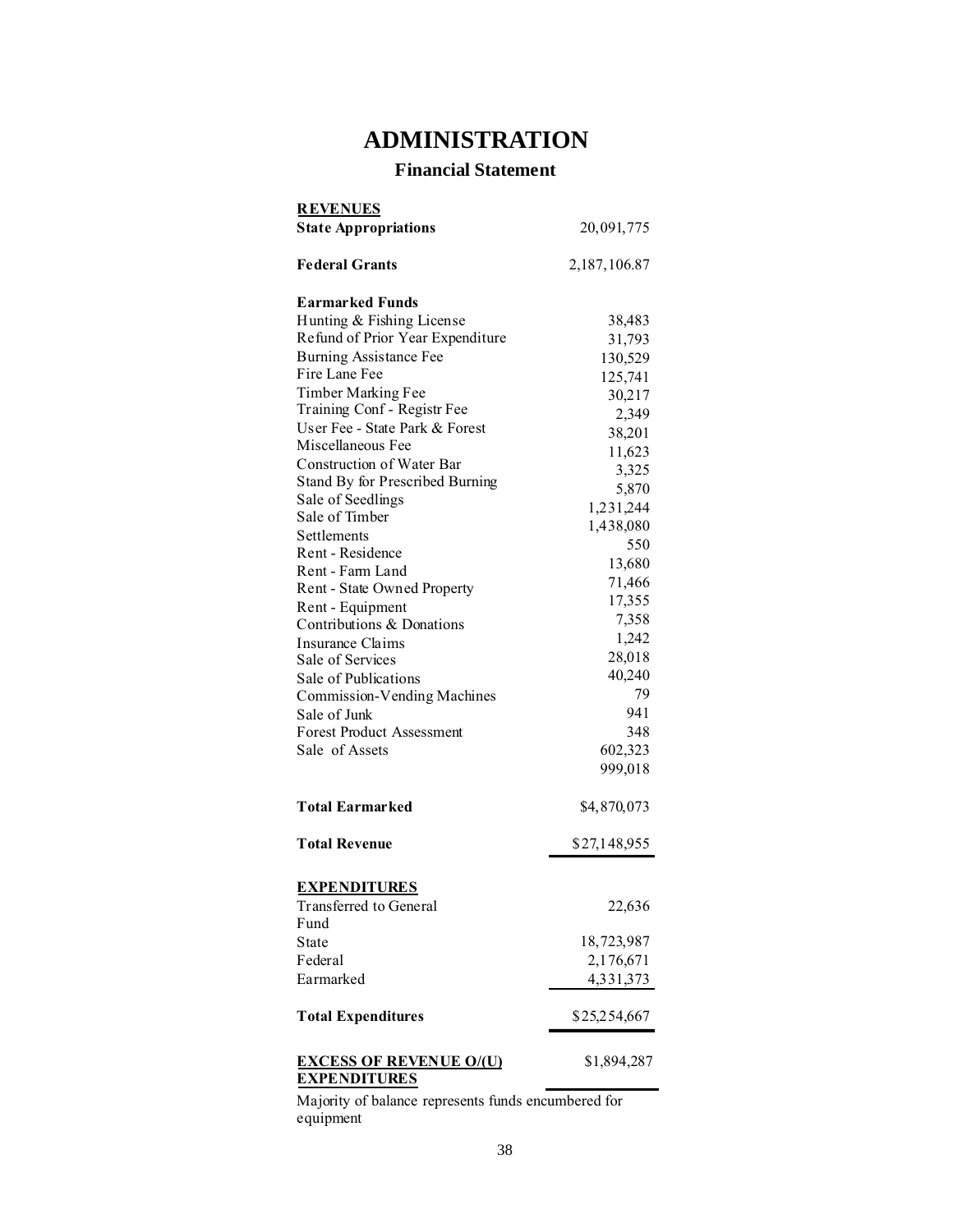# ADMINISTRATION

## Financial Statement

| **REVENUES** | |
|---|---|
| **State Appropriations** | 20,091,775 |
| **Federal Grants** | 2,187,106.87 |
| **Earmarked Funds** | |
| Hunting & Fishing License | 38,483 |
| Refund of Prior Year Expenditure | 31,793 |
| Burning Assistance Fee | 130,529 |
| Fire Lane Fee | 125,741 |
| Timber Marking Fee | 30,217 |
| Training Conf - Registr Fee | 2,349 |
| User Fee - State Park & Forest | 38,201 |
| Miscellaneous Fee | 11,623 |
| Construction of Water Bar | 3,325 |
| Stand By for Prescribed Burning | 5,870 |
| Sale of Seedlings | 1,231,244 |
| Sale of Timber | 1,438,080 |
| Settlements | 550 |
| Rent - Residence | 13,680 |
| Rent - Farm Land | 71,466 |
| Rent - State Owned Property | 17,355 |
| Rent - Equipment | 7,358 |
| Contributions & Donations | 1,242 |
| Insurance Claims | 28,018 |
| Sale of Services | 40,240 |
| Sale of Publications | 79 |
| Commission-Vending Machines | 941 |
| Sale of Junk | 348 |
| Forest Product Assessment | 602,323 |
| Sale of Assets | 999,018 |
| **Total Earmarked** | $4,870,073 |
| **Total Revenue** | $27,148,955 |

| **EXPENDITURES** | |
|---|---|
| Transferred to General Fund | 22,636 |
| State | 18,723,987 |
| Federal | 2,176,671 |
| Earmarked | 4,331,373 |
| **Total Expenditures** | $25,254,667 |
| **EXCESS OF REVENUE O/(U) EXPENDITURES** | $1,894,287 |

Majority of balance represents funds encumbered for equipment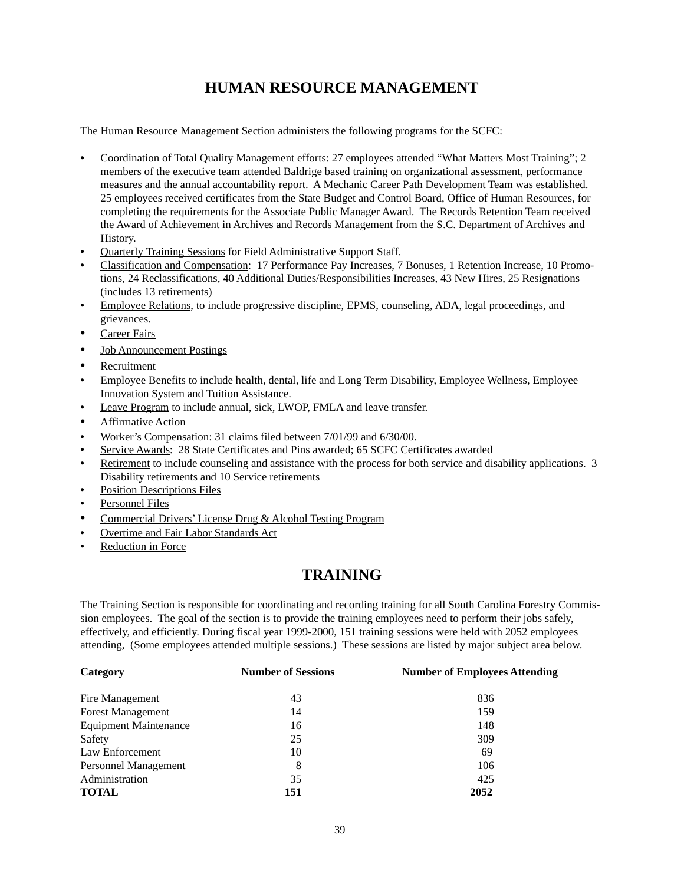# HUMAN RESOURCE MANAGEMENT

The Human Resource Management Section administers the following programs for the SCFC:

- Coordination of Total Quality Management efforts: 27 employees attended "What Matters Most Training"; 2 members of the executive team attended Baldrige based training on organizational assessment, performance measures and the annual accountability report. A Mechanic Career Path Development Team was established. 25 employees received certificates from the State Budget and Control Board, Office of Human Resources, for completing the requirements for the Associate Public Manager Award. The Records Retention Team received the Award of Achievement in Archives and Records Management from the S.C. Department of Archives and History.
- Quarterly Training Sessions for Field Administrative Support Staff.
- Classification and Compensation: 17 Performance Pay Increases, 7 Bonuses, 1 Retention Increase, 10 Promotions, 24 Reclassifications, 40 Additional Duties/Responsibilities Increases, 43 New Hires, 25 Resignations (includes 13 retirements)
- Employee Relations, to include progressive discipline, EPMS, counseling, ADA, legal proceedings, and grievances.
- Career Fairs
- Job Announcement Postings
- Recruitment
- Employee Benefits to include health, dental, life and Long Term Disability, Employee Wellness, Employee Innovation System and Tuition Assistance.
- Leave Program to include annual, sick, LWOP, FMLA and leave transfer.
- Affirmative Action
- Worker's Compensation: 31 claims filed between 7/01/99 and 6/30/00.
- Service Awards: 28 State Certificates and Pins awarded; 65 SCFC Certificates awarded
- Retirement to include counseling and assistance with the process for both service and disability applications. 3 Disability retirements and 10 Service retirements
- Position Descriptions Files
- Personnel Files
- Commercial Drivers' License Drug & Alcohol Testing Program
- Overtime and Fair Labor Standards Act
- Reduction in Force

# TRAINING

The Training Section is responsible for coordinating and recording training for all South Carolina Forestry Commission employees. The goal of the section is to provide the training employees need to perform their jobs safely, effectively, and efficiently. During fiscal year 1999-2000, 151 training sessions were held with 2052 employees attending, (Some employees attended multiple sessions.) These sessions are listed by major subject area below.

| Category | Number of Sessions | Number of Employees Attending |
|---|---|---|
| Fire Management | 43 | 836 |
| Forest Management | 14 | 159 |
| Equipment Maintenance | 16 | 148 |
| Safety | 25 | 309 |
| Law Enforcement | 10 | 69 |
| Personnel Management | 8 | 106 |
| Administration | 35 | 425 |
| **TOTAL** | **151** | **2052** |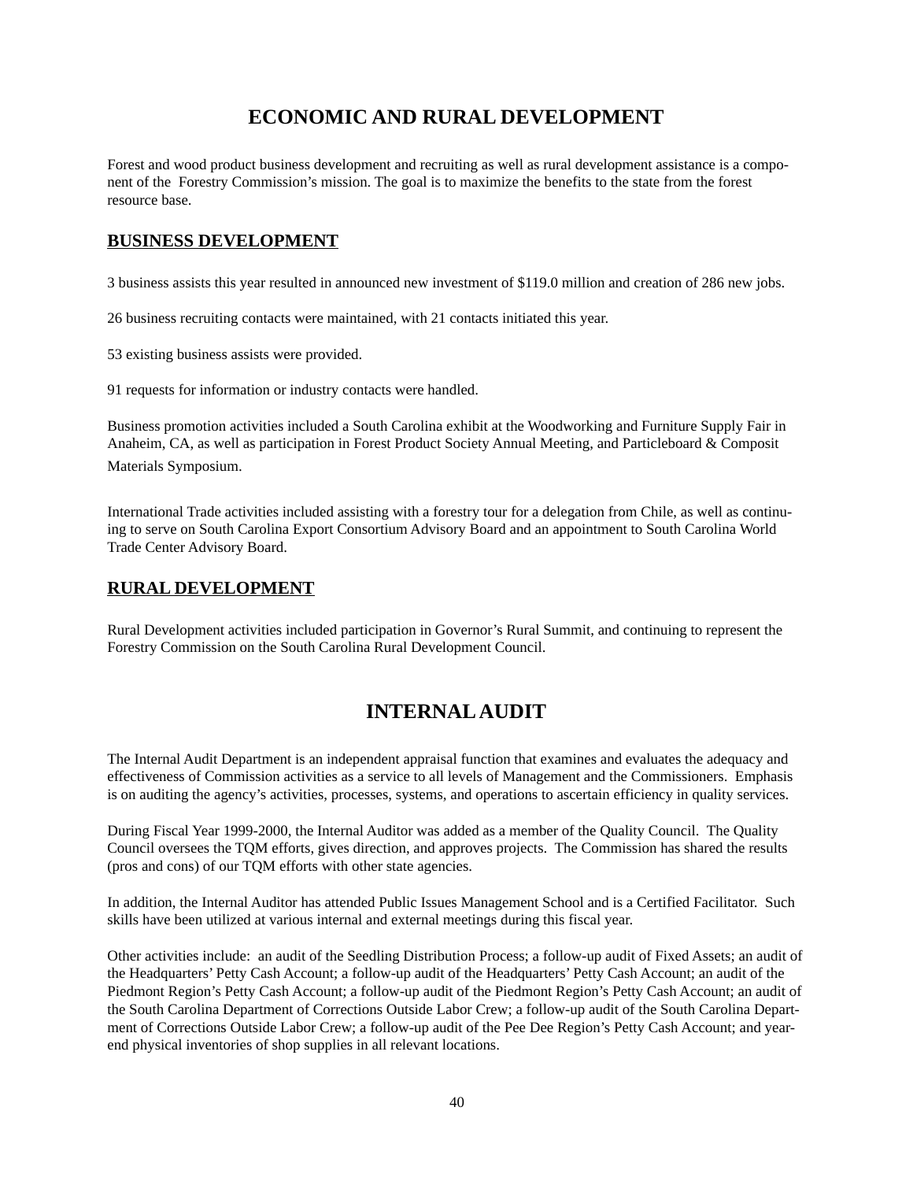# ECONOMIC AND RURAL DEVELOPMENT

Forest and wood product business development and recruiting as well as rural development assistance is a component of the Forestry Commission's mission. The goal is to maximize the benefits to the state from the forest resource base.

## BUSINESS DEVELOPMENT

3 business assists this year resulted in announced new investment of $119.0 million and creation of 286 new jobs.

26 business recruiting contacts were maintained, with 21 contacts initiated this year.

53 existing business assists were provided.

91 requests for information or industry contacts were handled.

Business promotion activities included a South Carolina exhibit at the Woodworking and Furniture Supply Fair in Anaheim, CA, as well as participation in Forest Product Society Annual Meeting, and Particleboard & Composit Materials Symposium.

International Trade activities included assisting with a forestry tour for a delegation from Chile, as well as continuing to serve on South Carolina Export Consortium Advisory Board and an appointment to South Carolina World Trade Center Advisory Board.

## RURAL DEVELOPMENT

Rural Development activities included participation in Governor's Rural Summit, and continuing to represent the Forestry Commission on the South Carolina Rural Development Council.

# INTERNAL AUDIT

The Internal Audit Department is an independent appraisal function that examines and evaluates the adequacy and effectiveness of Commission activities as a service to all levels of Management and the Commissioners. Emphasis is on auditing the agency's activities, processes, systems, and operations to ascertain efficiency in quality services.

During Fiscal Year 1999-2000, the Internal Auditor was added as a member of the Quality Council. The Quality Council oversees the TQM efforts, gives direction, and approves projects. The Commission has shared the results (pros and cons) of our TQM efforts with other state agencies.

In addition, the Internal Auditor has attended Public Issues Management School and is a Certified Facilitator. Such skills have been utilized at various internal and external meetings during this fiscal year.

Other activities include: an audit of the Seedling Distribution Process; a follow-up audit of Fixed Assets; an audit of the Headquarters' Petty Cash Account; a follow-up audit of the Headquarters' Petty Cash Account; an audit of the Piedmont Region's Petty Cash Account; a follow-up audit of the Piedmont Region's Petty Cash Account; an audit of the South Carolina Department of Corrections Outside Labor Crew; a follow-up audit of the South Carolina Department of Corrections Outside Labor Crew; a follow-up audit of the Pee Dee Region's Petty Cash Account; and year-end physical inventories of shop supplies in all relevant locations.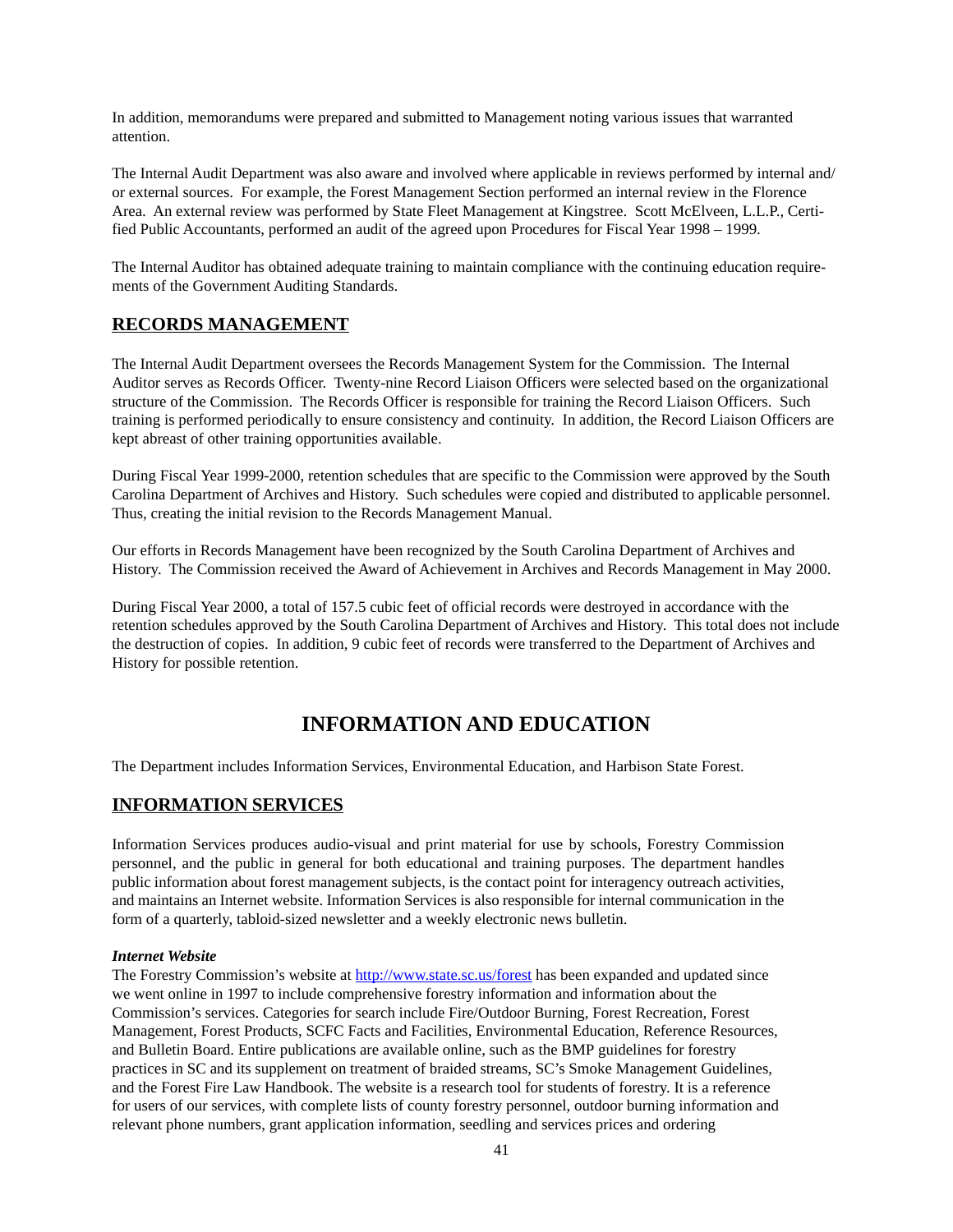In addition, memorandums were prepared and submitted to Management noting various issues that warranted attention.

The Internal Audit Department was also aware and involved where applicable in reviews performed by internal and/or external sources. For example, the Forest Management Section performed an internal review in the Florence Area. An external review was performed by State Fleet Management at Kingstree. Scott McElveen, L.L.P., Certified Public Accountants, performed an audit of the agreed upon Procedures for Fiscal Year 1998 – 1999.

The Internal Auditor has obtained adequate training to maintain compliance with the continuing education requirements of the Government Auditing Standards.

## RECORDS MANAGEMENT

The Internal Audit Department oversees the Records Management System for the Commission. The Internal Auditor serves as Records Officer. Twenty-nine Record Liaison Officers were selected based on the organizational structure of the Commission. The Records Officer is responsible for training the Record Liaison Officers. Such training is performed periodically to ensure consistency and continuity. In addition, the Record Liaison Officers are kept abreast of other training opportunities available.

During Fiscal Year 1999-2000, retention schedules that are specific to the Commission were approved by the South Carolina Department of Archives and History. Such schedules were copied and distributed to applicable personnel. Thus, creating the initial revision to the Records Management Manual.

Our efforts in Records Management have been recognized by the South Carolina Department of Archives and History. The Commission received the Award of Achievement in Archives and Records Management in May 2000.

During Fiscal Year 2000, a total of 157.5 cubic feet of official records were destroyed in accordance with the retention schedules approved by the South Carolina Department of Archives and History. This total does not include the destruction of copies. In addition, 9 cubic feet of records were transferred to the Department of Archives and History for possible retention.

# INFORMATION AND EDUCATION

The Department includes Information Services, Environmental Education, and Harbison State Forest.

## INFORMATION SERVICES

Information Services produces audio-visual and print material for use by schools, Forestry Commission personnel, and the public in general for both educational and training purposes. The department handles public information about forest management subjects, is the contact point for interagency outreach activities, and maintains an Internet website. Information Services is also responsible for internal communication in the form of a quarterly, tabloid-sized newsletter and a weekly electronic news bulletin.

***Internet Website***

The Forestry Commission's website at http://www.state.sc.us/forest has been expanded and updated since we went online in 1997 to include comprehensive forestry information and information about the Commission's services. Categories for search include Fire/Outdoor Burning, Forest Recreation, Forest Management, Forest Products, SCFC Facts and Facilities, Environmental Education, Reference Resources, and Bulletin Board. Entire publications are available online, such as the BMP guidelines for forestry practices in SC and its supplement on treatment of braided streams, SC's Smoke Management Guidelines, and the Forest Fire Law Handbook. The website is a research tool for students of forestry. It is a reference for users of our services, with complete lists of county forestry personnel, outdoor burning information and relevant phone numbers, grant application information, seedling and services prices and ordering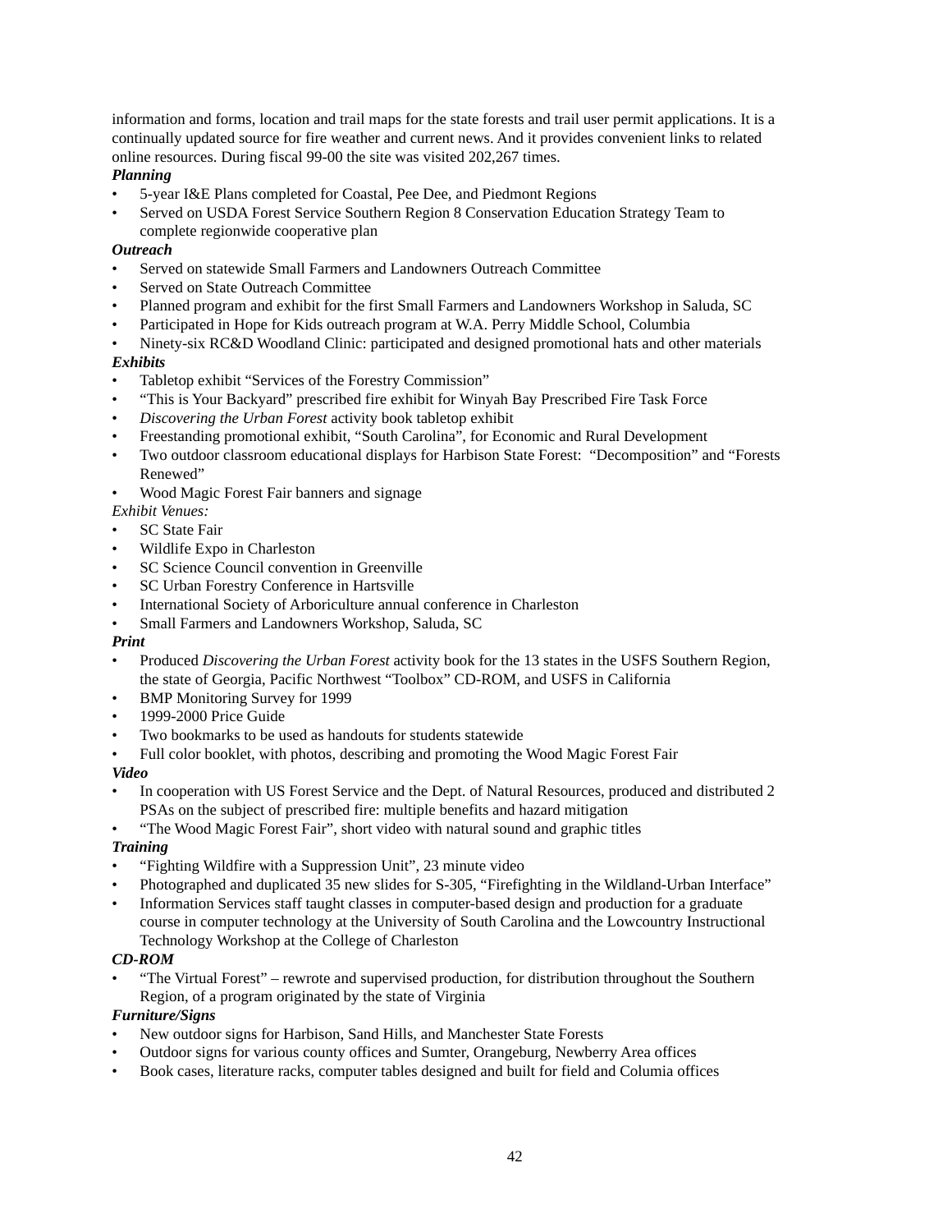information and forms, location and trail maps for the state forests and trail user permit applications. It is a continually updated source for fire weather and current news. And it provides convenient links to related online resources. During fiscal 99-00 the site was visited 202,267 times.

***Planning***

- 5-year I&E Plans completed for Coastal, Pee Dee, and Piedmont Regions
- Served on USDA Forest Service Southern Region 8 Conservation Education Strategy Team to complete regionwide cooperative plan

***Outreach***

- Served on statewide Small Farmers and Landowners Outreach Committee
- Served on State Outreach Committee
- Planned program and exhibit for the first Small Farmers and Landowners Workshop in Saluda, SC
- Participated in Hope for Kids outreach program at W.A. Perry Middle School, Columbia
- Ninety-six RC&D Woodland Clinic: participated and designed promotional hats and other materials

***Exhibits***

- Tabletop exhibit "Services of the Forestry Commission"
- "This is Your Backyard" prescribed fire exhibit for Winyah Bay Prescribed Fire Task Force
- *Discovering the Urban Forest* activity book tabletop exhibit
- Freestanding promotional exhibit, "South Carolina", for Economic and Rural Development
- Two outdoor classroom educational displays for Harbison State Forest: "Decomposition" and "Forests Renewed"
- Wood Magic Forest Fair banners and signage

*Exhibit Venues:*

- SC State Fair
- Wildlife Expo in Charleston
- SC Science Council convention in Greenville
- SC Urban Forestry Conference in Hartsville
- International Society of Arboriculture annual conference in Charleston
- Small Farmers and Landowners Workshop, Saluda, SC

***Print***

- Produced *Discovering the Urban Forest* activity book for the 13 states in the USFS Southern Region, the state of Georgia, Pacific Northwest "Toolbox" CD-ROM, and USFS in California
- BMP Monitoring Survey for 1999
- 1999-2000 Price Guide
- Two bookmarks to be used as handouts for students statewide
- Full color booklet, with photos, describing and promoting the Wood Magic Forest Fair

***Video***

- In cooperation with US Forest Service and the Dept. of Natural Resources, produced and distributed 2 PSAs on the subject of prescribed fire: multiple benefits and hazard mitigation
- "The Wood Magic Forest Fair", short video with natural sound and graphic titles

***Training***

- "Fighting Wildfire with a Suppression Unit", 23 minute video
- Photographed and duplicated 35 new slides for S-305, "Firefighting in the Wildland-Urban Interface"
- Information Services staff taught classes in computer-based design and production for a graduate course in computer technology at the University of South Carolina and the Lowcountry Instructional Technology Workshop at the College of Charleston

***CD-ROM***

- "The Virtual Forest" – rewrote and supervised production, for distribution throughout the Southern Region, of a program originated by the state of Virginia

***Furniture/Signs***

- New outdoor signs for Harbison, Sand Hills, and Manchester State Forests
- Outdoor signs for various county offices and Sumter, Orangeburg, Newberry Area offices
- Book cases, literature racks, computer tables designed and built for field and Columia offices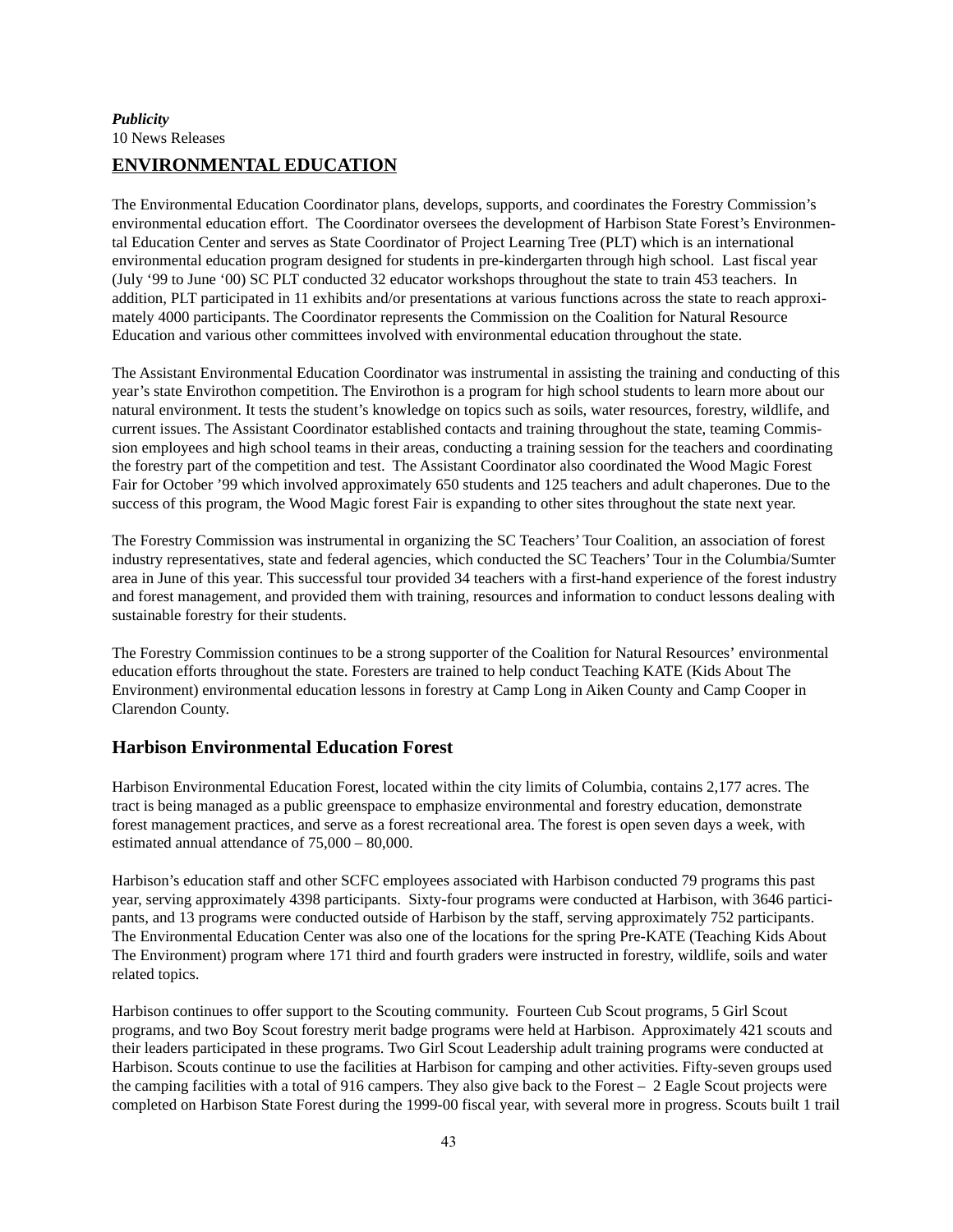***Publicity***
10 News Releases

## ENVIRONMENTAL EDUCATION

The Environmental Education Coordinator plans, develops, supports, and coordinates the Forestry Commission's environmental education effort. The Coordinator oversees the development of Harbison State Forest's Environmental Education Center and serves as State Coordinator of Project Learning Tree (PLT) which is an international environmental education program designed for students in pre-kindergarten through high school. Last fiscal year (July '99 to June '00) SC PLT conducted 32 educator workshops throughout the state to train 453 teachers. In addition, PLT participated in 11 exhibits and/or presentations at various functions across the state to reach approximately 4000 participants. The Coordinator represents the Commission on the Coalition for Natural Resource Education and various other committees involved with environmental education throughout the state.

The Assistant Environmental Education Coordinator was instrumental in assisting the training and conducting of this year's state Envirothon competition. The Envirothon is a program for high school students to learn more about our natural environment. It tests the student's knowledge on topics such as soils, water resources, forestry, wildlife, and current issues. The Assistant Coordinator established contacts and training throughout the state, teaming Commission employees and high school teams in their areas, conducting a training session for the teachers and coordinating the forestry part of the competition and test. The Assistant Coordinator also coordinated the Wood Magic Forest Fair for October '99 which involved approximately 650 students and 125 teachers and adult chaperones. Due to the success of this program, the Wood Magic forest Fair is expanding to other sites throughout the state next year.

The Forestry Commission was instrumental in organizing the SC Teachers' Tour Coalition, an association of forest industry representatives, state and federal agencies, which conducted the SC Teachers' Tour in the Columbia/Sumter area in June of this year. This successful tour provided 34 teachers with a first-hand experience of the forest industry and forest management, and provided them with training, resources and information to conduct lessons dealing with sustainable forestry for their students.

The Forestry Commission continues to be a strong supporter of the Coalition for Natural Resources' environmental education efforts throughout the state. Foresters are trained to help conduct Teaching KATE (Kids About The Environment) environmental education lessons in forestry at Camp Long in Aiken County and Camp Cooper in Clarendon County.

### Harbison Environmental Education Forest

Harbison Environmental Education Forest, located within the city limits of Columbia, contains 2,177 acres. The tract is being managed as a public greenspace to emphasize environmental and forestry education, demonstrate forest management practices, and serve as a forest recreational area. The forest is open seven days a week, with estimated annual attendance of 75,000 – 80,000.

Harbison's education staff and other SCFC employees associated with Harbison conducted 79 programs this past year, serving approximately 4398 participants. Sixty-four programs were conducted at Harbison, with 3646 participants, and 13 programs were conducted outside of Harbison by the staff, serving approximately 752 participants. The Environmental Education Center was also one of the locations for the spring Pre-KATE (Teaching Kids About The Environment) program where 171 third and fourth graders were instructed in forestry, wildlife, soils and water related topics.

Harbison continues to offer support to the Scouting community. Fourteen Cub Scout programs, 5 Girl Scout programs, and two Boy Scout forestry merit badge programs were held at Harbison. Approximately 421 scouts and their leaders participated in these programs. Two Girl Scout Leadership adult training programs were conducted at Harbison. Scouts continue to use the facilities at Harbison for camping and other activities. Fifty-seven groups used the camping facilities with a total of 916 campers. They also give back to the Forest – 2 Eagle Scout projects were completed on Harbison State Forest during the 1999-00 fiscal year, with several more in progress. Scouts built 1 trail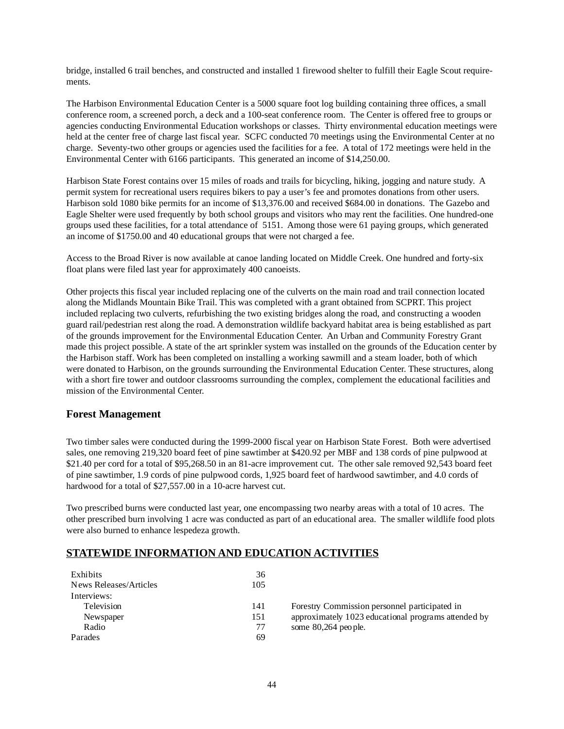bridge, installed 6 trail benches, and constructed and installed 1 firewood shelter to fulfill their Eagle Scout requirements.

The Harbison Environmental Education Center is a 5000 square foot log building containing three offices, a small conference room, a screened porch, a deck and a 100-seat conference room. The Center is offered free to groups or agencies conducting Environmental Education workshops or classes. Thirty environmental education meetings were held at the center free of charge last fiscal year. SCFC conducted 70 meetings using the Environmental Center at no charge. Seventy-two other groups or agencies used the facilities for a fee. A total of 172 meetings were held in the Environmental Center with 6166 participants. This generated an income of $14,250.00.

Harbison State Forest contains over 15 miles of roads and trails for bicycling, hiking, jogging and nature study. A permit system for recreational users requires bikers to pay a user's fee and promotes donations from other users. Harbison sold 1080 bike permits for an income of $13,376.00 and received $684.00 in donations. The Gazebo and Eagle Shelter were used frequently by both school groups and visitors who may rent the facilities. One hundred-one groups used these facilities, for a total attendance of 5151. Among those were 61 paying groups, which generated an income of $1750.00 and 40 educational groups that were not charged a fee.

Access to the Broad River is now available at canoe landing located on Middle Creek. One hundred and forty-six float plans were filed last year for approximately 400 canoeists.

Other projects this fiscal year included replacing one of the culverts on the main road and trail connection located along the Midlands Mountain Bike Trail. This was completed with a grant obtained from SCPRT. This project included replacing two culverts, refurbishing the two existing bridges along the road, and constructing a wooden guard rail/pedestrian rest along the road. A demonstration wildlife backyard habitat area is being established as part of the grounds improvement for the Environmental Education Center. An Urban and Community Forestry Grant made this project possible. A state of the art sprinkler system was installed on the grounds of the Education center by the Harbison staff. Work has been completed on installing a working sawmill and a steam loader, both of which were donated to Harbison, on the grounds surrounding the Environmental Education Center. These structures, along with a short fire tower and outdoor classrooms surrounding the complex, complement the educational facilities and mission of the Environmental Center.

## Forest Management

Two timber sales were conducted during the 1999-2000 fiscal year on Harbison State Forest. Both were advertised sales, one removing 219,320 board feet of pine sawtimber at $420.92 per MBF and 138 cords of pine pulpwood at $21.40 per cord for a total of $95,268.50 in an 81-acre improvement cut. The other sale removed 92,543 board feet of pine sawtimber, 1.9 cords of pine pulpwood cords, 1,925 board feet of hardwood sawtimber, and 4.0 cords of hardwood for a total of $27,557.00 in a 10-acre harvest cut.

Two prescribed burns were conducted last year, one encompassing two nearby areas with a total of 10 acres. The other prescribed burn involving 1 acre was conducted as part of an educational area. The smaller wildlife food plots were also burned to enhance lespedeza growth.

## STATEWIDE INFORMATION AND EDUCATION ACTIVITIES

| | |
|---|---|
| Exhibits | 36 |
| News Releases/Articles | 105 |
| Interviews: | |
| Television | 141 |
| Newspaper | 151 |
| Radio | 77 |
| Parades | 69 |

Forestry Commission personnel participated in approximately 1023 educational programs attended by some 80,264 people.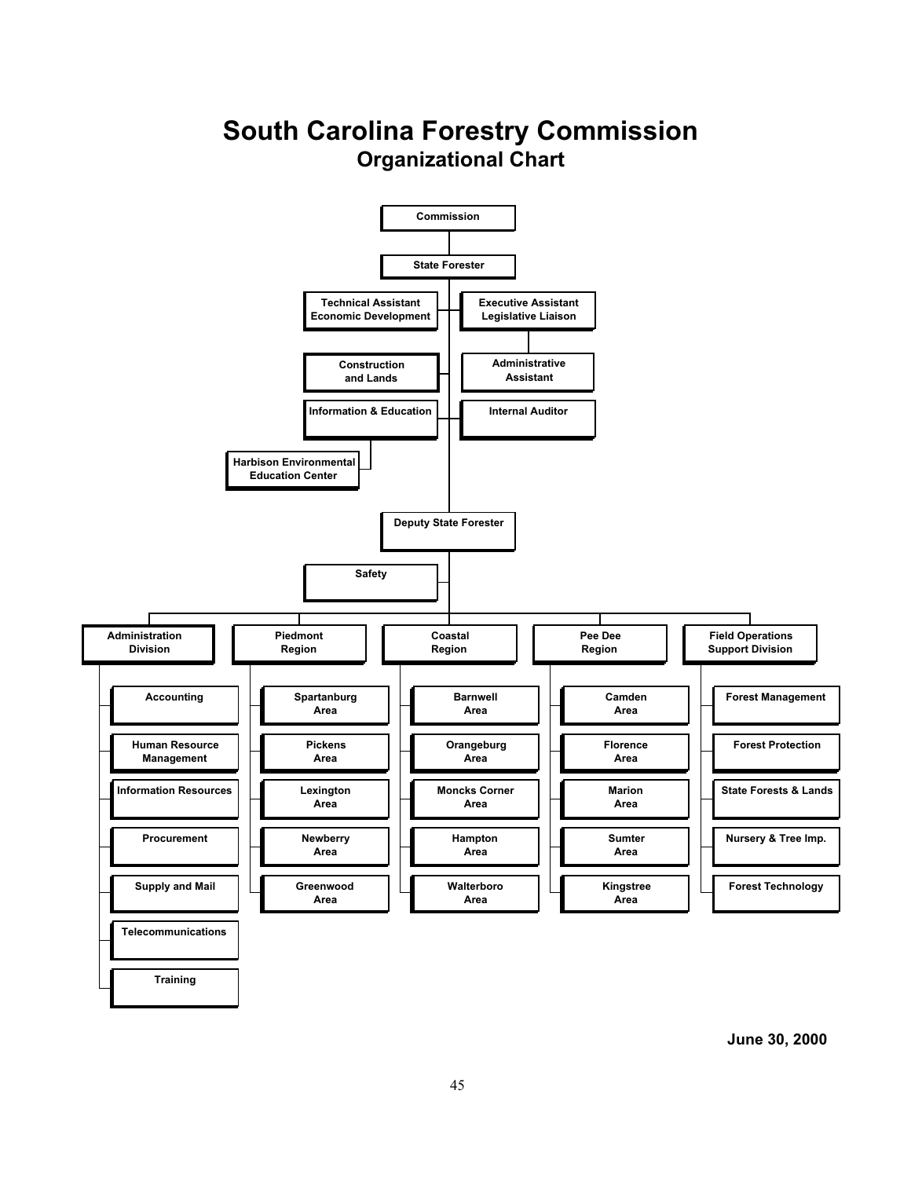# South Carolina Forestry Commission

## Organizational Chart

Commission

State Forester

Technical Assistant Economic Development

Executive Assistant Legislative Liaison

Administrative Assistant

Construction and Lands

Information & Education

Harbison Environmental Education Center

Internal Auditor

Deputy State Forester

Safety

Administration Division

Accounting

Human Resource Management

Information Resources

Procurement

Supply and Mail

Telecommunications

Training

Piedmont Region

Spartanburg Area

Pickens Area

Lexington Area

Newberry Area

Greenwood Area

Coastal Region

Barnwell Area

Orangeburg Area

Moncks Corner Area

Hampton Area

Walterboro Area

Pee Dee Region

Camden Area

Florence Area

Marion Area

Sumter Area

Kingstree Area

Field Operations Support Division

Forest Management

Forest Protection

State Forests & Lands

Nursery & Tree Imp.

Forest Technology

**June 30, 2000**